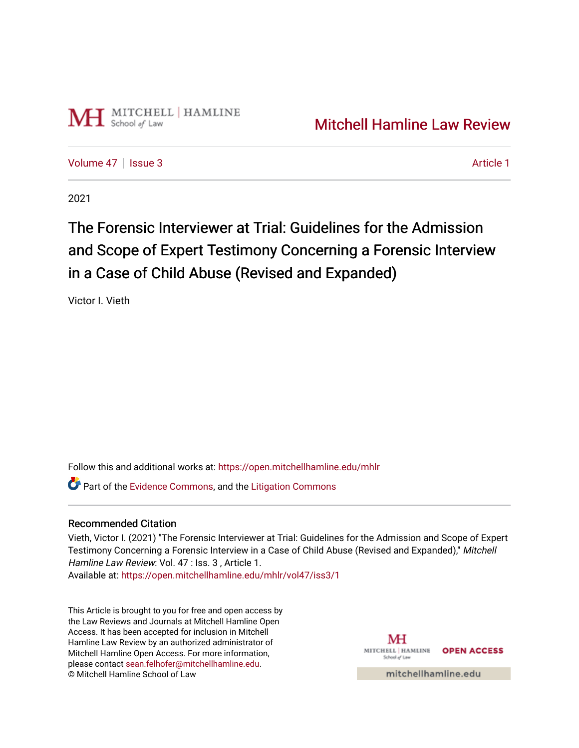Mitchell Hamline Law Review

Volume 47 | Issue 3 | Article 1

2021

# The Forensic Interviewer at Trial: Guidelines for the Admission and Scope of Expert Testimony Concerning a Forensic Interview in a Case of Child Abuse (Revised and Expanded)

Victor I. Vieth

Follow this and additional works at: https://open.mitchellhamline.edu/mhlr

Part of the Evidence Commons, and the Litigation Commons

## Recommended Citation

Vieth, Victor I. (2021) "The Forensic Interviewer at Trial: Guidelines for the Admission and Scope of Expert Testimony Concerning a Forensic Interview in a Case of Child Abuse (Revised and Expanded)," *Mitchell Hamline Law Review*: Vol. 47 : Iss. 3 , Article 1.
Available at: https://open.mitchellhamline.edu/mhlr/vol47/iss3/1

This Article is brought to you for free and open access by the Law Reviews and Journals at Mitchell Hamline Open Access. It has been accepted for inclusion in Mitchell Hamline Law Review by an authorized administrator of Mitchell Hamline Open Access. For more information, please contact sean.felhofer@mitchellhamline.edu.
© Mitchell Hamline School of Law

OPEN ACCESS

mitchellhamline.edu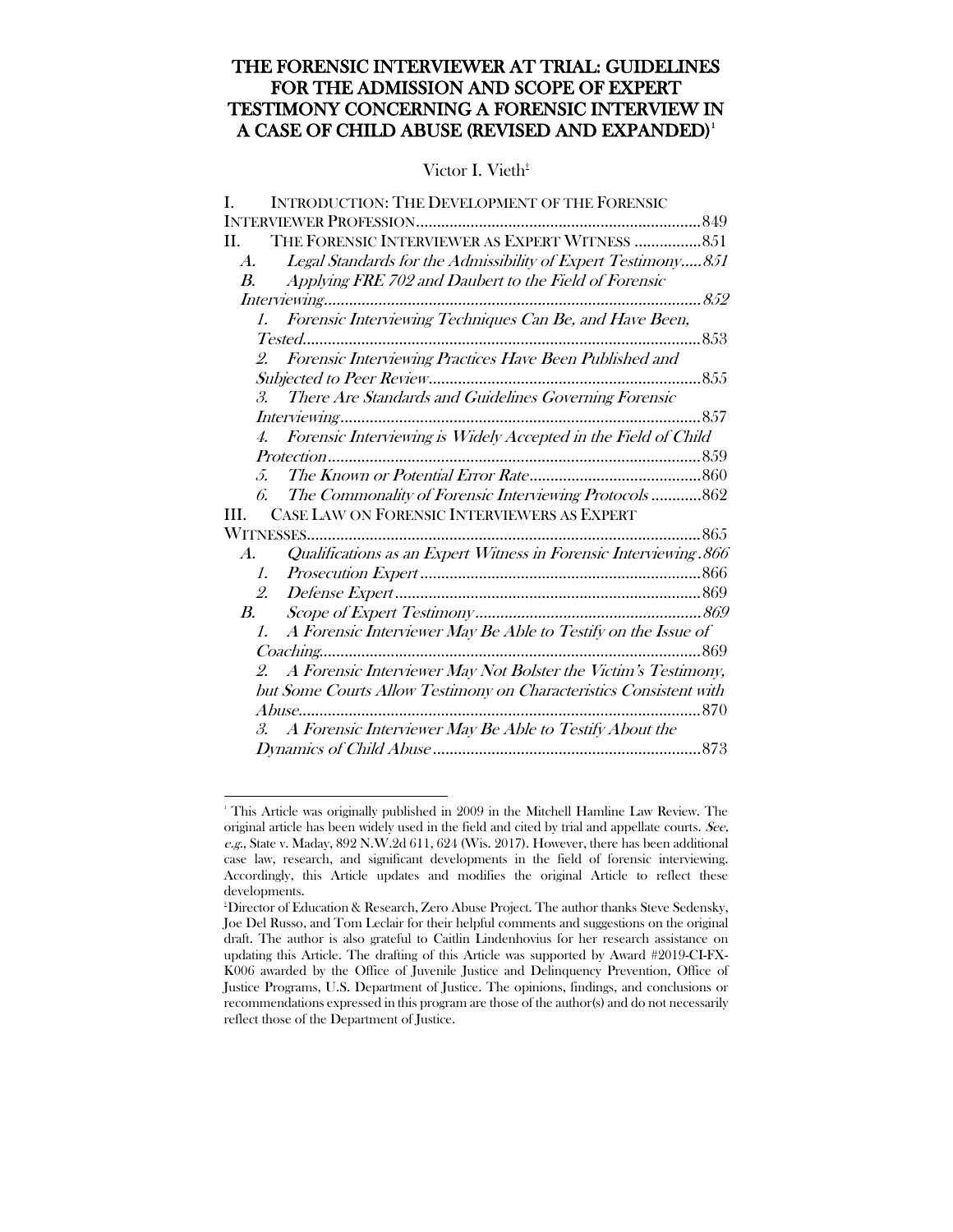# THE FORENSIC INTERVIEWER AT TRIAL: GUIDELINES FOR THE ADMISSION AND SCOPE OF EXPERT TESTIMONY CONCERNING A FORENSIC INTERVIEW IN A CASE OF CHILD ABUSE (REVISED AND EXPANDED)[1]

Victor I. Vieth[2]

I. INTRODUCTION: THE DEVELOPMENT OF THE FORENSIC INTERVIEWER PROFESSION .......... 849
II. THE FORENSIC INTERVIEWER AS EXPERT WITNESS .......... 851
  A. *Legal Standards for the Admissibility of Expert Testimony* .......... 851
  B. *Applying FRE 702 and Daubert to the Field of Forensic Interviewing* .......... 852
    1. *Forensic Interviewing Techniques Can Be, and Have Been, Tested* .......... 853
    2. *Forensic Interviewing Practices Have Been Published and Subjected to Peer Review* .......... 855
    3. *There Are Standards and Guidelines Governing Forensic Interviewing* .......... 857
    4. *Forensic Interviewing is Widely Accepted in the Field of Child Protection* .......... 859
    5. *The Known or Potential Error Rate* .......... 860
    6. *The Commonality of Forensic Interviewing Protocols* .......... 862
III. CASE LAW ON FORENSIC INTERVIEWERS AS EXPERT WITNESSES .......... 865
  A. *Qualifications as an Expert Witness in Forensic Interviewing* .......... 866
    1. *Prosecution Expert* .......... 866
    2. *Defense Expert* .......... 869
  B. *Scope of Expert Testimony* .......... 869
    1. *A Forensic Interviewer May Be Able to Testify on the Issue of Coaching* .......... 869
    2. *A Forensic Interviewer May Not Bolster the Victim's Testimony, but Some Courts Allow Testimony on Characteristics Consistent with Abuse* .......... 870
    3. *A Forensic Interviewer May Be Able to Testify About the Dynamics of Child Abuse* .......... 873

---

[1] This Article was originally published in 2009 in the Mitchell Hamline Law Review. The original article has been widely used in the field and cited by trial and appellate courts. *See, e.g.*, State v. Maday, 892 N.W.2d 611, 624 (Wis. 2017). However, there has been additional case law, research, and significant developments in the field of forensic interviewing. Accordingly, this Article updates and modifies the original Article to reflect these developments.

[2] Director of Education & Research, Zero Abuse Project. The author thanks Steve Sedensky, Joe Del Russo, and Tom Leclair for their helpful comments and suggestions on the original draft. The author is also grateful to Caitlin Lindenhovius for her research assistance on updating this Article. The drafting of this Article was supported by Award #2019-CI-FX-K006 awarded by the Office of Juvenile Justice and Delinquency Prevention, Office of Justice Programs, U.S. Department of Justice. The opinions, findings, and conclusions or recommendations expressed in this program are those of the author(s) and do not necessarily reflect those of the Department of Justice.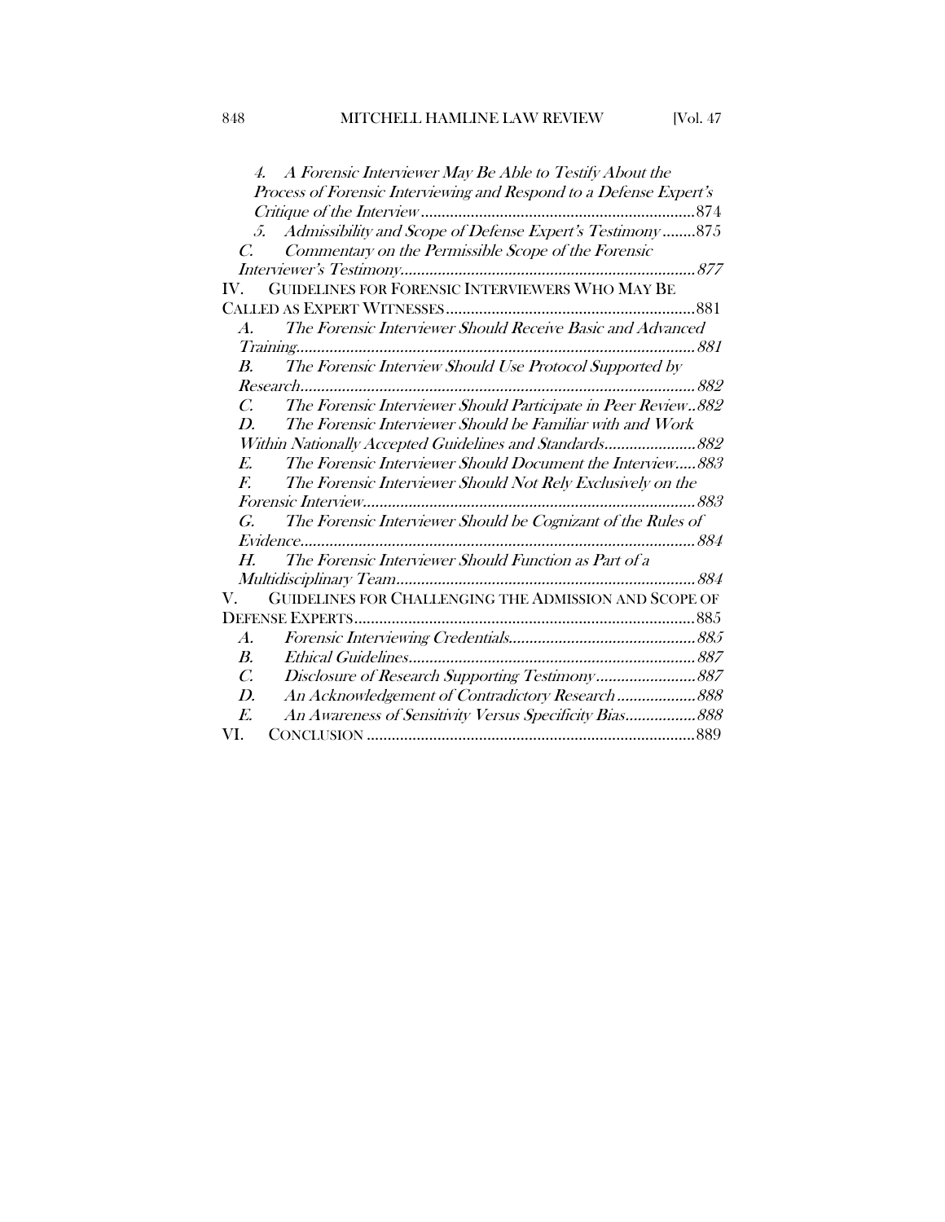4. *A Forensic Interviewer May Be Able to Testify About the Process of Forensic Interviewing and Respond to a Defense Expert's Critique of the Interview* .......... 874

5. *Admissibility and Scope of Defense Expert's Testimony* .......... 875

C. *Commentary on the Permissible Scope of the Forensic Interviewer's Testimony* .......... 877

IV. GUIDELINES FOR FORENSIC INTERVIEWERS WHO MAY BE CALLED AS EXPERT WITNESSES .......... 881

A. *The Forensic Interviewer Should Receive Basic and Advanced Training* .......... 881

B. *The Forensic Interview Should Use Protocol Supported by Research* .......... 882

C. *The Forensic Interviewer Should Participate in Peer Review* .......... 882

D. *The Forensic Interviewer Should be Familiar with and Work Within Nationally Accepted Guidelines and Standards* .......... 882

E. *The Forensic Interviewer Should Document the Interview* .......... 883

F. *The Forensic Interviewer Should Not Rely Exclusively on the Forensic Interview* .......... 883

G. *The Forensic Interviewer Should be Cognizant of the Rules of Evidence* .......... 884

H. *The Forensic Interviewer Should Function as Part of a Multidisciplinary Team* .......... 884

V. GUIDELINES FOR CHALLENGING THE ADMISSION AND SCOPE OF DEFENSE EXPERTS .......... 885

A. *Forensic Interviewing Credentials* .......... 885

B. *Ethical Guidelines* .......... 887

C. *Disclosure of Research Supporting Testimony* .......... 887

D. *An Acknowledgement of Contradictory Research* .......... 888

E. *An Awareness of Sensitivity Versus Specificity Bias* .......... 888

VI. CONCLUSION .......... 889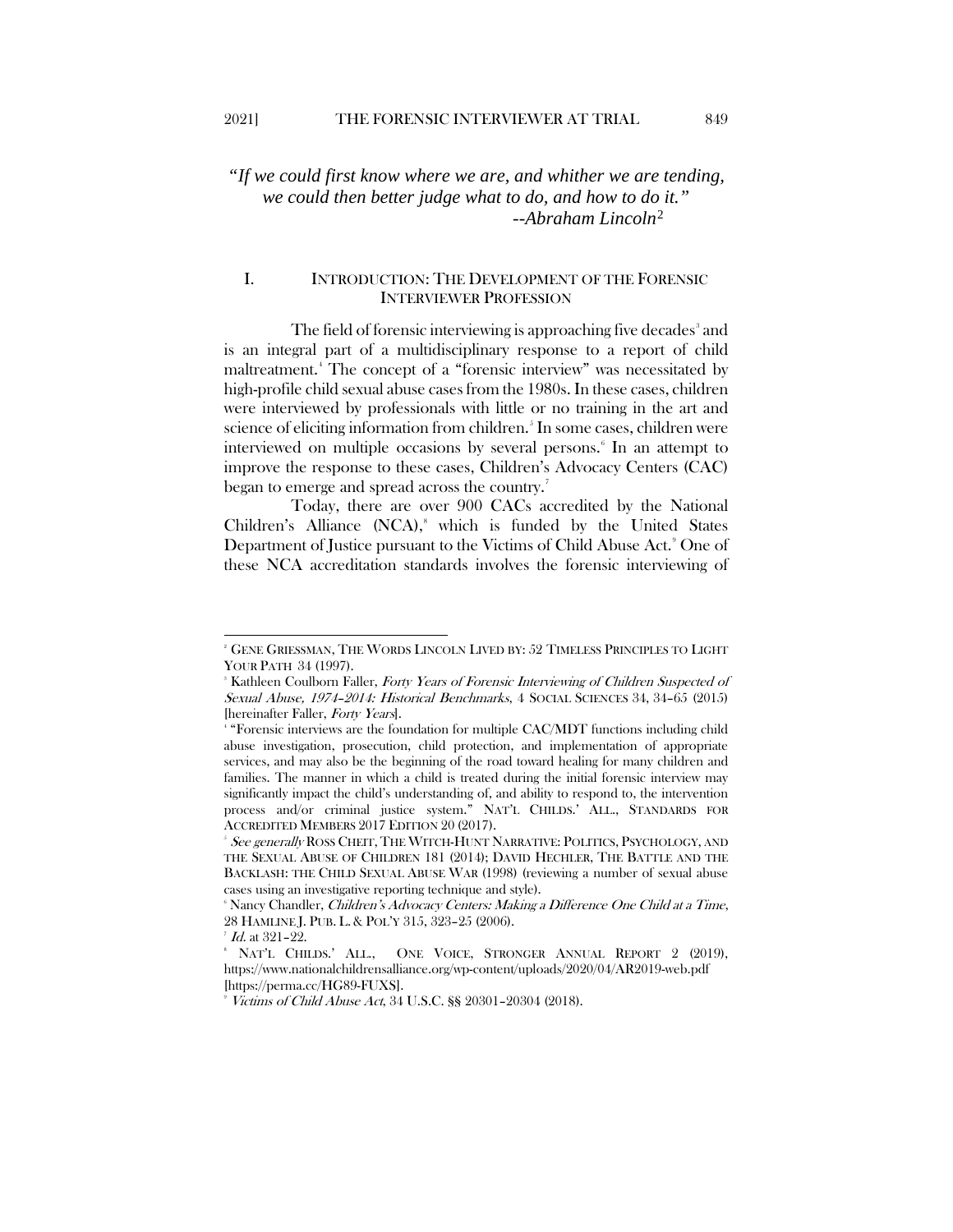*"If we could first know where we are, and whither we are tending, we could then better judge what to do, and how to do it."*
*--Abraham Lincoln*[2]

## I. INTRODUCTION: THE DEVELOPMENT OF THE FORENSIC INTERVIEWER PROFESSION

The field of forensic interviewing is approaching five decades[3] and is an integral part of a multidisciplinary response to a report of child maltreatment.[4] The concept of a "forensic interview" was necessitated by high-profile child sexual abuse cases from the 1980s. In these cases, children were interviewed by professionals with little or no training in the art and science of eliciting information from children.[5] In some cases, children were interviewed on multiple occasions by several persons.[6] In an attempt to improve the response to these cases, Children's Advocacy Centers (CAC) began to emerge and spread across the country.[7]

Today, there are over 900 CACs accredited by the National Children's Alliance (NCA),[8] which is funded by the United States Department of Justice pursuant to the Victims of Child Abuse Act.[9] One of these NCA accreditation standards involves the forensic interviewing of

---

[2] GENE GRIESSMAN, THE WORDS LINCOLN LIVED BY: 52 TIMELESS PRINCIPLES TO LIGHT YOUR PATH 34 (1997).

[3] Kathleen Coulborn Faller, *Forty Years of Forensic Interviewing of Children Suspected of Sexual Abuse, 1974–2014: Historical Benchmarks*, 4 SOCIAL SCIENCES 34, 34–65 (2015) [hereinafter Faller, *Forty Years*].

[4] "Forensic interviews are the foundation for multiple CAC/MDT functions including child abuse investigation, prosecution, child protection, and implementation of appropriate services, and may also be the beginning of the road toward healing for many children and families. The manner in which a child is treated during the initial forensic interview may significantly impact the child's understanding of, and ability to respond to, the intervention process and/or criminal justice system." NAT'L CHILDS.' ALL., STANDARDS FOR ACCREDITED MEMBERS 2017 EDITION 20 (2017).

[5] *See generally* ROSS CHEIT, THE WITCH-HUNT NARRATIVE: POLITICS, PSYCHOLOGY, AND THE SEXUAL ABUSE OF CHILDREN 181 (2014); DAVID HECHLER, THE BATTLE AND THE BACKLASH: THE CHILD SEXUAL ABUSE WAR (1998) (reviewing a number of sexual abuse cases using an investigative reporting technique and style).

[6] Nancy Chandler, *Children's Advocacy Centers: Making a Difference One Child at a Time*, 28 HAMLINE J. PUB. L. & POL'Y 315, 323–25 (2006).

[7] *Id.* at 321–22.

[8] NAT'L CHILDS.' ALL., ONE VOICE, STRONGER ANNUAL REPORT 2 (2019), https://www.nationalchildrensalliance.org/wp-content/uploads/2020/04/AR2019-web.pdf [https://perma.cc/HG89-FUXS].

[9] *Victims of Child Abuse Act*, 34 U.S.C. §§ 20301–20304 (2018).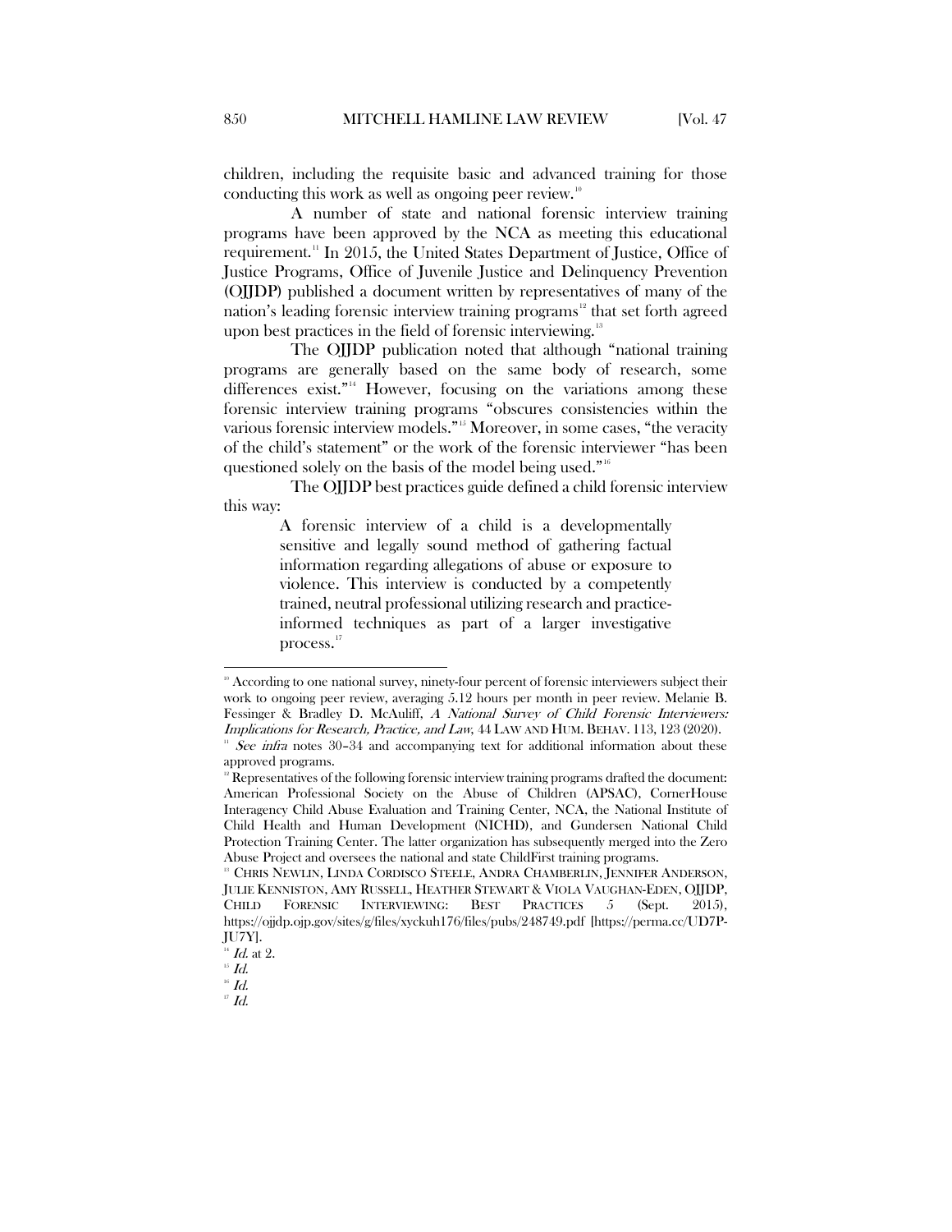children, including the requisite basic and advanced training for those conducting this work as well as ongoing peer review.[10]

A number of state and national forensic interview training programs have been approved by the NCA as meeting this educational requirement.[11] In 2015, the United States Department of Justice, Office of Justice Programs, Office of Juvenile Justice and Delinquency Prevention (OJJDP) published a document written by representatives of many of the nation's leading forensic interview training programs[12] that set forth agreed upon best practices in the field of forensic interviewing.[13]

The OJJDP publication noted that although "national training programs are generally based on the same body of research, some differences exist."[14] However, focusing on the variations among these forensic interview training programs "obscures consistencies within the various forensic interview models."[15] Moreover, in some cases, "the veracity of the child's statement" or the work of the forensic interviewer "has been questioned solely on the basis of the model being used."[16]

The OJJDP best practices guide defined a child forensic interview this way:

> A forensic interview of a child is a developmentally sensitive and legally sound method of gathering factual information regarding allegations of abuse or exposure to violence. This interview is conducted by a competently trained, neutral professional utilizing research and practice-informed techniques as part of a larger investigative process.[17]

---

[10] According to one national survey, ninety-four percent of forensic interviewers subject their work to ongoing peer review, averaging 5.12 hours per month in peer review. Melanie B. Fessinger & Bradley D. McAuliff, *A National Survey of Child Forensic Interviewers: Implications for Research, Practice, and Law*, 44 LAW AND HUM. BEHAV. 113, 123 (2020).

[11] *See infra* notes 30–34 and accompanying text for additional information about these approved programs.

[12] Representatives of the following forensic interview training programs drafted the document: American Professional Society on the Abuse of Children (APSAC), CornerHouse Interagency Child Abuse Evaluation and Training Center, NCA, the National Institute of Child Health and Human Development (NICHD), and Gundersen National Child Protection Training Center. The latter organization has subsequently merged into the Zero Abuse Project and oversees the national and state ChildFirst training programs.

[13] CHRIS NEWLIN, LINDA CORDISCO STEELE, ANDRA CHAMBERLIN, JENNIFER ANDERSON, JULIE KENNISTON, AMY RUSSELL, HEATHER STEWART & VIOLA VAUGHAN-EDEN, OJJDP, CHILD FORENSIC INTERVIEWING: BEST PRACTICES 5 (Sept. 2015), https://ojjdp.ojp.gov/sites/g/files/xyckuh176/files/pubs/248749.pdf [https://perma.cc/UD7P-JU7Y].

[14] *Id.* at 2.

[15] *Id.*

[16] *Id.*

[17] *Id.*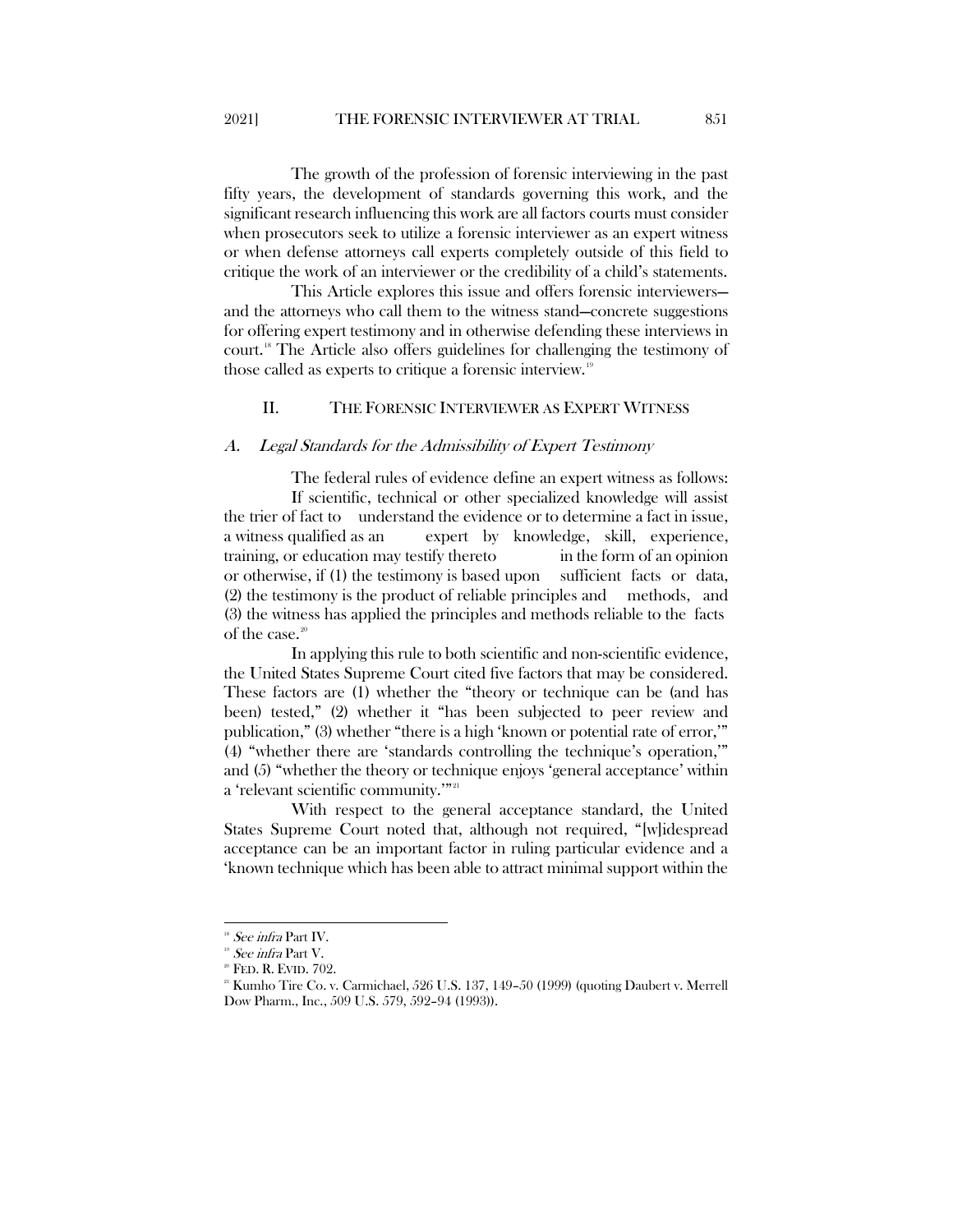The growth of the profession of forensic interviewing in the past fifty years, the development of standards governing this work, and the significant research influencing this work are all factors courts must consider when prosecutors seek to utilize a forensic interviewer as an expert witness or when defense attorneys call experts completely outside of this field to critique the work of an interviewer or the credibility of a child's statements.

This Article explores this issue and offers forensic interviewers—and the attorneys who call them to the witness stand—concrete suggestions for offering expert testimony and in otherwise defending these interviews in court.[18] The Article also offers guidelines for challenging the testimony of those called as experts to critique a forensic interview.[19]

## II. THE FORENSIC INTERVIEWER AS EXPERT WITNESS

### *A. Legal Standards for the Admissibility of Expert Testimony*

The federal rules of evidence define an expert witness as follows:

> If scientific, technical or other specialized knowledge will assist the trier of fact to understand the evidence or to determine a fact in issue, a witness qualified as an expert by knowledge, skill, experience, training, or education may testify thereto in the form of an opinion or otherwise, if (1) the testimony is based upon sufficient facts or data, (2) the testimony is the product of reliable principles and methods, and (3) the witness has applied the principles and methods reliable to the facts of the case.[20]

In applying this rule to both scientific and non-scientific evidence, the United States Supreme Court cited five factors that may be considered. These factors are (1) whether the "theory or technique can be (and has been) tested," (2) whether it "has been subjected to peer review and publication," (3) whether "there is a high 'known or potential rate of error,'" (4) "whether there are 'standards controlling the technique's operation,'" and (5) "whether the theory or technique enjoys 'general acceptance' within a 'relevant scientific community.'"[21]

With respect to the general acceptance standard, the United States Supreme Court noted that, although not required, "[w]idespread acceptance can be an important factor in ruling particular evidence and a 'known technique which has been able to attract minimal support within the

---

[18] *See infra* Part IV.

[19] *See infra* Part V.

[20] FED. R. EVID. 702.

[21] Kumho Tire Co. v. Carmichael, 526 U.S. 137, 149–50 (1999) (quoting Daubert v. Merrell Dow Pharm., Inc., 509 U.S. 579, 592–94 (1993)).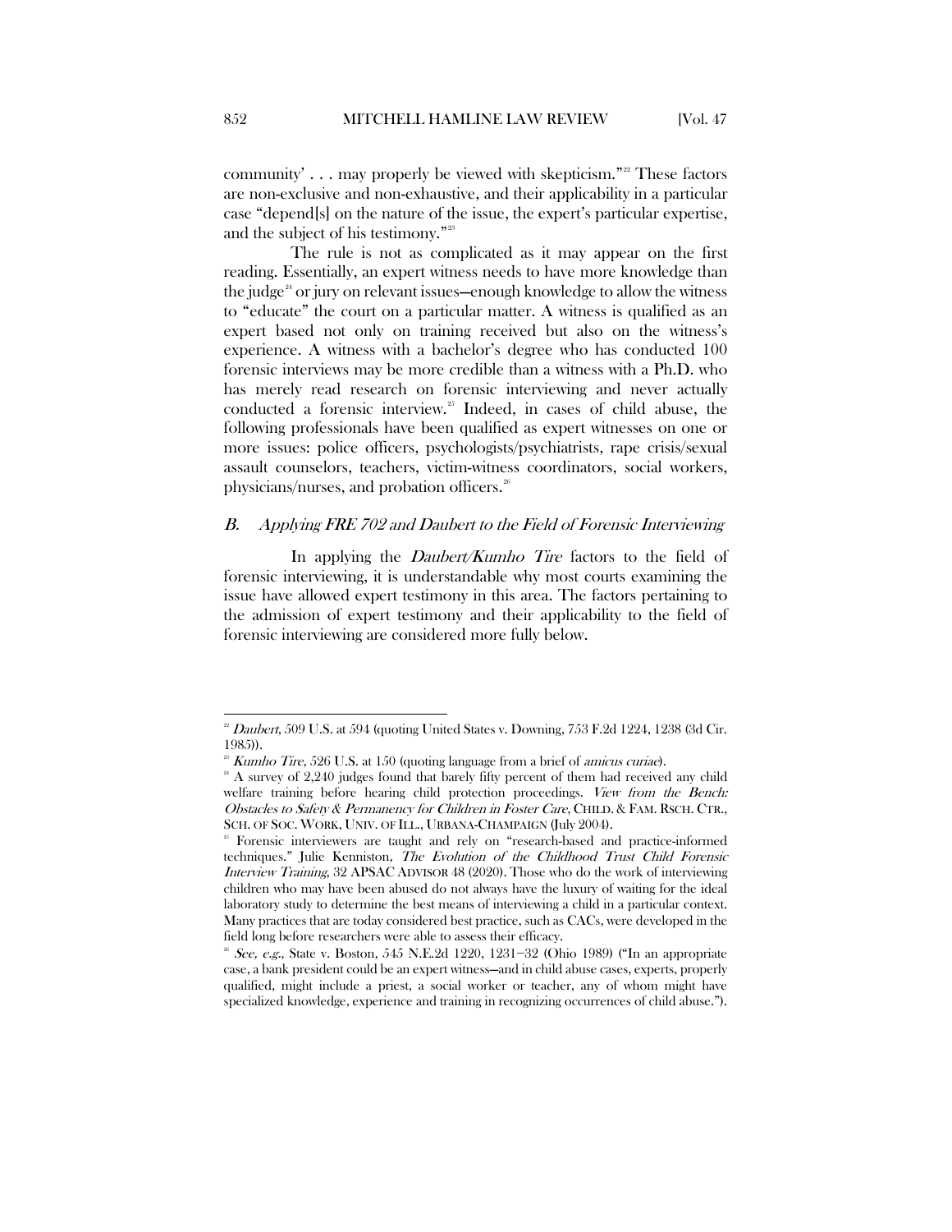community' . . . may properly be viewed with skepticism."[22] These factors are non-exclusive and non-exhaustive, and their applicability in a particular case "depend[s] on the nature of the issue, the expert's particular expertise, and the subject of his testimony."[23]

The rule is not as complicated as it may appear on the first reading. Essentially, an expert witness needs to have more knowledge than the judge[24] or jury on relevant issues—enough knowledge to allow the witness to "educate" the court on a particular matter. A witness is qualified as an expert based not only on training received but also on the witness's experience. A witness with a bachelor's degree who has conducted 100 forensic interviews may be more credible than a witness with a Ph.D. who has merely read research on forensic interviewing and never actually conducted a forensic interview.[25] Indeed, in cases of child abuse, the following professionals have been qualified as expert witnesses on one or more issues: police officers, psychologists/psychiatrists, rape crisis/sexual assault counselors, teachers, victim-witness coordinators, social workers, physicians/nurses, and probation officers.[26]

### *B. Applying FRE 702 and Daubert to the Field of Forensic Interviewing*

In applying the *Daubert/Kumho Tire* factors to the field of forensic interviewing, it is understandable why most courts examining the issue have allowed expert testimony in this area. The factors pertaining to the admission of expert testimony and their applicability to the field of forensic interviewing are considered more fully below.

---

[22] *Daubert*, 509 U.S. at 594 (quoting United States v. Downing, 753 F.2d 1224, 1238 (3d Cir. 1985)).

[23] *Kumho Tire*, 526 U.S. at 150 (quoting language from a brief of *amicus curiae*).

[24] A survey of 2,240 judges found that barely fifty percent of them had received any child welfare training before hearing child protection proceedings. *View from the Bench: Obstacles to Safety & Permanency for Children in Foster Care*, CHILD. & FAM. RSCH. CTR., SCH. OF SOC. WORK, UNIV. OF ILL., URBANA-CHAMPAIGN (July 2004).

[25] Forensic interviewers are taught and rely on "research-based and practice-informed techniques." Julie Kenniston, *The Evolution of the Childhood Trust Child Forensic Interview Training*, 32 APSAC ADVISOR 48 (2020). Those who do the work of interviewing children who may have been abused do not always have the luxury of waiting for the ideal laboratory study to determine the best means of interviewing a child in a particular context. Many practices that are today considered best practice, such as CACs, were developed in the field long before researchers were able to assess their efficacy.

[26] *See, e.g.*, State v. Boston, 545 N.E.2d 1220, 1231–32 (Ohio 1989) ("In an appropriate case, a bank president could be an expert witness—and in child abuse cases, experts, properly qualified, might include a priest, a social worker or teacher, any of whom might have specialized knowledge, experience and training in recognizing occurrences of child abuse.").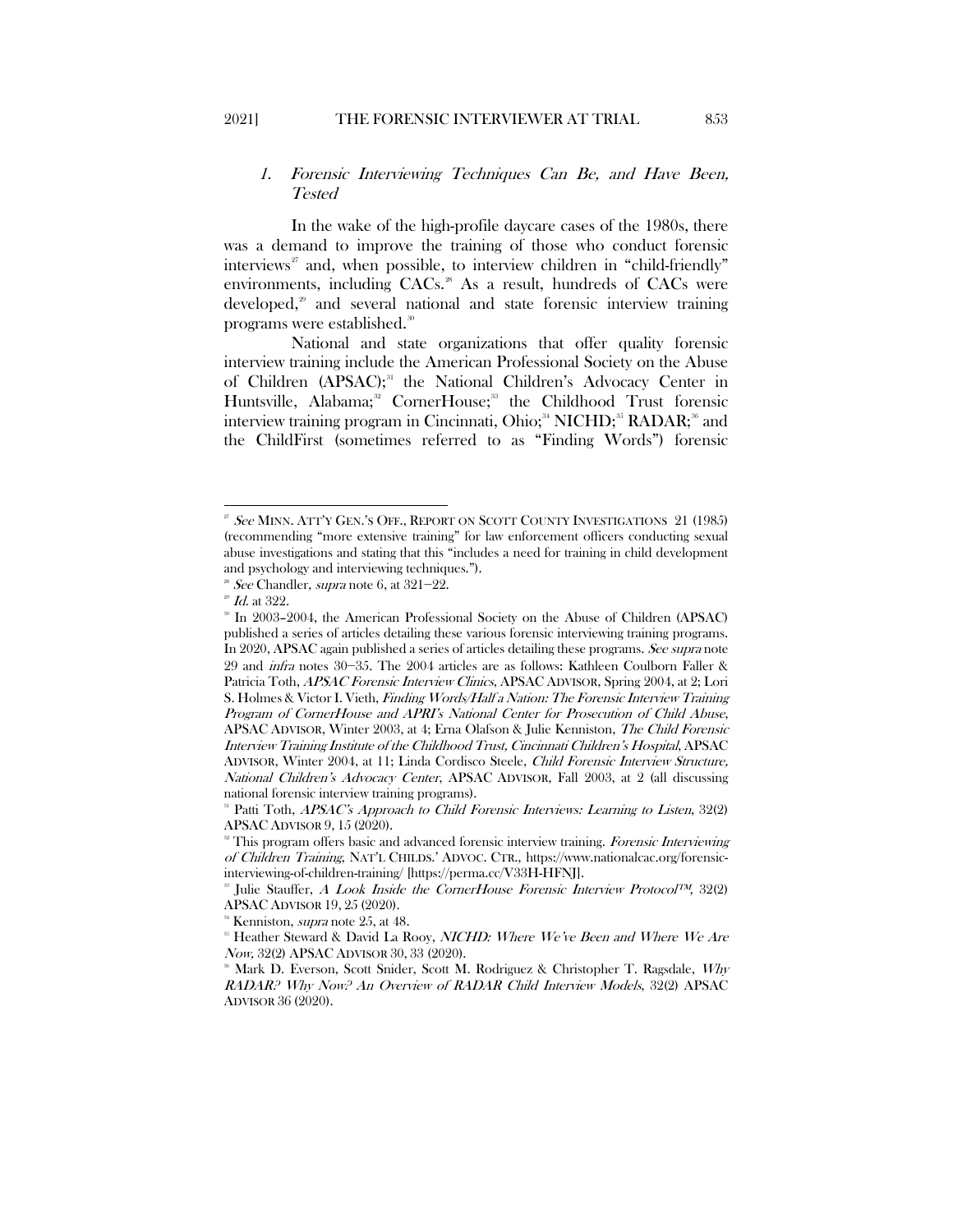### 1. *Forensic Interviewing Techniques Can Be, and Have Been, Tested*

In the wake of the high-profile daycare cases of the 1980s, there was a demand to improve the training of those who conduct forensic interviews[27] and, when possible, to interview children in "child-friendly" environments, including CACs.[28] As a result, hundreds of CACs were developed,[29] and several national and state forensic interview training programs were established.[30]

National and state organizations that offer quality forensic interview training include the American Professional Society on the Abuse of Children (APSAC);[31] the National Children's Advocacy Center in Huntsville, Alabama;[32] CornerHouse;[33] the Childhood Trust forensic interview training program in Cincinnati, Ohio;[34] NICHD;[35] RADAR;[36] and the ChildFirst (sometimes referred to as "Finding Words") forensic

---

[27] *See* MINN. ATT'Y GEN.'S OFF., REPORT ON SCOTT COUNTY INVESTIGATIONS 21 (1985) (recommending "more extensive training" for law enforcement officers conducting sexual abuse investigations and stating that this "includes a need for training in child development and psychology and interviewing techniques.").

[28] *See* Chandler, *supra* note 6, at 321–22.

[29] *Id.* at 322.

[30] In 2003–2004, the American Professional Society on the Abuse of Children (APSAC) published a series of articles detailing these various forensic interviewing training programs. In 2020, APSAC again published a series of articles detailing these programs. *See supra* note 29 and *infra* notes 30–35. The 2004 articles are as follows: Kathleen Coulborn Faller & Patricia Toth, *APSAC Forensic Interview Clinics*, APSAC ADVISOR, Spring 2004, at 2; Lori S. Holmes & Victor I. Vieth, *Finding Words/Half a Nation: The Forensic Interview Training Program of CornerHouse and APRI's National Center for Prosecution of Child Abuse*, APSAC ADVISOR, Winter 2003, at 4; Erna Olafson & Julie Kenniston, *The Child Forensic Interview Training Institute of the Childhood Trust, Cincinnati Children's Hospital*, APSAC ADVISOR, Winter 2004, at 11; Linda Cordisco Steele, *Child Forensic Interview Structure, National Children's Advocacy Center*, APSAC ADVISOR, Fall 2003, at 2 (all discussing national forensic interview training programs).

[31] Patti Toth, *APSAC's Approach to Child Forensic Interviews: Learning to Listen*, 32(2) APSAC ADVISOR 9, 15 (2020).

[32] This program offers basic and advanced forensic interview training. *Forensic Interviewing of Children Training*, NAT'L CHILDS.' ADVOC. CTR., https://www.nationalcac.org/forensic-interviewing-of-children-training/ [https://perma.cc/V33H-HFNJ].

[33] Julie Stauffer, *A Look Inside the CornerHouse Forensic Interview Protocol™*, 32(2) APSAC ADVISOR 19, 25 (2020).

[34] Kenniston, *supra* note 25, at 48.

[35] Heather Steward & David La Rooy, *NICHD: Where We've Been and Where We Are Now*, 32(2) APSAC ADVISOR 30, 33 (2020).

[36] Mark D. Everson, Scott Snider, Scott M. Rodriguez & Christopher T. Ragsdale, *Why RADAR? Why Now? An Overview of RADAR Child Interview Models*, 32(2) APSAC ADVISOR 36 (2020).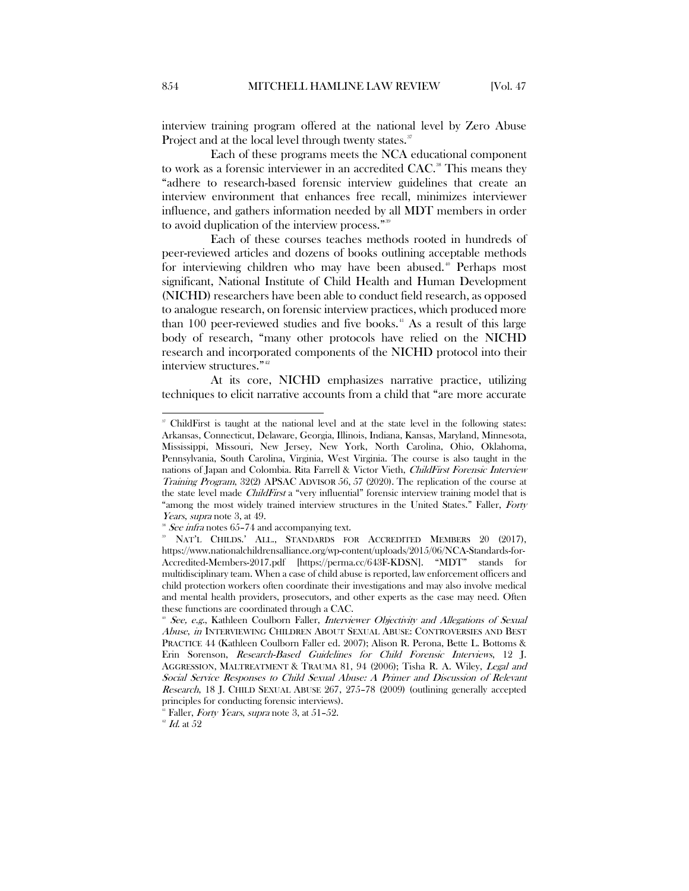interview training program offered at the national level by Zero Abuse Project and at the local level through twenty states.[37]

Each of these programs meets the NCA educational component to work as a forensic interviewer in an accredited CAC.[38] This means they "adhere to research-based forensic interview guidelines that create an interview environment that enhances free recall, minimizes interviewer influence, and gathers information needed by all MDT members in order to avoid duplication of the interview process."[39]

Each of these courses teaches methods rooted in hundreds of peer-reviewed articles and dozens of books outlining acceptable methods for interviewing children who may have been abused.[40] Perhaps most significant, National Institute of Child Health and Human Development (NICHD) researchers have been able to conduct field research, as opposed to analogue research, on forensic interview practices, which produced more than 100 peer-reviewed studies and five books.[41] As a result of this large body of research, "many other protocols have relied on the NICHD research and incorporated components of the NICHD protocol into their interview structures."[42]

At its core, NICHD emphasizes narrative practice, utilizing techniques to elicit narrative accounts from a child that "are more accurate

---

[37] ChildFirst is taught at the national level and at the state level in the following states: Arkansas, Connecticut, Delaware, Georgia, Illinois, Indiana, Kansas, Maryland, Minnesota, Mississippi, Missouri, New Jersey, New York, North Carolina, Ohio, Oklahoma, Pennsylvania, South Carolina, Virginia, West Virginia. The course is also taught in the nations of Japan and Colombia. Rita Farrell & Victor Vieth, *ChildFirst Forensic Interview Training Program*, 32(2) APSAC ADVISOR 56, 57 (2020). The replication of the course at the state level made *ChildFirst* a "very influential" forensic interview training model that is "among the most widely trained interview structures in the United States." Faller, *Forty Years*, *supra* note 3, at 49.

[38] *See infra* notes 65–74 and accompanying text.

[39] NAT'L CHILDS.' ALL., STANDARDS FOR ACCREDITED MEMBERS 20 (2017), https://www.nationalchildrensalliance.org/wp-content/uploads/2015/06/NCA-Standards-for-Accredited-Members-2017.pdf [https://perma.cc/643F-KDSN]. "MDT" stands for multidisciplinary team. When a case of child abuse is reported, law enforcement officers and child protection workers often coordinate their investigations and may also involve medical and mental health providers, prosecutors, and other experts as the case may need. Often these functions are coordinated through a CAC.

[40] *See, e.g.*, Kathleen Coulborn Faller, *Interviewer Objectivity and Allegations of Sexual Abuse*, *in* INTERVIEWING CHILDREN ABOUT SEXUAL ABUSE: CONTROVERSIES AND BEST PRACTICE 44 (Kathleen Coulborn Faller ed. 2007); Alison R. Perona, Bette L. Bottoms & Erin Sorenson, *Research-Based Guidelines for Child Forensic Interviews*, 12 J. AGGRESSION, MALTREATMENT & TRAUMA 81, 94 (2006); Tisha R. A. Wiley, *Legal and Social Service Responses to Child Sexual Abuse: A Primer and Discussion of Relevant Research*, 18 J. CHILD SEXUAL ABUSE 267, 275–78 (2009) (outlining generally accepted principles for conducting forensic interviews).

[41] Faller, *Forty Years*, *supra* note 3, at 51–52.

[42] *Id.* at 52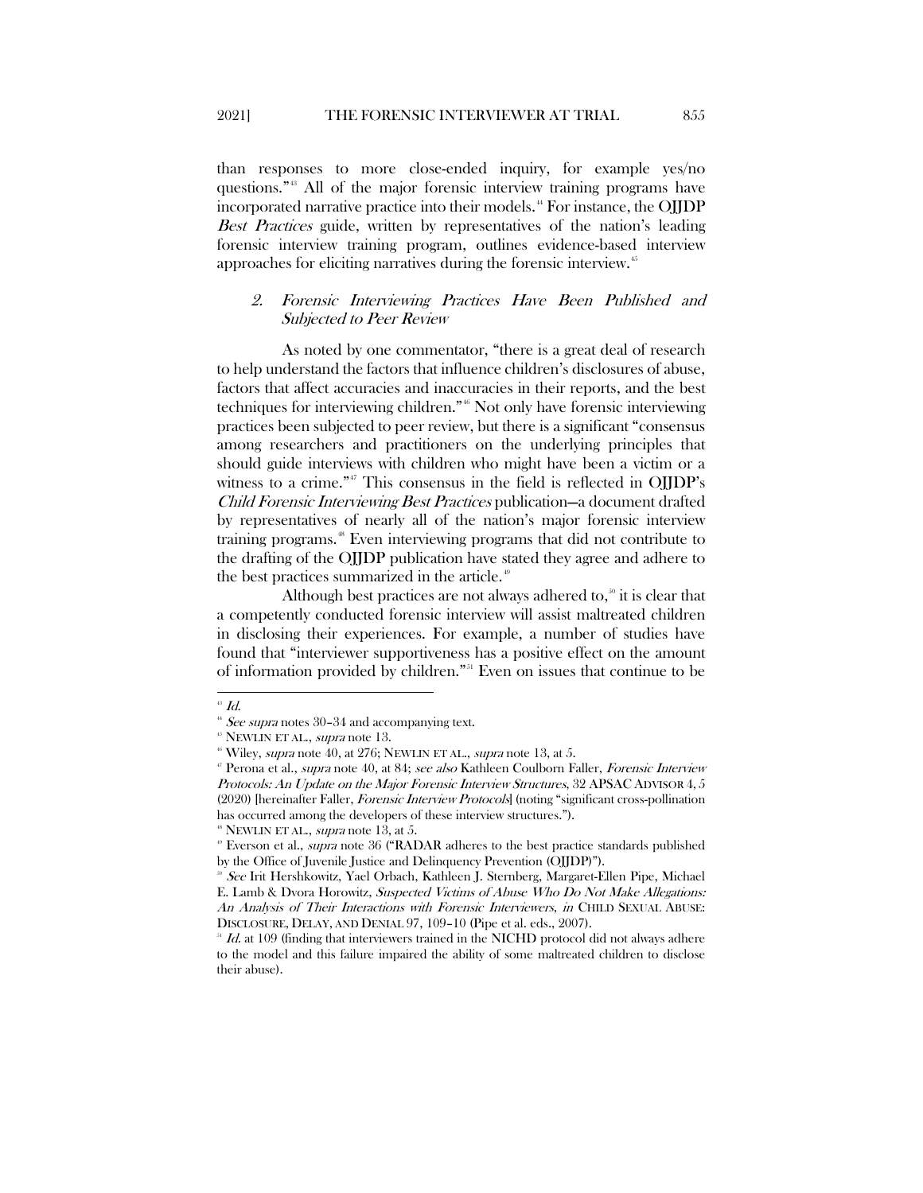than responses to more close-ended inquiry, for example yes/no questions."[43] All of the major forensic interview training programs have incorporated narrative practice into their models.[44] For instance, the OJJDP *Best Practices* guide, written by representatives of the nation's leading forensic interview training program, outlines evidence-based interview approaches for eliciting narratives during the forensic interview.[45]

### 2. *Forensic Interviewing Practices Have Been Published and Subjected to Peer Review*

As noted by one commentator, "there is a great deal of research to help understand the factors that influence children's disclosures of abuse, factors that affect accuracies and inaccuracies in their reports, and the best techniques for interviewing children."[46] Not only have forensic interviewing practices been subjected to peer review, but there is a significant "consensus among researchers and practitioners on the underlying principles that should guide interviews with children who might have been a victim or a witness to a crime."[47] This consensus in the field is reflected in OJJDP's *Child Forensic Interviewing Best Practices* publication—a document drafted by representatives of nearly all of the nation's major forensic interview training programs.[48] Even interviewing programs that did not contribute to the drafting of the OJJDP publication have stated they agree and adhere to the best practices summarized in the article.[49]

Although best practices are not always adhered to,[50] it is clear that a competently conducted forensic interview will assist maltreated children in disclosing their experiences. For example, a number of studies have found that "interviewer supportiveness has a positive effect on the amount of information provided by children."[51] Even on issues that continue to be

---

[43] *Id.*

[44] *See supra* notes 30–34 and accompanying text.

[45] NEWLIN ET AL., *supra* note 13.

[46] Wiley, *supra* note 40, at 276; NEWLIN ET AL., *supra* note 13, at 5.

[47] Perona et al., *supra* note 40, at 84; *see also* Kathleen Coulborn Faller, *Forensic Interview Protocols: An Update on the Major Forensic Interview Structures*, 32 APSAC ADVISOR 4, 5 (2020) [hereinafter Faller, *Forensic Interview Protocols*] (noting "significant cross-pollination has occurred among the developers of these interview structures.").

[48] NEWLIN ET AL., *supra* note 13, at 5.

[49] Everson et al., *supra* note 36 ("RADAR adheres to the best practice standards published by the Office of Juvenile Justice and Delinquency Prevention (OJJDP)").

[50] *See* Irit Hershkowitz, Yael Orbach, Kathleen J. Sternberg, Margaret-Ellen Pipe, Michael E. Lamb & Dvora Horowitz, *Suspected Victims of Abuse Who Do Not Make Allegations: An Analysis of Their Interactions with Forensic Interviewers*, *in* CHILD SEXUAL ABUSE: DISCLOSURE, DELAY, AND DENIAL 97, 109–10 (Pipe et al. eds., 2007).

[51] *Id.* at 109 (finding that interviewers trained in the NICHD protocol did not always adhere to the model and this failure impaired the ability of some maltreated children to disclose their abuse).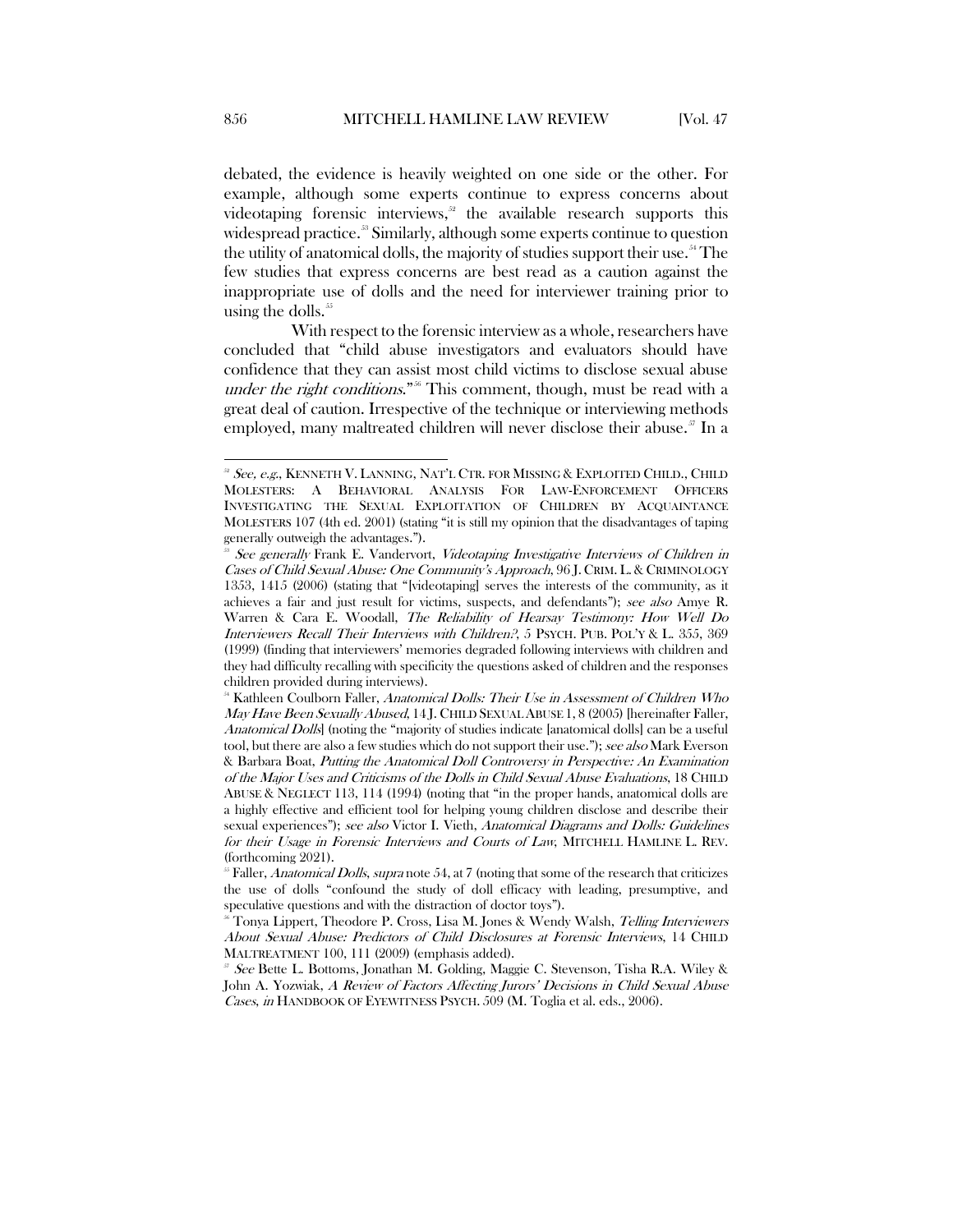debated, the evidence is heavily weighted on one side or the other. For example, although some experts continue to express concerns about videotaping forensic interviews,[52] the available research supports this widespread practice.[53] Similarly, although some experts continue to question the utility of anatomical dolls, the majority of studies support their use.[54] The few studies that express concerns are best read as a caution against the inappropriate use of dolls and the need for interviewer training prior to using the dolls.[55]

With respect to the forensic interview as a whole, researchers have concluded that "child abuse investigators and evaluators should have confidence that they can assist most child victims to disclose sexual abuse *under the right conditions*."[56] This comment, though, must be read with a great deal of caution. Irrespective of the technique or interviewing methods employed, many maltreated children will never disclose their abuse.[57] In a

---

[52] *See, e.g.*, KENNETH V. LANNING, NAT'L CTR. FOR MISSING & EXPLOITED CHILD., CHILD MOLESTERS: A BEHAVIORAL ANALYSIS FOR LAW-ENFORCEMENT OFFICERS INVESTIGATING THE SEXUAL EXPLOITATION OF CHILDREN BY ACQUAINTANCE MOLESTERS 107 (4th ed. 2001) (stating "it is still my opinion that the disadvantages of taping generally outweigh the advantages.").

[53] *See generally* Frank E. Vandervort, *Videotaping Investigative Interviews of Children in Cases of Child Sexual Abuse: One Community's Approach*, 96 J. CRIM. L. & CRIMINOLOGY 1353, 1415 (2006) (stating that "[videotaping] serves the interests of the community, as it achieves a fair and just result for victims, suspects, and defendants"); *see also* Amye R. Warren & Cara E. Woodall, *The Reliability of Hearsay Testimony: How Well Do Interviewers Recall Their Interviews with Children?*, 5 PSYCH. PUB. POL'Y & L. 355, 369 (1999) (finding that interviewers' memories degraded following interviews with children and they had difficulty recalling with specificity the questions asked of children and the responses children provided during interviews).

[54] Kathleen Coulborn Faller, *Anatomical Dolls: Their Use in Assessment of Children Who May Have Been Sexually Abused*, 14 J. CHILD SEXUAL ABUSE 1, 8 (2005) [hereinafter Faller, *Anatomical Dolls*] (noting the "majority of studies indicate [anatomical dolls] can be a useful tool, but there are also a few studies which do not support their use."); *see also* Mark Everson & Barbara Boat, *Putting the Anatomical Doll Controversy in Perspective: An Examination of the Major Uses and Criticisms of the Dolls in Child Sexual Abuse Evaluations*, 18 CHILD ABUSE & NEGLECT 113, 114 (1994) (noting that "in the proper hands, anatomical dolls are a highly effective and efficient tool for helping young children disclose and describe their sexual experiences"); *see also* Victor I. Vieth, *Anatomical Diagrams and Dolls: Guidelines for their Usage in Forensic Interviews and Courts of Law*, MITCHELL HAMLINE L. REV. (forthcoming 2021).

[55] Faller, *Anatomical Dolls*, *supra* note 54, at 7 (noting that some of the research that criticizes the use of dolls "confound the study of doll efficacy with leading, presumptive, and speculative questions and with the distraction of doctor toys").

[56] Tonya Lippert, Theodore P. Cross, Lisa M. Jones & Wendy Walsh, *Telling Interviewers About Sexual Abuse: Predictors of Child Disclosures at Forensic Interviews*, 14 CHILD MALTREATMENT 100, 111 (2009) (emphasis added).

[57] *See* Bette L. Bottoms, Jonathan M. Golding, Maggie C. Stevenson, Tisha R.A. Wiley & John A. Yozwiak, *A Review of Factors Affecting Jurors' Decisions in Child Sexual Abuse Cases*, *in* HANDBOOK OF EYEWITNESS PSYCH. 509 (M. Toglia et al. eds., 2006).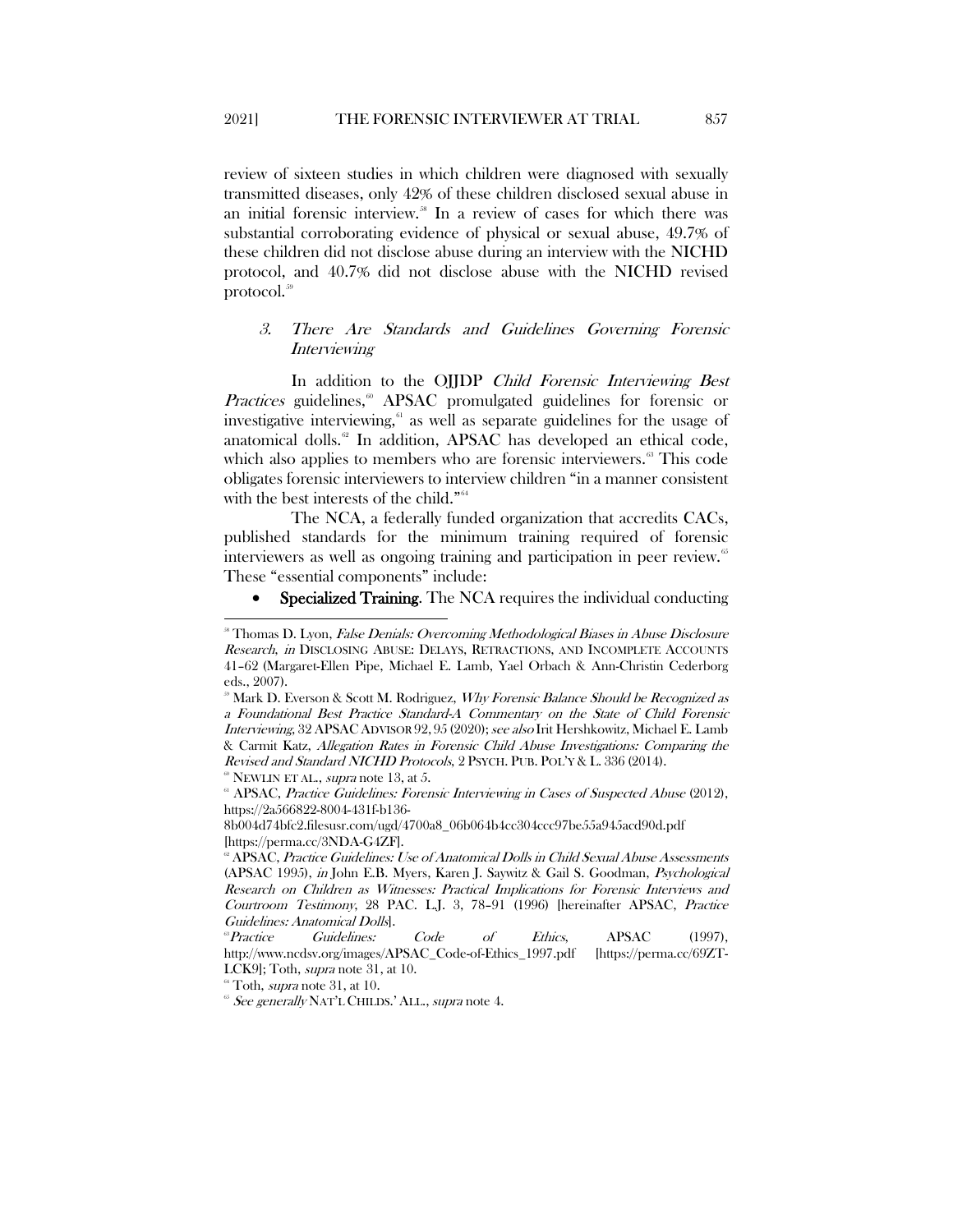review of sixteen studies in which children were diagnosed with sexually transmitted diseases, only 42% of these children disclosed sexual abuse in an initial forensic interview.[58] In a review of cases for which there was substantial corroborating evidence of physical or sexual abuse, 49.7% of these children did not disclose abuse during an interview with the NICHD protocol, and 40.7% did not disclose abuse with the NICHD revised protocol.[59]

### 3. *There Are Standards and Guidelines Governing Forensic Interviewing*

In addition to the OJJDP *Child Forensic Interviewing Best Practices* guidelines,[60] APSAC promulgated guidelines for forensic or investigative interviewing,[61] as well as separate guidelines for the usage of anatomical dolls.[62] In addition, APSAC has developed an ethical code, which also applies to members who are forensic interviewers.[63] This code obligates forensic interviewers to interview children "in a manner consistent with the best interests of the child."[64]

The NCA, a federally funded organization that accredits CACs, published standards for the minimum training required of forensic interviewers as well as ongoing training and participation in peer review.[65] These "essential components" include:

- **Specialized Training**. The NCA requires the individual conducting

---

[58] Thomas D. Lyon, *False Denials: Overcoming Methodological Biases in Abuse Disclosure Research*, *in* DISCLOSING ABUSE: DELAYS, RETRACTIONS, AND INCOMPLETE ACCOUNTS 41–62 (Margaret-Ellen Pipe, Michael E. Lamb, Yael Orbach & Ann-Christin Cederborg eds., 2007).

[59] Mark D. Everson & Scott M. Rodriguez, *Why Forensic Balance Should be Recognized as a Foundational Best Practice Standard-A Commentary on the State of Child Forensic Interviewing*, 32 APSAC ADVISOR 92, 95 (2020); *see also* Irit Hershkowitz, Michael E. Lamb & Carmit Katz, *Allegation Rates in Forensic Child Abuse Investigations: Comparing the Revised and Standard NICHD Protocols*, 2 PSYCH. PUB. POL'Y & L. 336 (2014).

[60] NEWLIN ET AL., *supra* note 13, at 5.

[61] APSAC, *Practice Guidelines: Forensic Interviewing in Cases of Suspected Abuse* (2012), https://2a566822-8004-431f-b136-8b004d74bfc2.filesusr.com/ugd/4700a8_06b064b4cc304ccc97be55a945acd90d.pdf [https://perma.cc/3NDA-G4ZF].

[62] APSAC, *Practice Guidelines: Use of Anatomical Dolls in Child Sexual Abuse Assessments* (APSAC 1995), *in* John E.B. Myers, Karen J. Saywitz & Gail S. Goodman, *Psychological Research on Children as Witnesses: Practical Implications for Forensic Interviews and Courtroom Testimony*, 28 PAC. L.J. 3, 78–91 (1996) [hereinafter APSAC, *Practice Guidelines: Anatomical Dolls*].

[63] *Practice Guidelines: Code of Ethics*, APSAC (1997), http://www.ncdsv.org/images/APSAC_Code-of-Ethics_1997.pdf [https://perma.cc/69ZT-LCK9]; Toth, *supra* note 31, at 10.

[64] Toth, *supra* note 31, at 10.

[65] *See generally* NAT'L CHILDS.' ALL., *supra* note 4.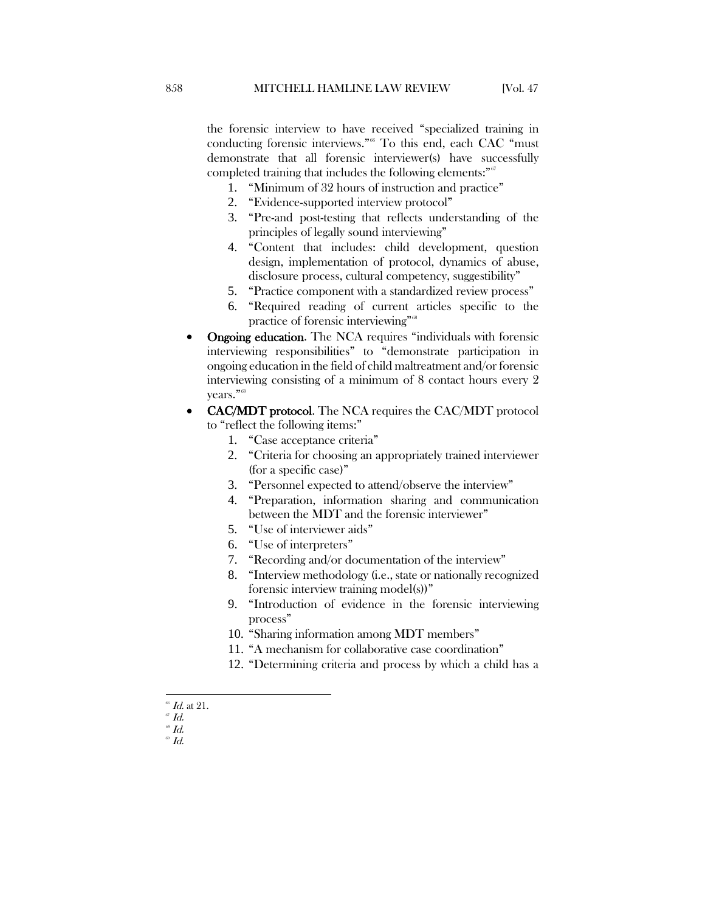the forensic interview to have received "specialized training in conducting forensic interviews."[66] To this end, each CAC "must demonstrate that all forensic interviewer(s) have successfully completed training that includes the following elements:"[67]

1. "Minimum of 32 hours of instruction and practice"
2. "Evidence-supported interview protocol"
3. "Pre-and post-testing that reflects understanding of the principles of legally sound interviewing"
4. "Content that includes: child development, question design, implementation of protocol, dynamics of abuse, disclosure process, cultural competency, suggestibility"
5. "Practice component with a standardized review process"
6. "Required reading of current articles specific to the practice of forensic interviewing"[68]

- **Ongoing education.** The NCA requires "individuals with forensic interviewing responsibilities" to "demonstrate participation in ongoing education in the field of child maltreatment and/or forensic interviewing consisting of a minimum of 8 contact hours every 2 years."[69]
- **CAC/MDT protocol.** The NCA requires the CAC/MDT protocol to "reflect the following items:"
  1. "Case acceptance criteria"
  2. "Criteria for choosing an appropriately trained interviewer (for a specific case)"
  3. "Personnel expected to attend/observe the interview"
  4. "Preparation, information sharing and communication between the MDT and the forensic interviewer"
  5. "Use of interviewer aids"
  6. "Use of interpreters"
  7. "Recording and/or documentation of the interview"
  8. "Interview methodology (i.e., state or nationally recognized forensic interview training model(s))"
  9. "Introduction of evidence in the forensic interviewing process"
  10. "Sharing information among MDT members"
  11. "A mechanism for collaborative case coordination"
  12. "Determining criteria and process by which a child has a

---

[66] *Id.* at 21.

[67] *Id.*

[68] *Id.*

[69] *Id.*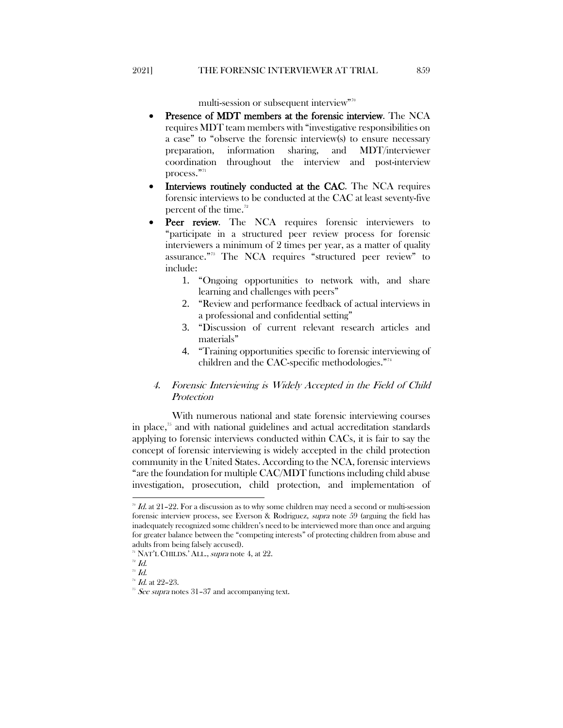multi-session or subsequent interview"[70]

- **Presence of MDT members at the forensic interview**. The NCA requires MDT team members with "investigative responsibilities on a case" to "observe the forensic interview(s) to ensure necessary preparation, information sharing, and MDT/interviewer coordination throughout the interview and post-interview process."[71]
- **Interviews routinely conducted at the CAC**. The NCA requires forensic interviews to be conducted at the CAC at least seventy-five percent of the time.[72]
- **Peer review**. The NCA requires forensic interviewers to "participate in a structured peer review process for forensic interviewers a minimum of 2 times per year, as a matter of quality assurance."[73] The NCA requires "structured peer review" to include:
  1. "Ongoing opportunities to network with, and share learning and challenges with peers"
  2. "Review and performance feedback of actual interviews in a professional and confidential setting"
  3. "Discussion of current relevant research articles and materials"
  4. "Training opportunities specific to forensic interviewing of children and the CAC-specific methodologies."[74]

#### 4. *Forensic Interviewing is Widely Accepted in the Field of Child Protection*

With numerous national and state forensic interviewing courses in place,[75] and with national guidelines and actual accreditation standards applying to forensic interviews conducted within CACs, it is fair to say the concept of forensic interviewing is widely accepted in the child protection community in the United States. According to the NCA, forensic interviews "are the foundation for multiple CAC/MDT functions including child abuse investigation, prosecution, child protection, and implementation of

---

[70] *Id.* at 21–22. For a discussion as to why some children may need a second or multi-session forensic interview process, see Everson & Rodriguez, *supra* note 59 (arguing the field has inadequately recognized some children's need to be interviewed more than once and arguing for greater balance between the "competing interests" of protecting children from abuse and adults from being falsely accused).

[71] NAT'L CHILDS.' ALL., *supra* note 4, at 22.

[72] *Id.*

[73] *Id.*

[74] *Id.* at 22–23.

[75] *See supra* notes 31–37 and accompanying text.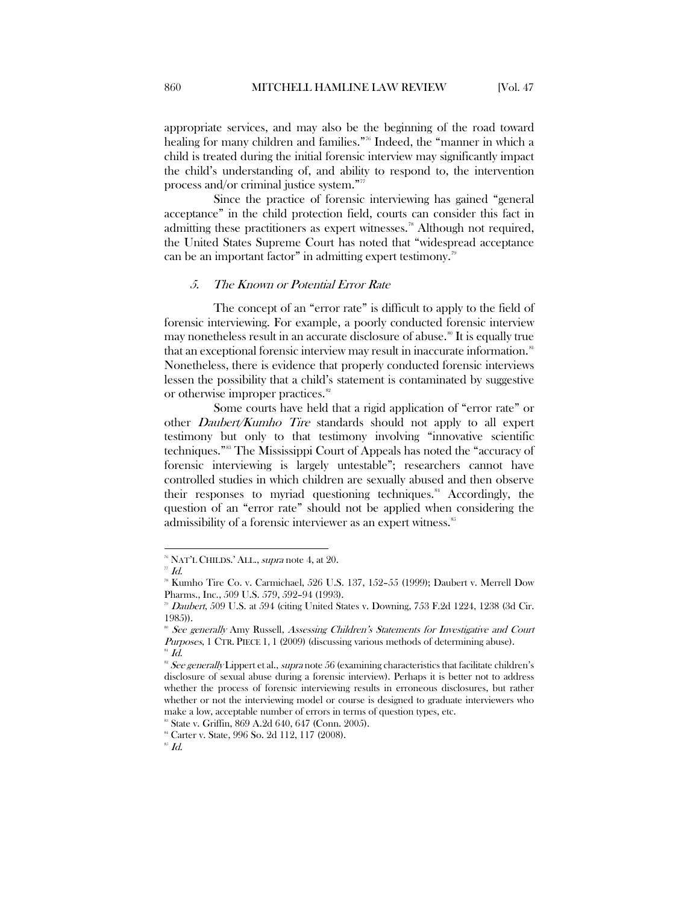appropriate services, and may also be the beginning of the road toward healing for many children and families."[76] Indeed, the "manner in which a child is treated during the initial forensic interview may significantly impact the child's understanding of, and ability to respond to, the intervention process and/or criminal justice system."[77]

Since the practice of forensic interviewing has gained "general acceptance" in the child protection field, courts can consider this fact in admitting these practitioners as expert witnesses.[78] Although not required, the United States Supreme Court has noted that "widespread acceptance can be an important factor" in admitting expert testimony.[79]

### 5. *The Known or Potential Error Rate*

The concept of an "error rate" is difficult to apply to the field of forensic interviewing. For example, a poorly conducted forensic interview may nonetheless result in an accurate disclosure of abuse.[80] It is equally true that an exceptional forensic interview may result in inaccurate information.[81] Nonetheless, there is evidence that properly conducted forensic interviews lessen the possibility that a child's statement is contaminated by suggestive or otherwise improper practices.[82]

Some courts have held that a rigid application of "error rate" or other *Daubert/Kumho Tire* standards should not apply to all expert testimony but only to that testimony involving "innovative scientific techniques."[83] The Mississippi Court of Appeals has noted the "accuracy of forensic interviewing is largely untestable"; researchers cannot have controlled studies in which children are sexually abused and then observe their responses to myriad questioning techniques.[84] Accordingly, the question of an "error rate" should not be applied when considering the admissibility of a forensic interviewer as an expert witness.[85]

---

[76] NAT'L CHILDS.' ALL., *supra* note 4, at 20.

[77] *Id.*

[78] Kumho Tire Co. v. Carmichael, 526 U.S. 137, 152–55 (1999); Daubert v. Merrell Dow Pharms., Inc., 509 U.S. 579, 592–94 (1993).

[79] *Daubert*, 509 U.S. at 594 (citing United States v. Downing, 753 F.2d 1224, 1238 (3d Cir. 1985)).

[80] *See generally* Amy Russell, *Assessing Children's Statements for Investigative and Court Purposes*, 1 CTR. PIECE 1, 1 (2009) (discussing various methods of determining abuse).

[81] *Id.*

[82] *See generally* Lippert et al., *supra* note 56 (examining characteristics that facilitate children's disclosure of sexual abuse during a forensic interview). Perhaps it is better not to address whether the process of forensic interviewing results in erroneous disclosures, but rather whether or not the interviewing model or course is designed to graduate interviewers who make a low, acceptable number of errors in terms of question types, etc.

[83] State v. Griffin, 869 A.2d 640, 647 (Conn. 2005).

[84] Carter v. State, 996 So. 2d 112, 117 (2008).

[85] *Id.*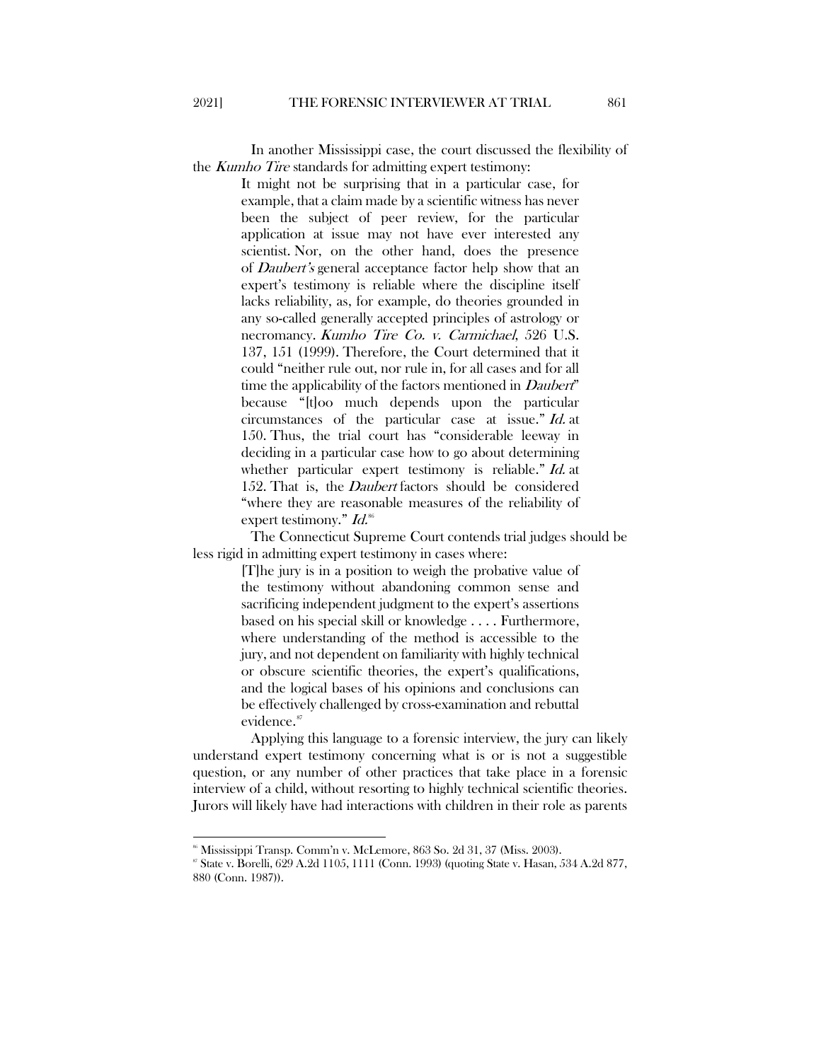In another Mississippi case, the court discussed the flexibility of the *Kumho Tire* standards for admitting expert testimony:

> It might not be surprising that in a particular case, for example, that a claim made by a scientific witness has never been the subject of peer review, for the particular application at issue may not have ever interested any scientist. Nor, on the other hand, does the presence of *Daubert's* general acceptance factor help show that an expert's testimony is reliable where the discipline itself lacks reliability, as, for example, do theories grounded in any so-called generally accepted principles of astrology or necromancy. *Kumho Tire Co. v. Carmichael*, 526 U.S. 137, 151 (1999). Therefore, the Court determined that it could "neither rule out, nor rule in, for all cases and for all time the applicability of the factors mentioned in *Daubert*" because "[t]oo much depends upon the particular circumstances of the particular case at issue." *Id.* at 150. Thus, the trial court has "considerable leeway in deciding in a particular case how to go about determining whether particular expert testimony is reliable." *Id.* at 152. That is, the *Daubert* factors should be considered "where they are reasonable measures of the reliability of expert testimony." *Id.*[86]

The Connecticut Supreme Court contends trial judges should be less rigid in admitting expert testimony in cases where:

> [T]he jury is in a position to weigh the probative value of the testimony without abandoning common sense and sacrificing independent judgment to the expert's assertions based on his special skill or knowledge . . . . Furthermore, where understanding of the method is accessible to the jury, and not dependent on familiarity with highly technical or obscure scientific theories, the expert's qualifications, and the logical bases of his opinions and conclusions can be effectively challenged by cross-examination and rebuttal evidence.[87]

Applying this language to a forensic interview, the jury can likely understand expert testimony concerning what is or is not a suggestible question, or any number of other practices that take place in a forensic interview of a child, without resorting to highly technical scientific theories. Jurors will likely have had interactions with children in their role as parents

---

[86] Mississippi Transp. Comm'n v. McLemore, 863 So. 2d 31, 37 (Miss. 2003).

[87] State v. Borelli, 629 A.2d 1105, 1111 (Conn. 1993) (quoting State v. Hasan, 534 A.2d 877, 880 (Conn. 1987)).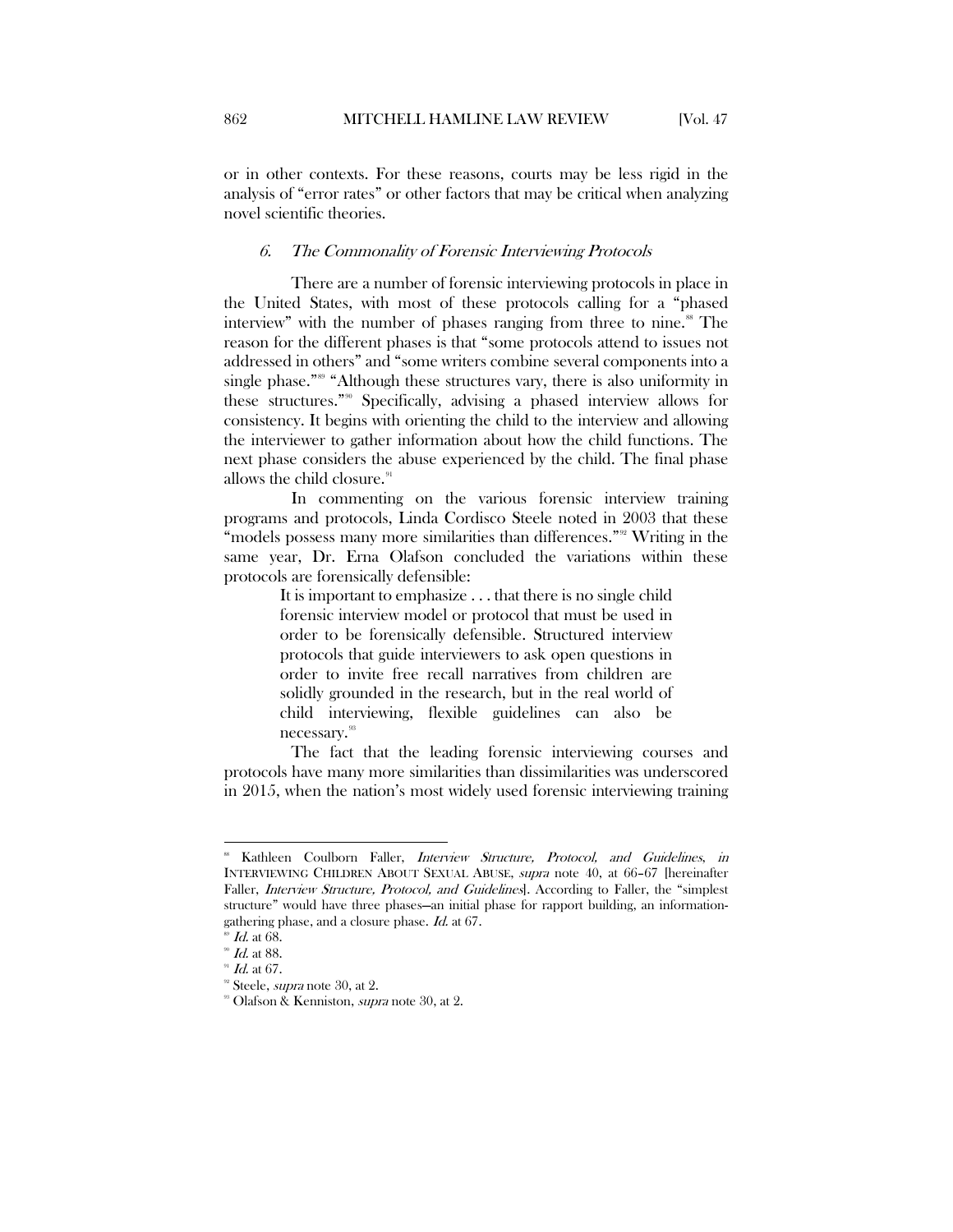or in other contexts. For these reasons, courts may be less rigid in the analysis of "error rates" or other factors that may be critical when analyzing novel scientific theories.

### 6. *The Commonality of Forensic Interviewing Protocols*

There are a number of forensic interviewing protocols in place in the United States, with most of these protocols calling for a "phased interview" with the number of phases ranging from three to nine.[88] The reason for the different phases is that "some protocols attend to issues not addressed in others" and "some writers combine several components into a single phase."[89] "Although these structures vary, there is also uniformity in these structures."[90] Specifically, advising a phased interview allows for consistency. It begins with orienting the child to the interview and allowing the interviewer to gather information about how the child functions. The next phase considers the abuse experienced by the child. The final phase allows the child closure.[91]

In commenting on the various forensic interview training programs and protocols, Linda Cordisco Steele noted in 2003 that these "models possess many more similarities than differences."[92] Writing in the same year, Dr. Erna Olafson concluded the variations within these protocols are forensically defensible:

> It is important to emphasize . . . that there is no single child forensic interview model or protocol that must be used in order to be forensically defensible. Structured interview protocols that guide interviewers to ask open questions in order to invite free recall narratives from children are solidly grounded in the research, but in the real world of child interviewing, flexible guidelines can also be necessary.[93]

The fact that the leading forensic interviewing courses and protocols have many more similarities than dissimilarities was underscored in 2015, when the nation's most widely used forensic interviewing training

---

[88] Kathleen Coulborn Faller, *Interview Structure, Protocol, and Guidelines*, *in* INTERVIEWING CHILDREN ABOUT SEXUAL ABUSE, *supra* note 40, at 66–67 [hereinafter Faller, *Interview Structure, Protocol, and Guidelines*]. According to Faller, the "simplest structure" would have three phases—an initial phase for rapport building, an information-gathering phase, and a closure phase. *Id.* at 67.

[89] *Id.* at 68.

[90] *Id.* at 88.

[91] *Id.* at 67.

[92] Steele, *supra* note 30, at 2.

[93] Olafson & Kenniston, *supra* note 30, at 2.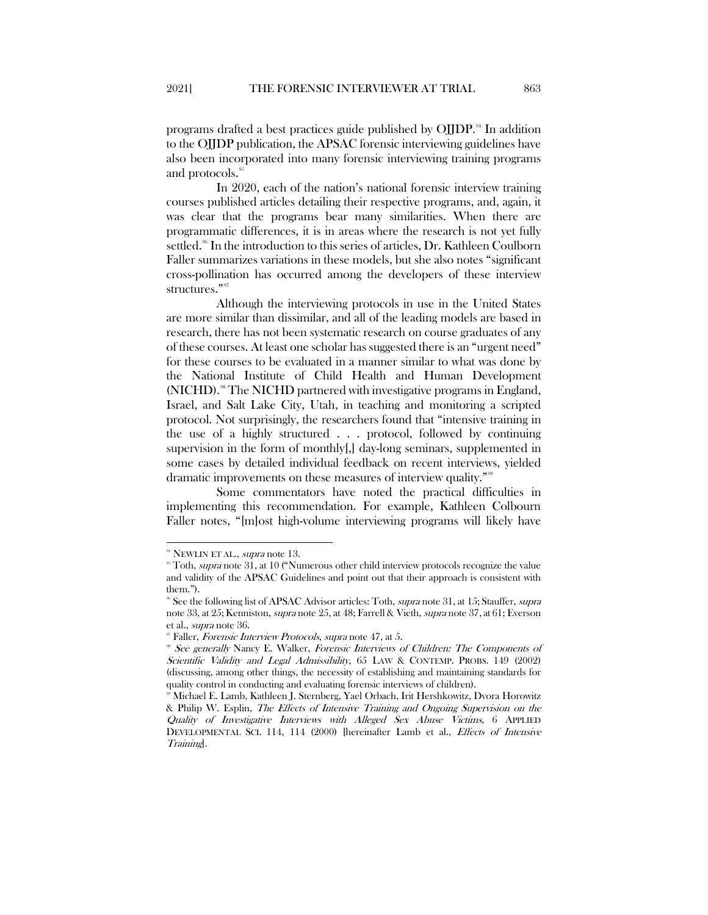programs drafted a best practices guide published by OJJDP.[94] In addition to the OJJDP publication, the APSAC forensic interviewing guidelines have also been incorporated into many forensic interviewing training programs and protocols.[95]

In 2020, each of the nation's national forensic interview training courses published articles detailing their respective programs, and, again, it was clear that the programs bear many similarities. When there are programmatic differences, it is in areas where the research is not yet fully settled.[96] In the introduction to this series of articles, Dr. Kathleen Coulborn Faller summarizes variations in these models, but she also notes "significant cross-pollination has occurred among the developers of these interview structures."[97]

Although the interviewing protocols in use in the United States are more similar than dissimilar, and all of the leading models are based in research, there has not been systematic research on course graduates of any of these courses. At least one scholar has suggested there is an "urgent need" for these courses to be evaluated in a manner similar to what was done by the National Institute of Child Health and Human Development (NICHD).[98] The NICHD partnered with investigative programs in England, Israel, and Salt Lake City, Utah, in teaching and monitoring a scripted protocol. Not surprisingly, the researchers found that "intensive training in the use of a highly structured . . . protocol, followed by continuing supervision in the form of monthly[,] day-long seminars, supplemented in some cases by detailed individual feedback on recent interviews, yielded dramatic improvements on these measures of interview quality."[99]

Some commentators have noted the practical difficulties in implementing this recommendation. For example, Kathleen Colbourn Faller notes, "[m]ost high-volume interviewing programs will likely have

---

[94] NEWLIN ET AL., *supra* note 13.

[95] Toth, *supra* note 31, at 10 ("Numerous other child interview protocols recognize the value and validity of the APSAC Guidelines and point out that their approach is consistent with them.").

[96] See the following list of APSAC Advisor articles: Toth, *supra* note 31, at 15; Stauffer, *supra* note 33, at 25; Kenniston, *supra* note 25, at 48; Farrell & Vieth, *supra* note 37, at 61; Everson et al., *supra* note 36.

[97] Faller, *Forensic Interview Protocols*, *supra* note 47, at 5.

[98] *See generally* Nancy E. Walker, *Forensic Interviews of Children: The Components of Scientific Validity and Legal Admissibility*, 65 LAW & CONTEMP. PROBS. 149 (2002) (discussing, among other things, the necessity of establishing and maintaining standards for quality control in conducting and evaluating forensic interviews of children).

[99] Michael E. Lamb, Kathleen J. Sternberg, Yael Orbach, Irit Hershkowitz, Dvora Horowitz & Philip W. Esplin, *The Effects of Intensive Training and Ongoing Supervision on the Quality of Investigative Interviews with Alleged Sex Abuse Victims*, 6 APPLIED DEVELOPMENTAL SCI. 114, 114 (2000) [hereinafter Lamb et al., *Effects of Intensive Training*].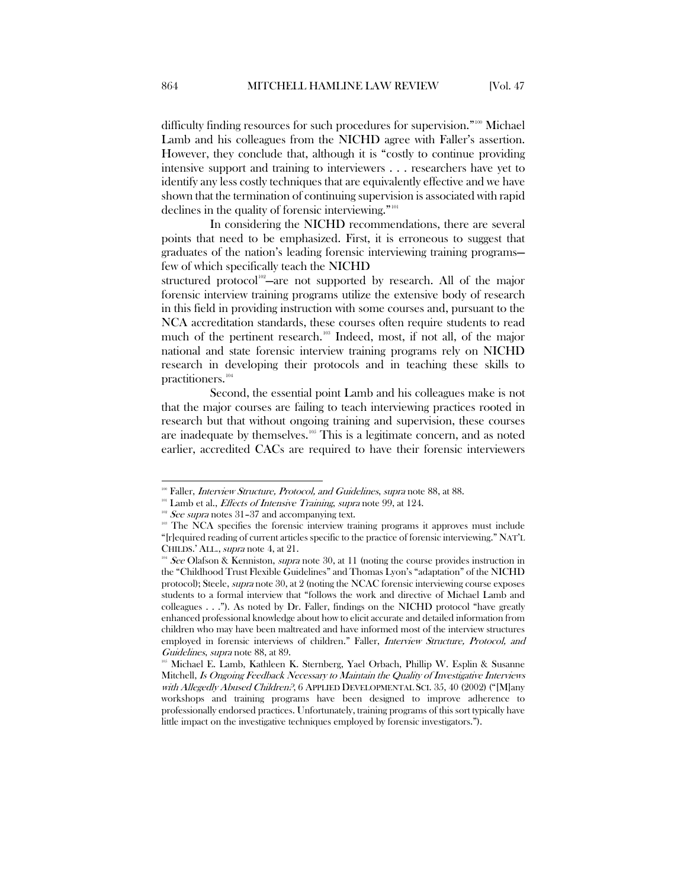difficulty finding resources for such procedures for supervision."[100] Michael Lamb and his colleagues from the NICHD agree with Faller's assertion. However, they conclude that, although it is "costly to continue providing intensive support and training to interviewers . . . researchers have yet to identify any less costly techniques that are equivalently effective and we have shown that the termination of continuing supervision is associated with rapid declines in the quality of forensic interviewing."[101]

In considering the NICHD recommendations, there are several points that need to be emphasized. First, it is erroneous to suggest that graduates of the nation's leading forensic interviewing training programs—few of which specifically teach the NICHD structured protocol[102]—are not supported by research. All of the major forensic interview training programs utilize the extensive body of research in this field in providing instruction with some courses and, pursuant to the NCA accreditation standards, these courses often require students to read much of the pertinent research.[103] Indeed, most, if not all, of the major national and state forensic interview training programs rely on NICHD research in developing their protocols and in teaching these skills to practitioners.[104]

Second, the essential point Lamb and his colleagues make is not that the major courses are failing to teach interviewing practices rooted in research but that without ongoing training and supervision, these courses are inadequate by themselves.[105] This is a legitimate concern, and as noted earlier, accredited CACs are required to have their forensic interviewers

---

[100] Faller, *Interview Structure, Protocol, and Guidelines*, *supra* note 88, at 88.

[101] Lamb et al., *Effects of Intensive Training*, *supra* note 99, at 124.

[102] *See supra* notes 31–37 and accompanying text.

[103] The NCA specifies the forensic interview training programs it approves must include "[r]equired reading of current articles specific to the practice of forensic interviewing." NAT'L CHILDS.' ALL., *supra* note 4, at 21.

[104] *See* Olafson & Kenniston, *supra* note 30, at 11 (noting the course provides instruction in the "Childhood Trust Flexible Guidelines" and Thomas Lyon's "adaptation" of the NICHD protocol); Steele, *supra* note 30, at 2 (noting the NCAC forensic interviewing course exposes students to a formal interview that "follows the work and directive of Michael Lamb and colleagues . . ."). As noted by Dr. Faller, findings on the NICHD protocol "have greatly enhanced professional knowledge about how to elicit accurate and detailed information from children who may have been maltreated and have informed most of the interview structures employed in forensic interviews of children." Faller, *Interview Structure, Protocol, and Guidelines*, *supra* note 88, at 89.

[105] Michael E. Lamb, Kathleen K. Sternberg, Yael Orbach, Phillip W. Esplin & Susanne Mitchell, *Is Ongoing Feedback Necessary to Maintain the Quality of Investigative Interviews with Allegedly Abused Children?*, 6 APPLIED DEVELOPMENTAL SCI. 35, 40 (2002) ("[M]any workshops and training programs have been designed to improve adherence to professionally endorsed practices. Unfortunately, training programs of this sort typically have little impact on the investigative techniques employed by forensic investigators.").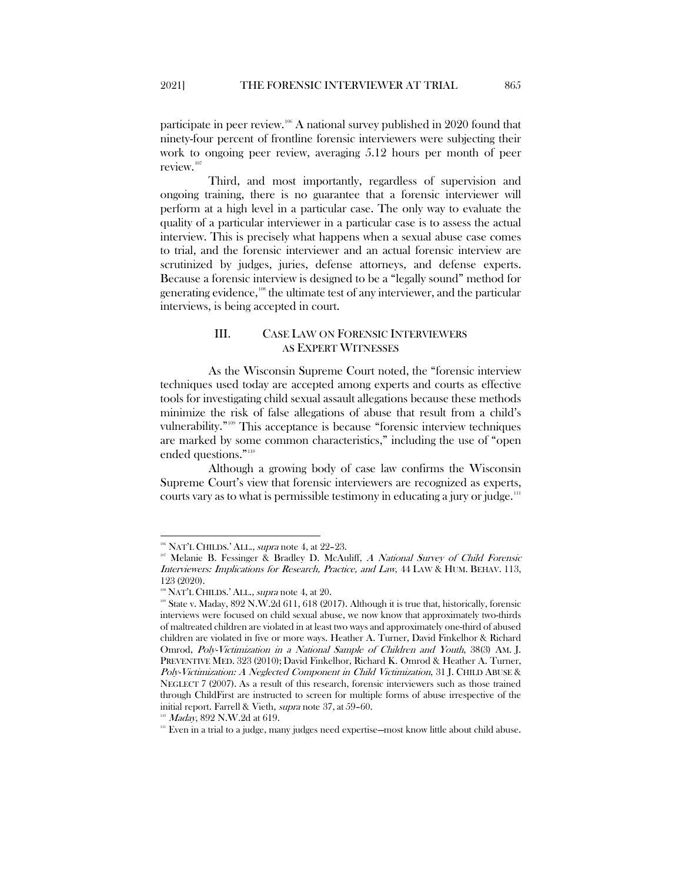participate in peer review.[106] A national survey published in 2020 found that ninety-four percent of frontline forensic interviewers were subjecting their work to ongoing peer review, averaging 5.12 hours per month of peer review.[107]

Third, and most importantly, regardless of supervision and ongoing training, there is no guarantee that a forensic interviewer will perform at a high level in a particular case. The only way to evaluate the quality of a particular interviewer in a particular case is to assess the actual interview. This is precisely what happens when a sexual abuse case comes to trial, and the forensic interviewer and an actual forensic interview are scrutinized by judges, juries, defense attorneys, and defense experts. Because a forensic interview is designed to be a "legally sound" method for generating evidence,[108] the ultimate test of any interviewer, and the particular interviews, is being accepted in court.

## III. CASE LAW ON FORENSIC INTERVIEWERS AS EXPERT WITNESSES

As the Wisconsin Supreme Court noted, the "forensic interview techniques used today are accepted among experts and courts as effective tools for investigating child sexual assault allegations because these methods minimize the risk of false allegations of abuse that result from a child's vulnerability."[109] This acceptance is because "forensic interview techniques are marked by some common characteristics," including the use of "open ended questions."[110]

Although a growing body of case law confirms the Wisconsin Supreme Court's view that forensic interviewers are recognized as experts, courts vary as to what is permissible testimony in educating a jury or judge.[111]

---

[106] NAT'L CHILDS.' ALL., *supra* note 4, at 22–23.

[107] Melanie B. Fessinger & Bradley D. McAuliff, *A National Survey of Child Forensic Interviewers: Implications for Research, Practice, and Law*, 44 LAW & HUM. BEHAV. 113, 123 (2020).

[108] NAT'L CHILDS.' ALL., *supra* note 4, at 20.

[109] State v. Maday, 892 N.W.2d 611, 618 (2017). Although it is true that, historically, forensic interviews were focused on child sexual abuse, we now know that approximately two-thirds of maltreated children are violated in at least two ways and approximately one-third of abused children are violated in five or more ways. Heather A. Turner, David Finkelhor & Richard Omrod, *Poly-Victimization in a National Sample of Children and Youth*, 38(3) AM. J. PREVENTIVE MED. 323 (2010); David Finkelhor, Richard K. Omrod & Heather A. Turner, *Poly-Victimization: A Neglected Component in Child Victimization*, 31 J. CHILD ABUSE & NEGLECT 7 (2007). As a result of this research, forensic interviewers such as those trained through ChildFirst are instructed to screen for multiple forms of abuse irrespective of the initial report. Farrell & Vieth, *supra* note 37, at 59–60.

[110] *Maday*, 892 N.W.2d at 619.

[111] Even in a trial to a judge, many judges need expertise—most know little about child abuse.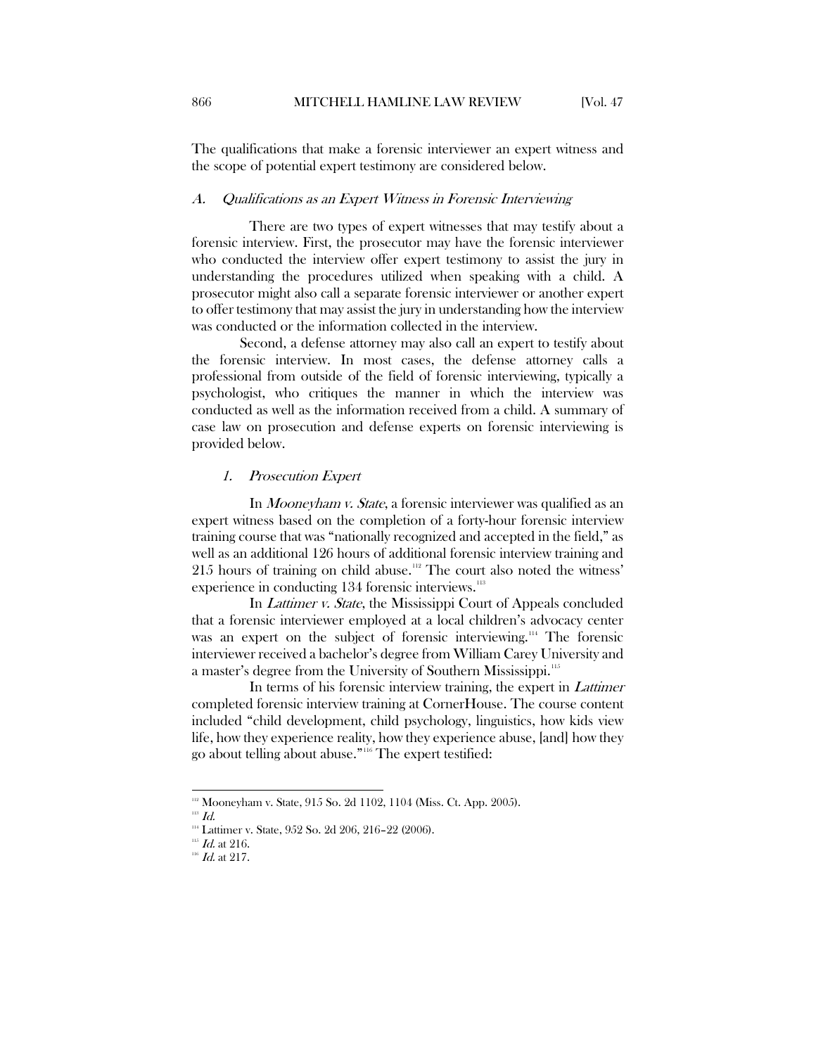The qualifications that make a forensic interviewer an expert witness and the scope of potential expert testimony are considered below.

### *A. Qualifications as an Expert Witness in Forensic Interviewing*

There are two types of expert witnesses that may testify about a forensic interview. First, the prosecutor may have the forensic interviewer who conducted the interview offer expert testimony to assist the jury in understanding the procedures utilized when speaking with a child. A prosecutor might also call a separate forensic interviewer or another expert to offer testimony that may assist the jury in understanding how the interview was conducted or the information collected in the interview.

Second, a defense attorney may also call an expert to testify about the forensic interview. In most cases, the defense attorney calls a professional from outside of the field of forensic interviewing, typically a psychologist, who critiques the manner in which the interview was conducted as well as the information received from a child. A summary of case law on prosecution and defense experts on forensic interviewing is provided below.

#### *1. Prosecution Expert*

In *Mooneyham v. State*, a forensic interviewer was qualified as an expert witness based on the completion of a forty-hour forensic interview training course that was "nationally recognized and accepted in the field," as well as an additional 126 hours of additional forensic interview training and 215 hours of training on child abuse.[112] The court also noted the witness' experience in conducting 134 forensic interviews.[113]

In *Lattimer v. State*, the Mississippi Court of Appeals concluded that a forensic interviewer employed at a local children's advocacy center was an expert on the subject of forensic interviewing.[114] The forensic interviewer received a bachelor's degree from William Carey University and a master's degree from the University of Southern Mississippi.[115]

In terms of his forensic interview training, the expert in *Lattimer* completed forensic interview training at CornerHouse. The course content included "child development, child psychology, linguistics, how kids view life, how they experience reality, how they experience abuse, [and] how they go about telling about abuse."[116] The expert testified:

---

[112] Mooneyham v. State, 915 So. 2d 1102, 1104 (Miss. Ct. App. 2005).

[113] *Id.*

[114] Lattimer v. State, 952 So. 2d 206, 216–22 (2006).

[115] *Id.* at 216.

[116] *Id.* at 217.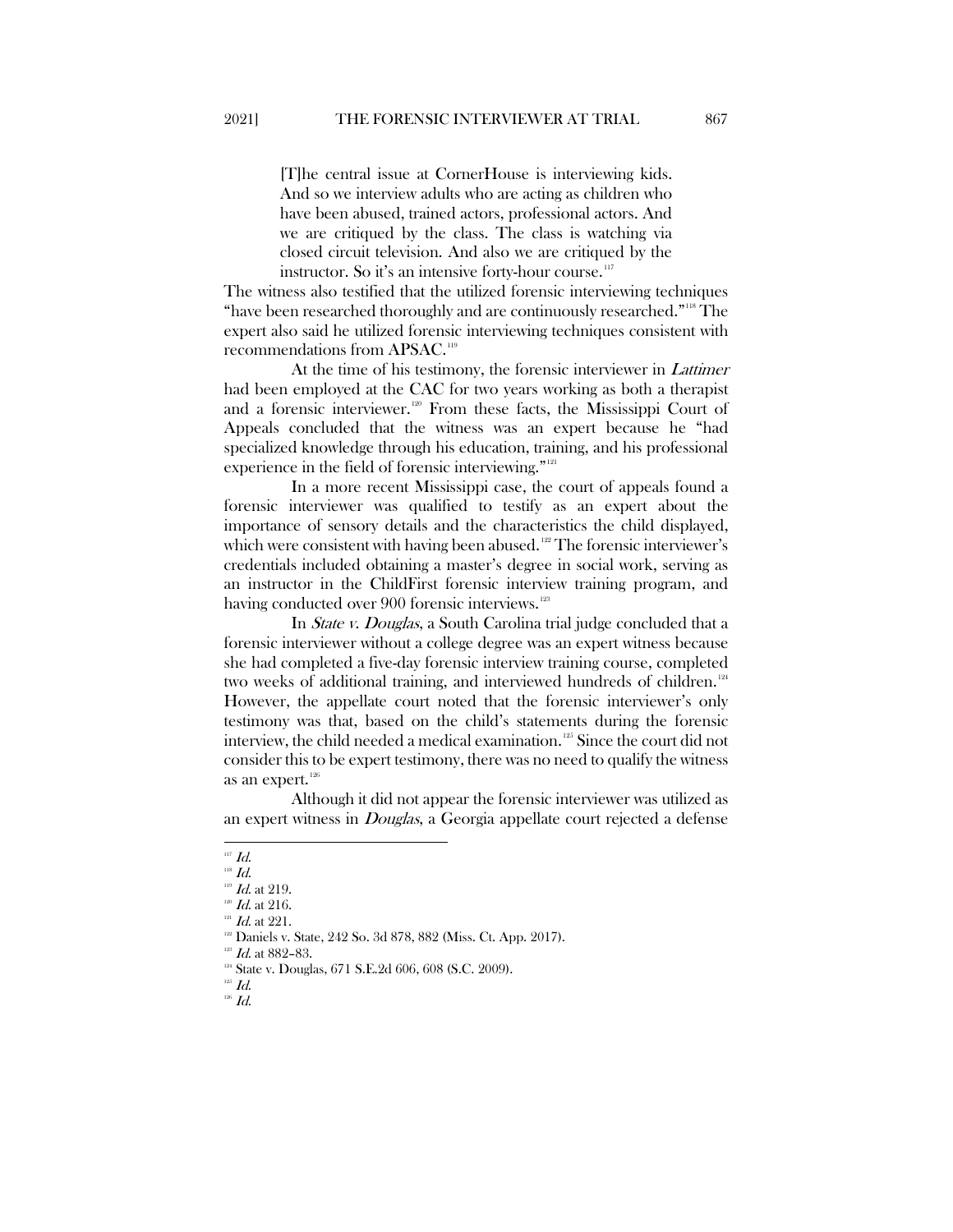> [T]he central issue at CornerHouse is interviewing kids. And so we interview adults who are acting as children who have been abused, trained actors, professional actors. And we are critiqued by the class. The class is watching via closed circuit television. And also we are critiqued by the instructor. So it's an intensive forty-hour course.[117]

The witness also testified that the utilized forensic interviewing techniques "have been researched thoroughly and are continuously researched."[118] The expert also said he utilized forensic interviewing techniques consistent with recommendations from APSAC.[119]

At the time of his testimony, the forensic interviewer in *Lattimer* had been employed at the CAC for two years working as both a therapist and a forensic interviewer.[120] From these facts, the Mississippi Court of Appeals concluded that the witness was an expert because he "had specialized knowledge through his education, training, and his professional experience in the field of forensic interviewing."[121]

In a more recent Mississippi case, the court of appeals found a forensic interviewer was qualified to testify as an expert about the importance of sensory details and the characteristics the child displayed, which were consistent with having been abused.[122] The forensic interviewer's credentials included obtaining a master's degree in social work, serving as an instructor in the ChildFirst forensic interview training program, and having conducted over 900 forensic interviews.[123]

In *State v. Douglas*, a South Carolina trial judge concluded that a forensic interviewer without a college degree was an expert witness because she had completed a five-day forensic interview training course, completed two weeks of additional training, and interviewed hundreds of children.[124] However, the appellate court noted that the forensic interviewer's only testimony was that, based on the child's statements during the forensic interview, the child needed a medical examination.[125] Since the court did not consider this to be expert testimony, there was no need to qualify the witness as an expert.[126]

Although it did not appear the forensic interviewer was utilized as an expert witness in *Douglas*, a Georgia appellate court rejected a defense

---

[117] *Id.*

[118] *Id.*

[119] *Id.* at 219.

[120] *Id.* at 216.

[121] *Id.* at 221.

[122] Daniels v. State, 242 So. 3d 878, 882 (Miss. Ct. App. 2017).

[123] *Id.* at 882–83.

[124] State v. Douglas, 671 S.E.2d 606, 608 (S.C. 2009).

[125] *Id.*

[126] *Id.*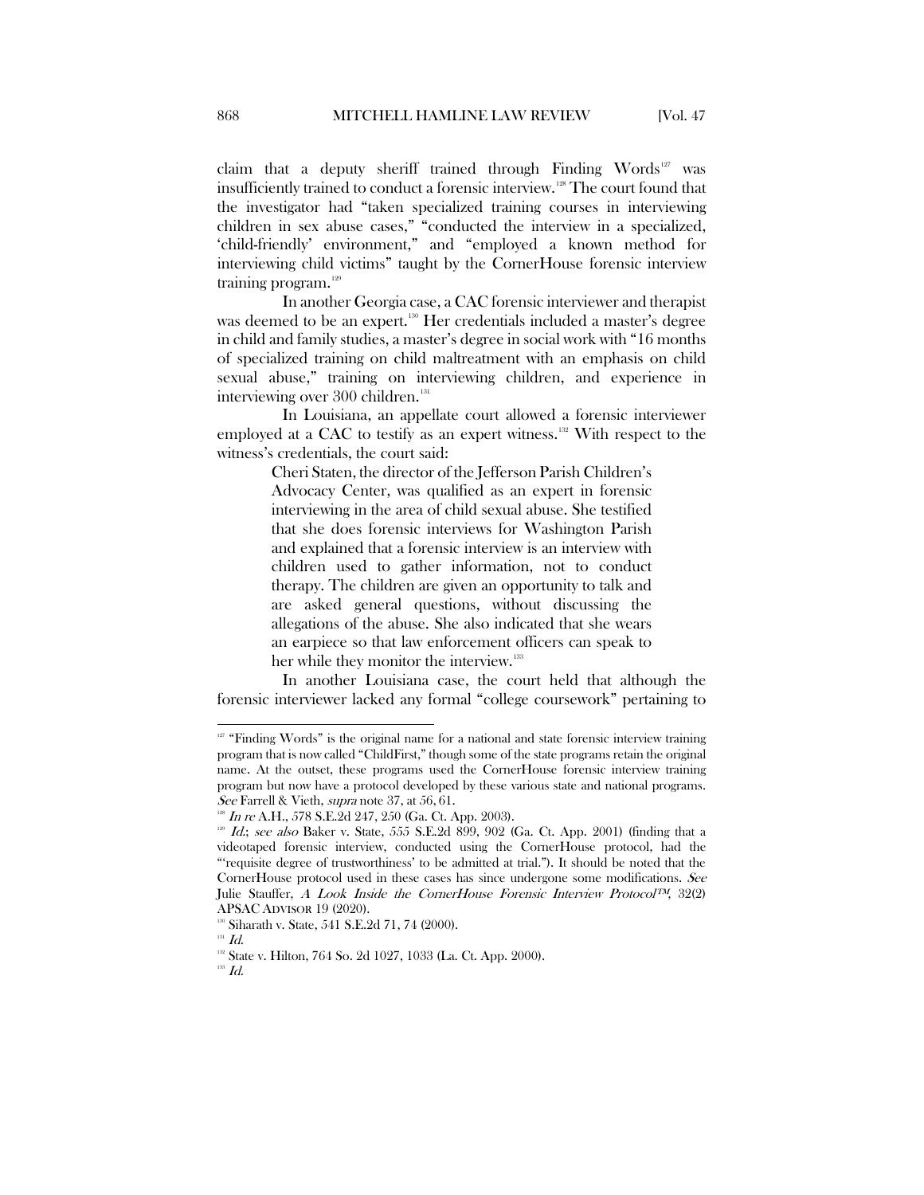claim that a deputy sheriff trained through Finding Words[127] was insufficiently trained to conduct a forensic interview.[128] The court found that the investigator had "taken specialized training courses in interviewing children in sex abuse cases," "conducted the interview in a specialized, 'child-friendly' environment," and "employed a known method for interviewing child victims" taught by the CornerHouse forensic interview training program.[129]

In another Georgia case, a CAC forensic interviewer and therapist was deemed to be an expert.[130] Her credentials included a master's degree in child and family studies, a master's degree in social work with "16 months of specialized training on child maltreatment with an emphasis on child sexual abuse," training on interviewing children, and experience in interviewing over 300 children.[131]

In Louisiana, an appellate court allowed a forensic interviewer employed at a CAC to testify as an expert witness.[132] With respect to the witness's credentials, the court said:

> Cheri Staten, the director of the Jefferson Parish Children's Advocacy Center, was qualified as an expert in forensic interviewing in the area of child sexual abuse. She testified that she does forensic interviews for Washington Parish and explained that a forensic interview is an interview with children used to gather information, not to conduct therapy. The children are given an opportunity to talk and are asked general questions, without discussing the allegations of the abuse. She also indicated that she wears an earpiece so that law enforcement officers can speak to her while they monitor the interview.[133]

In another Louisiana case, the court held that although the forensic interviewer lacked any formal "college coursework" pertaining to

---

[127] "Finding Words" is the original name for a national and state forensic interview training program that is now called "ChildFirst," though some of the state programs retain the original name. At the outset, these programs used the CornerHouse forensic interview training program but now have a protocol developed by these various state and national programs. *See* Farrell & Vieth, *supra* note 37, at 56, 61.

[128] *In re* A.H., 578 S.E.2d 247, 250 (Ga. Ct. App. 2003).

[129] *Id.*; *see also* Baker v. State, 555 S.E.2d 899, 902 (Ga. Ct. App. 2001) (finding that a videotaped forensic interview, conducted using the CornerHouse protocol, had the "'requisite degree of trustworthiness' to be admitted at trial."). It should be noted that the CornerHouse protocol used in these cases has since undergone some modifications. *See* Julie Stauffer, *A Look Inside the CornerHouse Forensic Interview Protocol™*, 32(2) APSAC ADVISOR 19 (2020).

[130] Siharath v. State, 541 S.E.2d 71, 74 (2000).

[131] *Id.*

[132] State v. Hilton, 764 So. 2d 1027, 1033 (La. Ct. App. 2000).

[133] *Id.*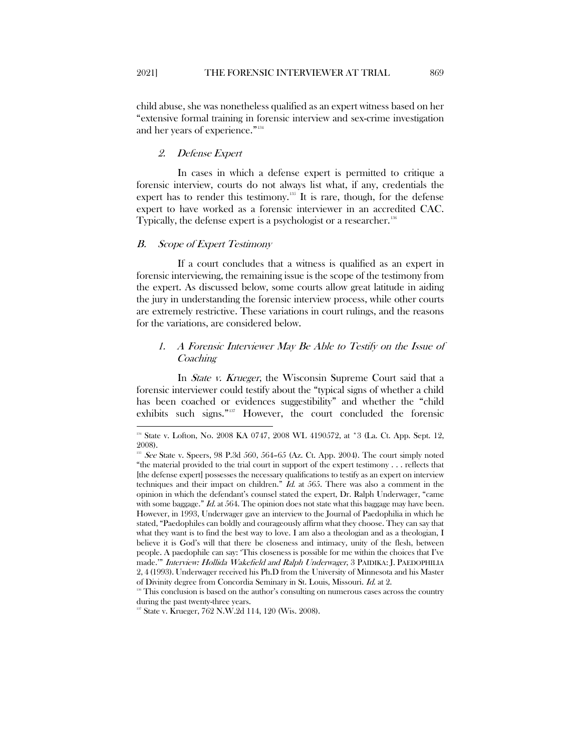child abuse, she was nonetheless qualified as an expert witness based on her "extensive formal training in forensic interview and sex-crime investigation and her years of experience."[134]

### 2. *Defense Expert*

In cases in which a defense expert is permitted to critique a forensic interview, courts do not always list what, if any, credentials the expert has to render this testimony.[135] It is rare, though, for the defense expert to have worked as a forensic interviewer in an accredited CAC. Typically, the defense expert is a psychologist or a researcher.[136]

## B. *Scope of Expert Testimony*

If a court concludes that a witness is qualified as an expert in forensic interviewing, the remaining issue is the scope of the testimony from the expert. As discussed below, some courts allow great latitude in aiding the jury in understanding the forensic interview process, while other courts are extremely restrictive. These variations in court rulings, and the reasons for the variations, are considered below.

### 1. *A Forensic Interviewer May Be Able to Testify on the Issue of Coaching*

In *State v. Krueger*, the Wisconsin Supreme Court said that a forensic interviewer could testify about the "typical signs of whether a child has been coached or evidences suggestibility" and whether the "child exhibits such signs."[137] However, the court concluded the forensic

---

[134] State v. Lofton, No. 2008 KA 0747, 2008 WL 4190572, at *3 (La. Ct. App. Sept. 12, 2008).

[135] *See* State v. Speers, 98 P.3d 560, 564–65 (Az. Ct. App. 2004). The court simply noted "the material provided to the trial court in support of the expert testimony . . . reflects that [the defense expert] possesses the necessary qualifications to testify as an expert on interview techniques and their impact on children." *Id.* at 565. There was also a comment in the opinion in which the defendant's counsel stated the expert, Dr. Ralph Underwager, "came with some baggage." *Id.* at 564. The opinion does not state what this baggage may have been. However, in 1993, Underwager gave an interview to the Journal of Paedophilia in which he stated, "Paedophiles can boldly and courageously affirm what they choose. They can say that what they want is to find the best way to love. I am also a theologian and as a theologian, I believe it is God's will that there be closeness and intimacy, unity of the flesh, between people. A paedophile can say: 'This closeness is possible for me within the choices that I've made.'" *Interview: Hollida Wakefield and Ralph Underwager*, 3 PAIDIKA: J. PAEDOPHILIA 2, 4 (1993). Underwager received his Ph.D from the University of Minnesota and his Master of Divinity degree from Concordia Seminary in St. Louis, Missouri. *Id.* at 2.

[136] This conclusion is based on the author's consulting on numerous cases across the country during the past twenty-three years.

[137] State v. Krueger, 762 N.W.2d 114, 120 (Wis. 2008).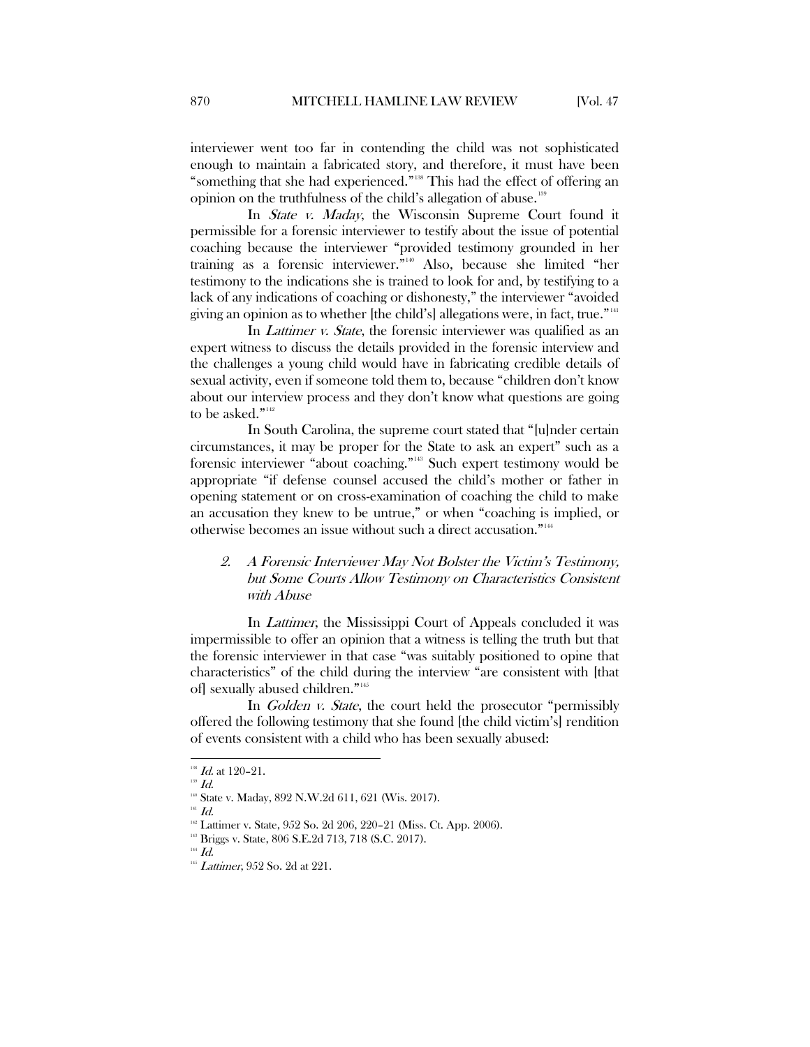interviewer went too far in contending the child was not sophisticated enough to maintain a fabricated story, and therefore, it must have been "something that she had experienced."[138] This had the effect of offering an opinion on the truthfulness of the child's allegation of abuse.[139]

In *State v. Maday*, the Wisconsin Supreme Court found it permissible for a forensic interviewer to testify about the issue of potential coaching because the interviewer "provided testimony grounded in her training as a forensic interviewer."[140] Also, because she limited "her testimony to the indications she is trained to look for and, by testifying to a lack of any indications of coaching or dishonesty," the interviewer "avoided giving an opinion as to whether [the child's] allegations were, in fact, true."[141]

In *Lattimer v. State*, the forensic interviewer was qualified as an expert witness to discuss the details provided in the forensic interview and the challenges a young child would have in fabricating credible details of sexual activity, even if someone told them to, because "children don't know about our interview process and they don't know what questions are going to be asked."[142]

In South Carolina, the supreme court stated that "[u]nder certain circumstances, it may be proper for the State to ask an expert" such as a forensic interviewer "about coaching."[143] Such expert testimony would be appropriate "if defense counsel accused the child's mother or father in opening statement or on cross-examination of coaching the child to make an accusation they knew to be untrue," or when "coaching is implied, or otherwise becomes an issue without such a direct accusation."[144]

### *2. A Forensic Interviewer May Not Bolster the Victim's Testimony, but Some Courts Allow Testimony on Characteristics Consistent with Abuse*

In *Lattimer*, the Mississippi Court of Appeals concluded it was impermissible to offer an opinion that a witness is telling the truth but that the forensic interviewer in that case "was suitably positioned to opine that characteristics" of the child during the interview "are consistent with [that of] sexually abused children."[145]

In *Golden v. State*, the court held the prosecutor "permissibly offered the following testimony that she found [the child victim's] rendition of events consistent with a child who has been sexually abused:

---

[138] *Id.* at 120–21.

[139] *Id.*

[140] State v. Maday, 892 N.W.2d 611, 621 (Wis. 2017).

[141] *Id.*

[142] Lattimer v. State, 952 So. 2d 206, 220–21 (Miss. Ct. App. 2006).

[143] Briggs v. State, 806 S.E.2d 713, 718 (S.C. 2017).

[144] *Id.*

[145] *Lattimer*, 952 So. 2d at 221.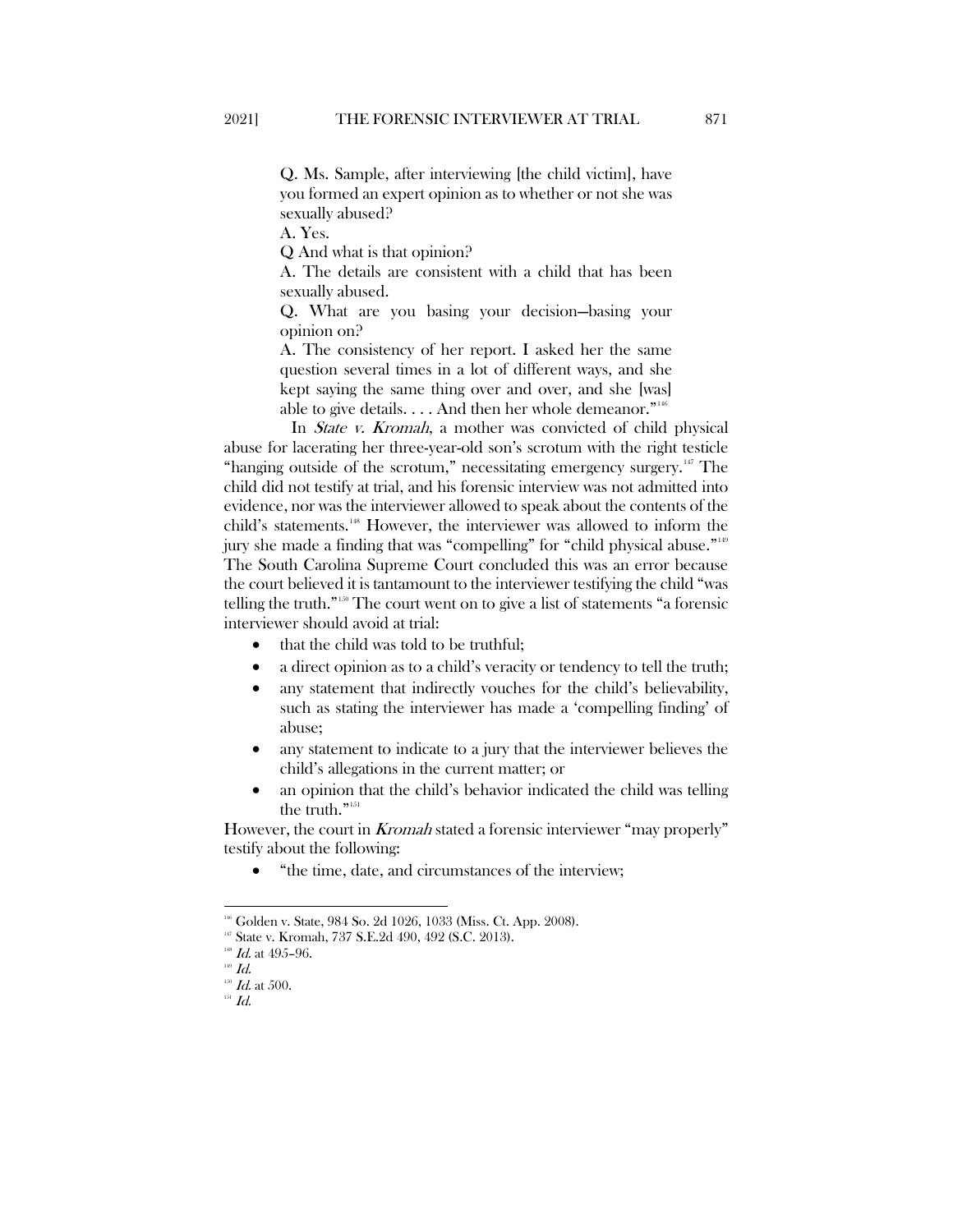> Q. Ms. Sample, after interviewing [the child victim], have you formed an expert opinion as to whether or not she was sexually abused?
>
> A. Yes.
>
> Q And what is that opinion?
>
> A. The details are consistent with a child that has been sexually abused.
>
> Q. What are you basing your decision—basing your opinion on?
>
> A. The consistency of her report. I asked her the same question several times in a lot of different ways, and she kept saying the same thing over and over, and she [was] able to give details. . . . And then her whole demeanor."[146]

In *State v. Kromah*, a mother was convicted of child physical abuse for lacerating her three-year-old son's scrotum with the right testicle "hanging outside of the scrotum," necessitating emergency surgery.[147] The child did not testify at trial, and his forensic interview was not admitted into evidence, nor was the interviewer allowed to speak about the contents of the child's statements.[148] However, the interviewer was allowed to inform the jury she made a finding that was "compelling" for "child physical abuse."[149] The South Carolina Supreme Court concluded this was an error because the court believed it is tantamount to the interviewer testifying the child "was telling the truth."[150] The court went on to give a list of statements "a forensic interviewer should avoid at trial:

- that the child was told to be truthful;
- a direct opinion as to a child's veracity or tendency to tell the truth;
- any statement that indirectly vouches for the child's believability, such as stating the interviewer has made a 'compelling finding' of abuse;
- any statement to indicate to a jury that the interviewer believes the child's allegations in the current matter; or
- an opinion that the child's behavior indicated the child was telling the truth."[151]

However, the court in *Kromah* stated a forensic interviewer "may properly" testify about the following:

- "the time, date, and circumstances of the interview;

---

[146] Golden v. State, 984 So. 2d 1026, 1033 (Miss. Ct. App. 2008).

[147] State v. Kromah, 737 S.E.2d 490, 492 (S.C. 2013).

[148] *Id.* at 495–96.

[149] *Id.*

[150] *Id.* at 500.

[151] *Id.*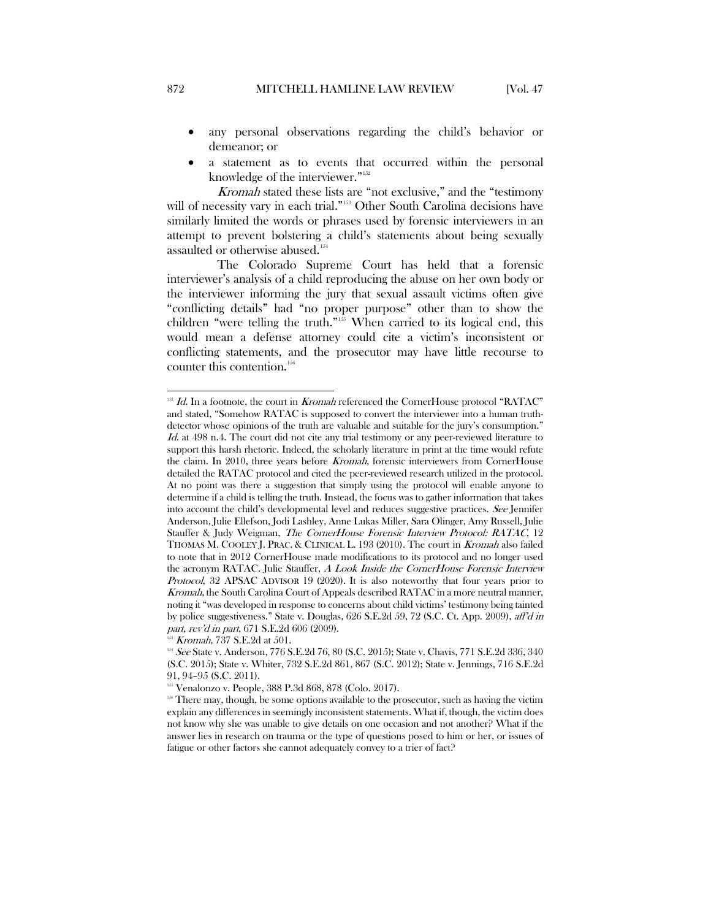- any personal observations regarding the child's behavior or demeanor; or
- a statement as to events that occurred within the personal knowledge of the interviewer."[152]

*Kromah* stated these lists are "not exclusive," and the "testimony will of necessity vary in each trial."[153] Other South Carolina decisions have similarly limited the words or phrases used by forensic interviewers in an attempt to prevent bolstering a child's statements about being sexually assaulted or otherwise abused.[154]

The Colorado Supreme Court has held that a forensic interviewer's analysis of a child reproducing the abuse on her own body or the interviewer informing the jury that sexual assault victims often give "conflicting details" had "no proper purpose" other than to show the children "were telling the truth."[155] When carried to its logical end, this would mean a defense attorney could cite a victim's inconsistent or conflicting statements, and the prosecutor may have little recourse to counter this contention.[156]

---

[152] *Id.* In a footnote, the court in *Kromah* referenced the CornerHouse protocol "RATAC" and stated, "Somehow RATAC is supposed to convert the interviewer into a human truth-detector whose opinions of the truth are valuable and suitable for the jury's consumption." *Id.* at 498 n.4. The court did not cite any trial testimony or any peer-reviewed literature to support this harsh rhetoric. Indeed, the scholarly literature in print at the time would refute the claim. In 2010, three years before *Kromah*, forensic interviewers from CornerHouse detailed the RATAC protocol and cited the peer-reviewed research utilized in the protocol. At no point was there a suggestion that simply using the protocol will enable anyone to determine if a child is telling the truth. Instead, the focus was to gather information that takes into account the child's developmental level and reduces suggestive practices. *See* Jennifer Anderson, Julie Ellefson, Jodi Lashley, Anne Lukas Miller, Sara Olinger, Amy Russell, Julie Stauffer & Judy Weigman, *The CornerHouse Forensic Interview Protocol: RATAC*, 12 THOMAS M. COOLEY J. PRAC. & CLINICAL L. 193 (2010). The court in *Kromah* also failed to note that in 2012 CornerHouse made modifications to its protocol and no longer used the acronym RATAC. Julie Stauffer, *A Look Inside the CornerHouse Forensic Interview Protocol*, 32 APSAC ADVISOR 19 (2020). It is also noteworthy that four years prior to *Kromah*, the South Carolina Court of Appeals described RATAC in a more neutral manner, noting it "was developed in response to concerns about child victims' testimony being tainted by police suggestiveness." State v. Douglas, 626 S.E.2d 59, 72 (S.C. Ct. App. 2009), *aff'd in part, rev'd in part*, 671 S.E.2d 606 (2009).

[153] *Kromah*, 737 S.E.2d at 501.

[154] *See* State v. Anderson, 776 S.E.2d 76, 80 (S.C. 2015); State v. Chavis, 771 S.E.2d 336, 340 (S.C. 2015); State v. Whiter, 732 S.E.2d 861, 867 (S.C. 2012); State v. Jennings, 716 S.E.2d 91, 94–95 (S.C. 2011).

[155] Venalonzo v. People, 388 P.3d 868, 878 (Colo. 2017).

[156] There may, though, be some options available to the prosecutor, such as having the victim explain any differences in seemingly inconsistent statements. What if, though, the victim does not know why she was unable to give details on one occasion and not another? What if the answer lies in research on trauma or the type of questions posed to him or her, or issues of fatigue or other factors she cannot adequately convey to a trier of fact?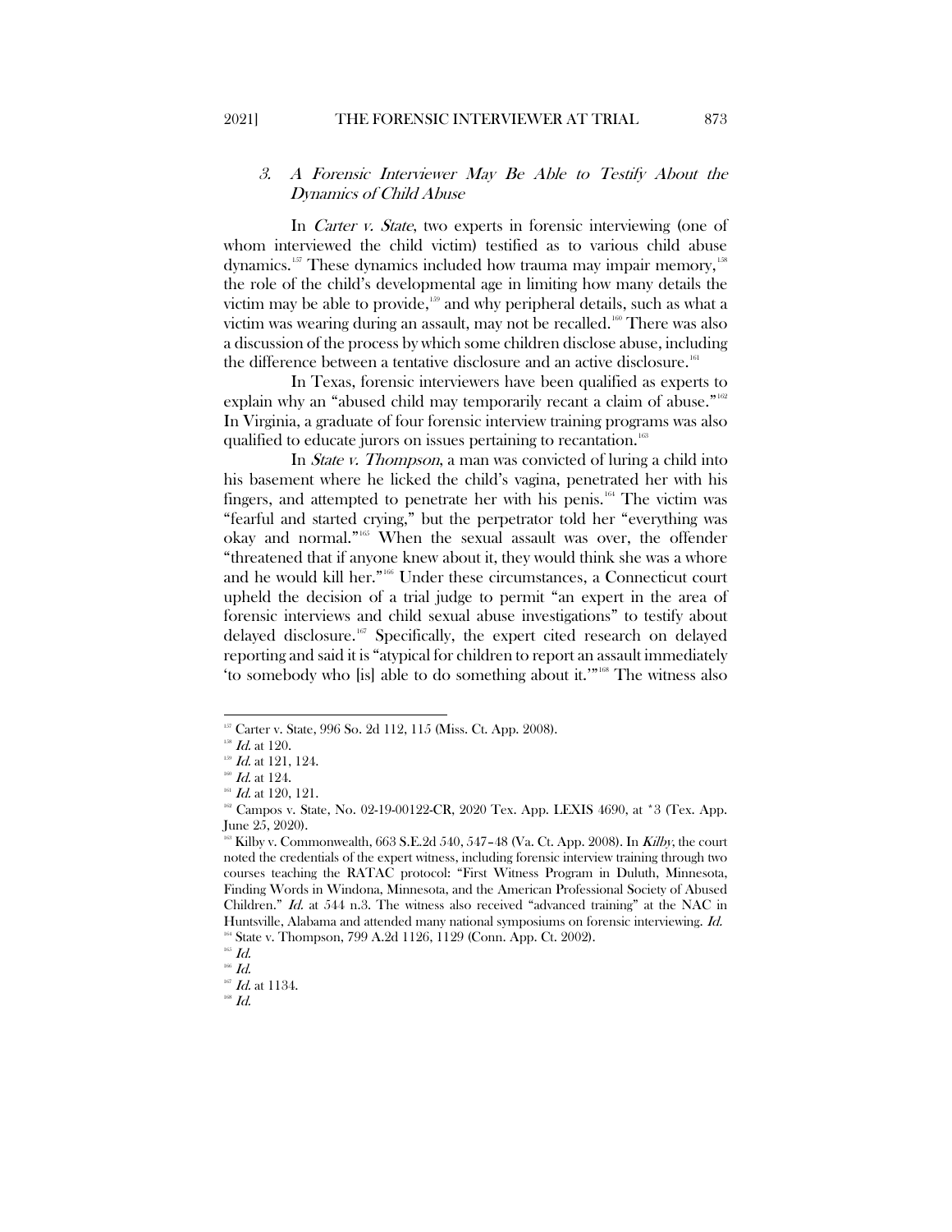### 3. *A Forensic Interviewer May Be Able to Testify About the Dynamics of Child Abuse*

In *Carter v. State*, two experts in forensic interviewing (one of whom interviewed the child victim) testified as to various child abuse dynamics.[157] These dynamics included how trauma may impair memory,[158] the role of the child's developmental age in limiting how many details the victim may be able to provide,[159] and why peripheral details, such as what a victim was wearing during an assault, may not be recalled.[160] There was also a discussion of the process by which some children disclose abuse, including the difference between a tentative disclosure and an active disclosure.[161]

In Texas, forensic interviewers have been qualified as experts to explain why an "abused child may temporarily recant a claim of abuse."[162] In Virginia, a graduate of four forensic interview training programs was also qualified to educate jurors on issues pertaining to recantation.[163]

In *State v. Thompson*, a man was convicted of luring a child into his basement where he licked the child's vagina, penetrated her with his fingers, and attempted to penetrate her with his penis.[164] The victim was "fearful and started crying," but the perpetrator told her "everything was okay and normal."[165] When the sexual assault was over, the offender "threatened that if anyone knew about it, they would think she was a whore and he would kill her."[166] Under these circumstances, a Connecticut court upheld the decision of a trial judge to permit "an expert in the area of forensic interviews and child sexual abuse investigations" to testify about delayed disclosure.[167] Specifically, the expert cited research on delayed reporting and said it is "atypical for children to report an assault immediately 'to somebody who [is] able to do something about it.'"[168] The witness also

---

[157] Carter v. State, 996 So. 2d 112, 115 (Miss. Ct. App. 2008).

[158] *Id.* at 120.

[159] *Id.* at 121, 124.

[160] *Id.* at 124.

[161] *Id.* at 120, 121.

[162] Campos v. State, No. 02-19-00122-CR, 2020 Tex. App. LEXIS 4690, at *3 (Tex. App. June 25, 2020).

[163] Kilby v. Commonwealth, 663 S.E.2d 540, 547–48 (Va. Ct. App. 2008). In *Kilby*, the court noted the credentials of the expert witness, including forensic interview training through two courses teaching the RATAC protocol: "First Witness Program in Duluth, Minnesota, Finding Words in Windona, Minnesota, and the American Professional Society of Abused Children." *Id.* at 544 n.3. The witness also received "advanced training" at the NAC in Huntsville, Alabama and attended many national symposiums on forensic interviewing. *Id.*

[164] State v. Thompson, 799 A.2d 1126, 1129 (Conn. App. Ct. 2002).

[165] *Id.*

[166] *Id.*

[167] *Id.* at 1134.

[168] *Id.*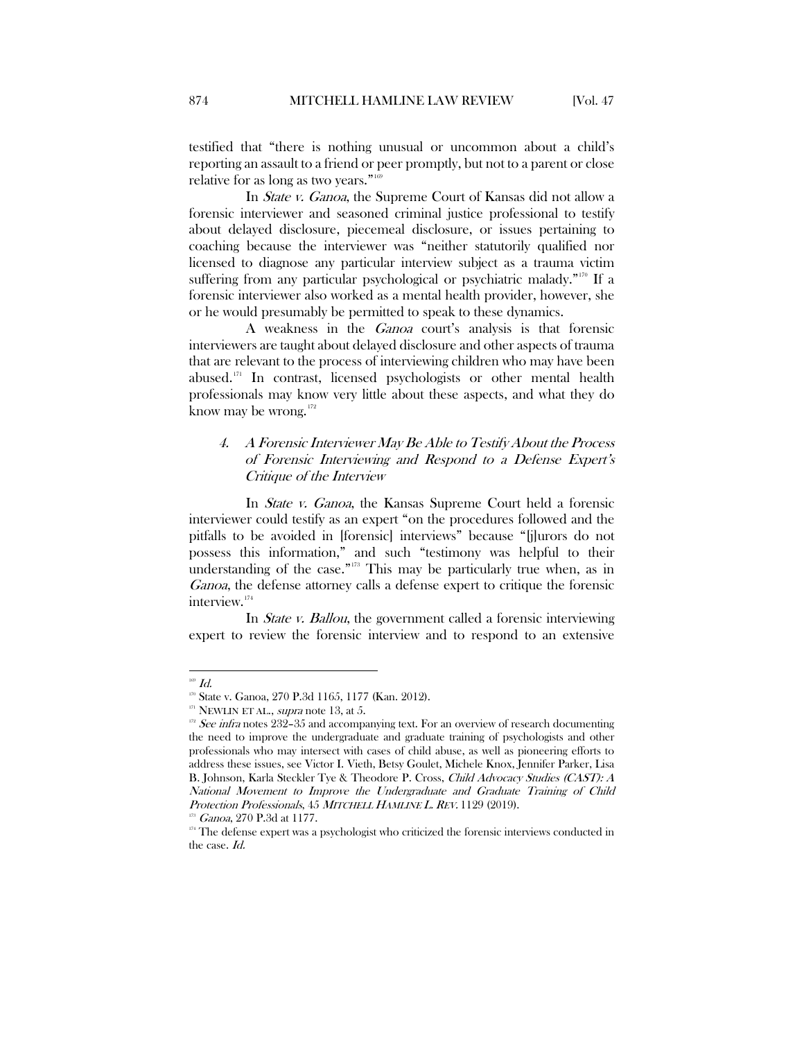testified that "there is nothing unusual or uncommon about a child's reporting an assault to a friend or peer promptly, but not to a parent or close relative for as long as two years."[169]

In *State v. Ganoa*, the Supreme Court of Kansas did not allow a forensic interviewer and seasoned criminal justice professional to testify about delayed disclosure, piecemeal disclosure, or issues pertaining to coaching because the interviewer was "neither statutorily qualified nor licensed to diagnose any particular interview subject as a trauma victim suffering from any particular psychological or psychiatric malady."[170] If a forensic interviewer also worked as a mental health provider, however, she or he would presumably be permitted to speak to these dynamics.

A weakness in the *Ganoa* court's analysis is that forensic interviewers are taught about delayed disclosure and other aspects of trauma that are relevant to the process of interviewing children who may have been abused.[171] In contrast, licensed psychologists or other mental health professionals may know very little about these aspects, and what they do know may be wrong.[172]

#### *4. A Forensic Interviewer May Be Able to Testify About the Process of Forensic Interviewing and Respond to a Defense Expert's Critique of the Interview*

In *State v. Ganoa*, the Kansas Supreme Court held a forensic interviewer could testify as an expert "on the procedures followed and the pitfalls to be avoided in [forensic] interviews" because "[j]urors do not possess this information," and such "testimony was helpful to their understanding of the case."[173] This may be particularly true when, as in *Ganoa*, the defense attorney calls a defense expert to critique the forensic interview.[174]

In *State v. Ballou*, the government called a forensic interviewing expert to review the forensic interview and to respond to an extensive

---

[169] *Id.*

[170] State v. Ganoa, 270 P.3d 1165, 1177 (Kan. 2012).

[171] NEWLIN ET AL., *supra* note 13, at 5.

[172] *See infra* notes 232–35 and accompanying text. For an overview of research documenting the need to improve the undergraduate and graduate training of psychologists and other professionals who may intersect with cases of child abuse, as well as pioneering efforts to address these issues, see Victor I. Vieth, Betsy Goulet, Michele Knox, Jennifer Parker, Lisa B. Johnson, Karla Steckler Tye & Theodore P. Cross, *Child Advocacy Studies (CAST): A National Movement to Improve the Undergraduate and Graduate Training of Child Protection Professionals*, 45 *MITCHELL HAMLINE L. REV.* 1129 (2019).

[173] *Ganoa*, 270 P.3d at 1177.

[174] The defense expert was a psychologist who criticized the forensic interviews conducted in the case. *Id.*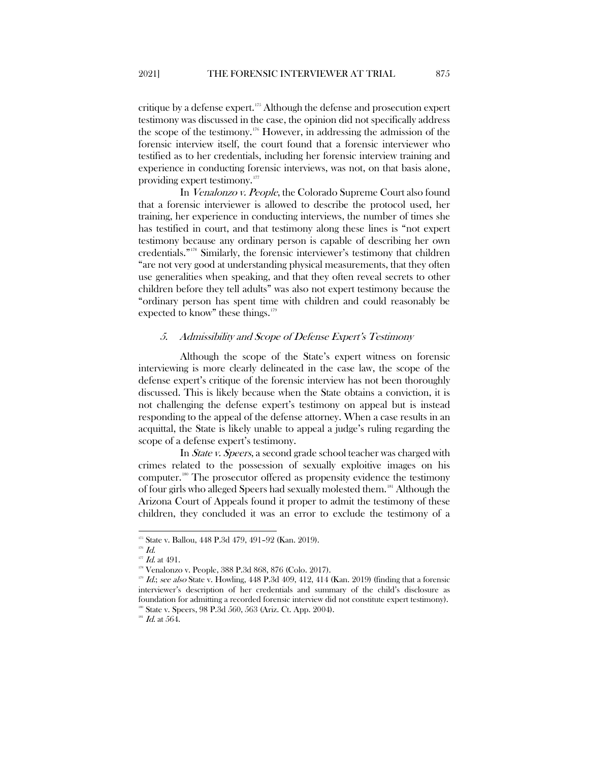critique by a defense expert.[175] Although the defense and prosecution expert testimony was discussed in the case, the opinion did not specifically address the scope of the testimony.[176] However, in addressing the admission of the forensic interview itself, the court found that a forensic interviewer who testified as to her credentials, including her forensic interview training and experience in conducting forensic interviews, was not, on that basis alone, providing expert testimony.[177]

In *Venalonzo v. People*, the Colorado Supreme Court also found that a forensic interviewer is allowed to describe the protocol used, her training, her experience in conducting interviews, the number of times she has testified in court, and that testimony along these lines is "not expert testimony because any ordinary person is capable of describing her own credentials."[178] Similarly, the forensic interviewer's testimony that children "are not very good at understanding physical measurements, that they often use generalities when speaking, and that they often reveal secrets to other children before they tell adults" was also not expert testimony because the "ordinary person has spent time with children and could reasonably be expected to know" these things.[179]

### 5. *Admissibility and Scope of Defense Expert's Testimony*

Although the scope of the State's expert witness on forensic interviewing is more clearly delineated in the case law, the scope of the defense expert's critique of the forensic interview has not been thoroughly discussed. This is likely because when the State obtains a conviction, it is not challenging the defense expert's testimony on appeal but is instead responding to the appeal of the defense attorney. When a case results in an acquittal, the State is likely unable to appeal a judge's ruling regarding the scope of a defense expert's testimony.

In *State v. Speers*, a second grade school teacher was charged with crimes related to the possession of sexually exploitive images on his computer.[180] The prosecutor offered as propensity evidence the testimony of four girls who alleged Speers had sexually molested them.[181] Although the Arizona Court of Appeals found it proper to admit the testimony of these children, they concluded it was an error to exclude the testimony of a

---

[175] State v. Ballou, 448 P.3d 479, 491–92 (Kan. 2019).

[176] *Id.*

[177] *Id.* at 491.

[178] Venalonzo v. People, 388 P.3d 868, 876 (Colo. 2017).

[179] *Id.*; *see also* State v. Howling, 448 P.3d 409, 412, 414 (Kan. 2019) (finding that a forensic interviewer's description of her credentials and summary of the child's disclosure as foundation for admitting a recorded forensic interview did not constitute expert testimony).

[180] State v. Speers, 98 P.3d 560, 563 (Ariz. Ct. App. 2004).

[181] *Id.* at 564.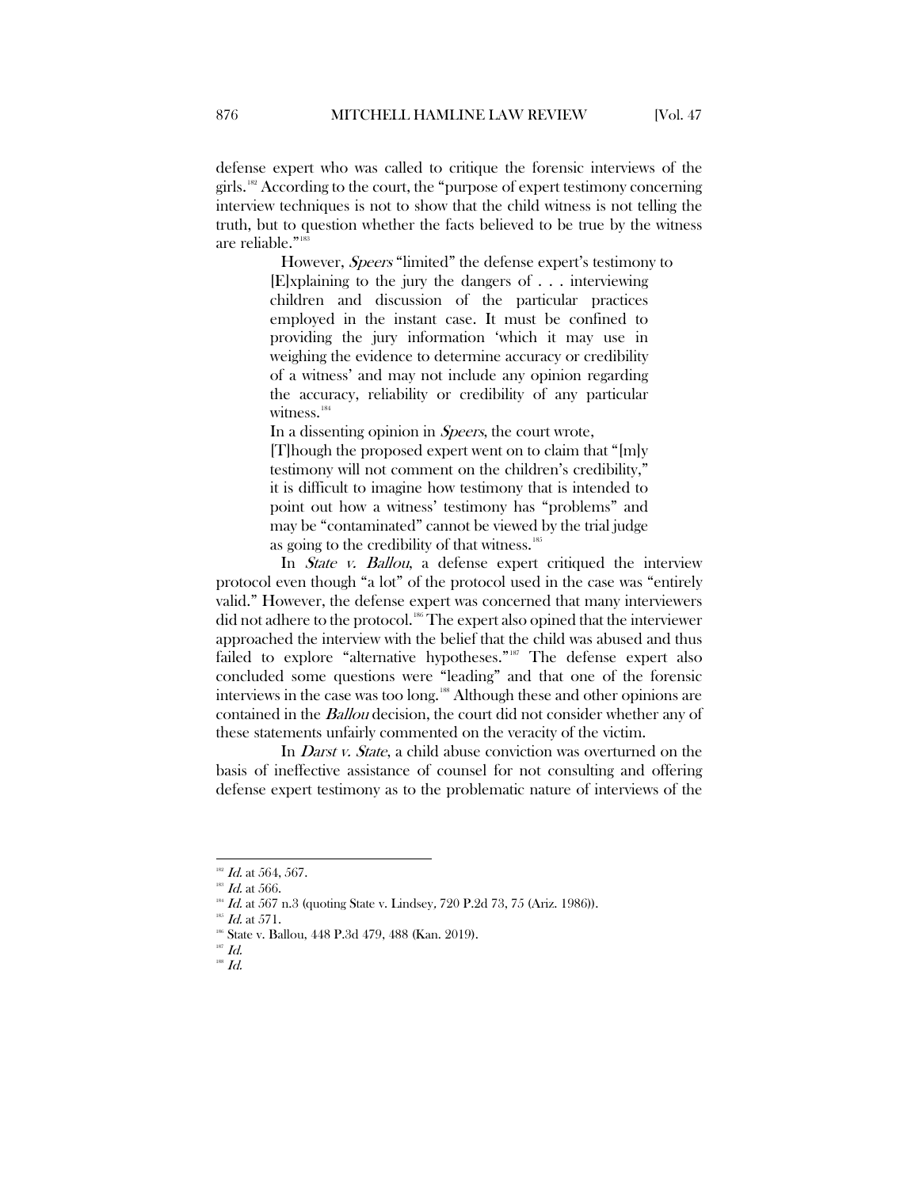defense expert who was called to critique the forensic interviews of the girls.[182] According to the court, the "purpose of expert testimony concerning interview techniques is not to show that the child witness is not telling the truth, but to question whether the facts believed to be true by the witness are reliable."[183]

However, *Speers* "limited" the defense expert's testimony to

> [E]xplaining to the jury the dangers of . . . interviewing children and discussion of the particular practices employed in the instant case. It must be confined to providing the jury information 'which it may use in weighing the evidence to determine accuracy or credibility of a witness' and may not include any opinion regarding the accuracy, reliability or credibility of any particular witness.[184]

In a dissenting opinion in *Speers*, the court wrote,

> [T]hough the proposed expert went on to claim that "[m]y testimony will not comment on the children's credibility," it is difficult to imagine how testimony that is intended to point out how a witness' testimony has "problems" and may be "contaminated" cannot be viewed by the trial judge as going to the credibility of that witness.[185]

In *State v. Ballou*, a defense expert critiqued the interview protocol even though "a lot" of the protocol used in the case was "entirely valid." However, the defense expert was concerned that many interviewers did not adhere to the protocol.[186] The expert also opined that the interviewer approached the interview with the belief that the child was abused and thus failed to explore "alternative hypotheses."[187] The defense expert also concluded some questions were "leading" and that one of the forensic interviews in the case was too long.[188] Although these and other opinions are contained in the *Ballou* decision, the court did not consider whether any of these statements unfairly commented on the veracity of the victim.

In *Darst v. State*, a child abuse conviction was overturned on the basis of ineffective assistance of counsel for not consulting and offering defense expert testimony as to the problematic nature of interviews of the

---

[182] *Id.* at 564, 567.

[183] *Id.* at 566.

[184] *Id.* at 567 n.3 (quoting State v. Lindsey, 720 P.2d 73, 75 (Ariz. 1986)).

[185] *Id.* at 571.

[186] State v. Ballou, 448 P.3d 479, 488 (Kan. 2019).

[187] *Id.*

[188] *Id.*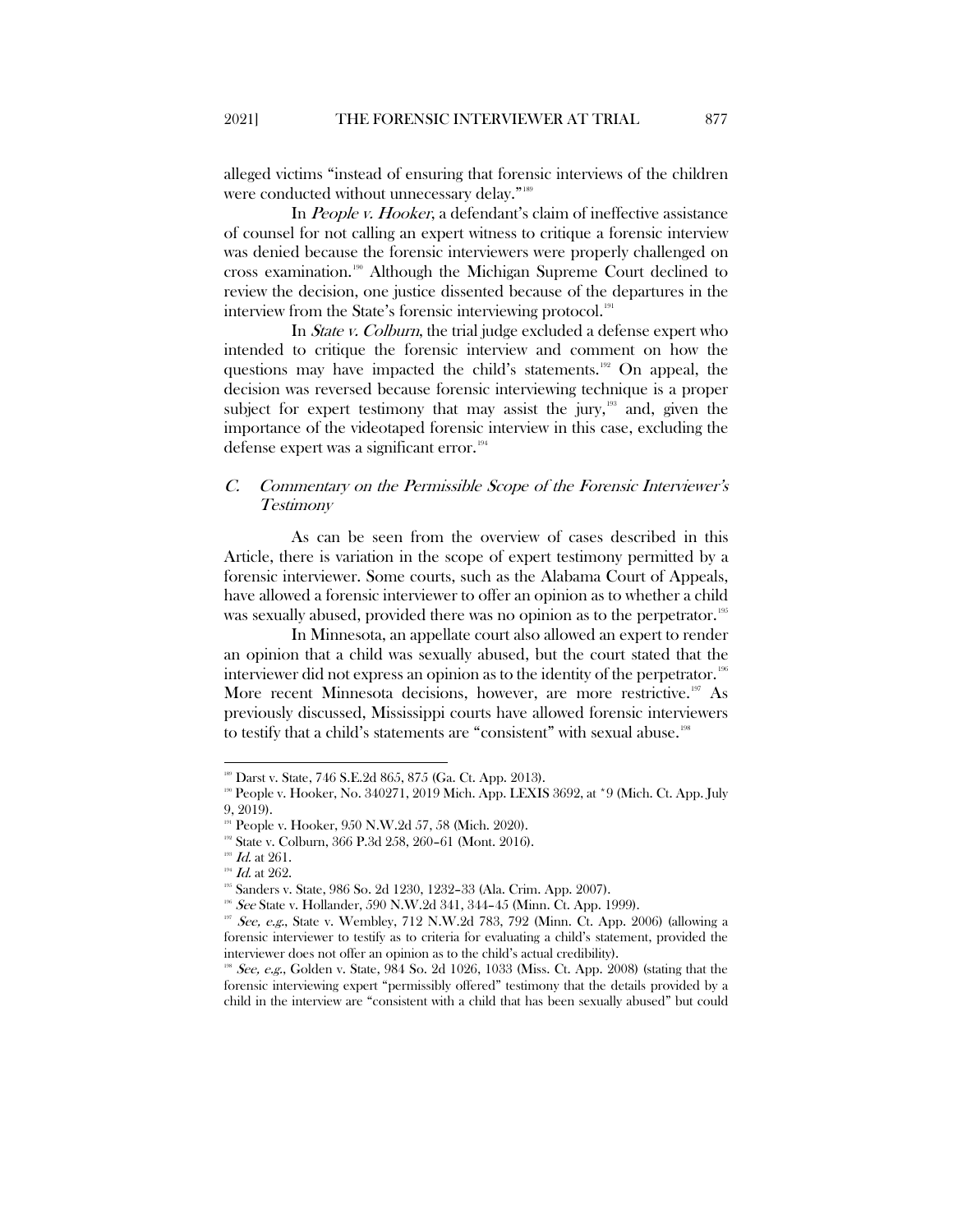alleged victims "instead of ensuring that forensic interviews of the children were conducted without unnecessary delay."[189]

In *People v. Hooker*, a defendant's claim of ineffective assistance of counsel for not calling an expert witness to critique a forensic interview was denied because the forensic interviewers were properly challenged on cross examination.[190] Although the Michigan Supreme Court declined to review the decision, one justice dissented because of the departures in the interview from the State's forensic interviewing protocol.[191]

In *State v. Colburn*, the trial judge excluded a defense expert who intended to critique the forensic interview and comment on how the questions may have impacted the child's statements.[192] On appeal, the decision was reversed because forensic interviewing technique is a proper subject for expert testimony that may assist the jury,[193] and, given the importance of the videotaped forensic interview in this case, excluding the defense expert was a significant error.[194]

### C. *Commentary on the Permissible Scope of the Forensic Interviewer's Testimony*

As can be seen from the overview of cases described in this Article, there is variation in the scope of expert testimony permitted by a forensic interviewer. Some courts, such as the Alabama Court of Appeals, have allowed a forensic interviewer to offer an opinion as to whether a child was sexually abused, provided there was no opinion as to the perpetrator.[195]

In Minnesota, an appellate court also allowed an expert to render an opinion that a child was sexually abused, but the court stated that the interviewer did not express an opinion as to the identity of the perpetrator.[196] More recent Minnesota decisions, however, are more restrictive.[197] As previously discussed, Mississippi courts have allowed forensic interviewers to testify that a child's statements are "consistent" with sexual abuse.[198]

---

[189] Darst v. State, 746 S.E.2d 865, 875 (Ga. Ct. App. 2013).

[190] People v. Hooker, No. 340271, 2019 Mich. App. LEXIS 3692, at *9 (Mich. Ct. App. July 9, 2019).

[191] People v. Hooker, 950 N.W.2d 57, 58 (Mich. 2020).

[192] State v. Colburn, 366 P.3d 258, 260–61 (Mont. 2016).

[193] *Id.* at 261.

[194] *Id.* at 262.

[195] Sanders v. State, 986 So. 2d 1230, 1232–33 (Ala. Crim. App. 2007).

[196] *See* State v. Hollander, 590 N.W.2d 341, 344–45 (Minn. Ct. App. 1999).

[197] *See, e.g.*, State v. Wembley, 712 N.W.2d 783, 792 (Minn. Ct. App. 2006) (allowing a forensic interviewer to testify as to criteria for evaluating a child's statement, provided the interviewer does not offer an opinion as to the child's actual credibility).

[198] *See, e.g.*, Golden v. State, 984 So. 2d 1026, 1033 (Miss. Ct. App. 2008) (stating that the forensic interviewing expert "permissibly offered" testimony that the details provided by a child in the interview are "consistent with a child that has been sexually abused" but could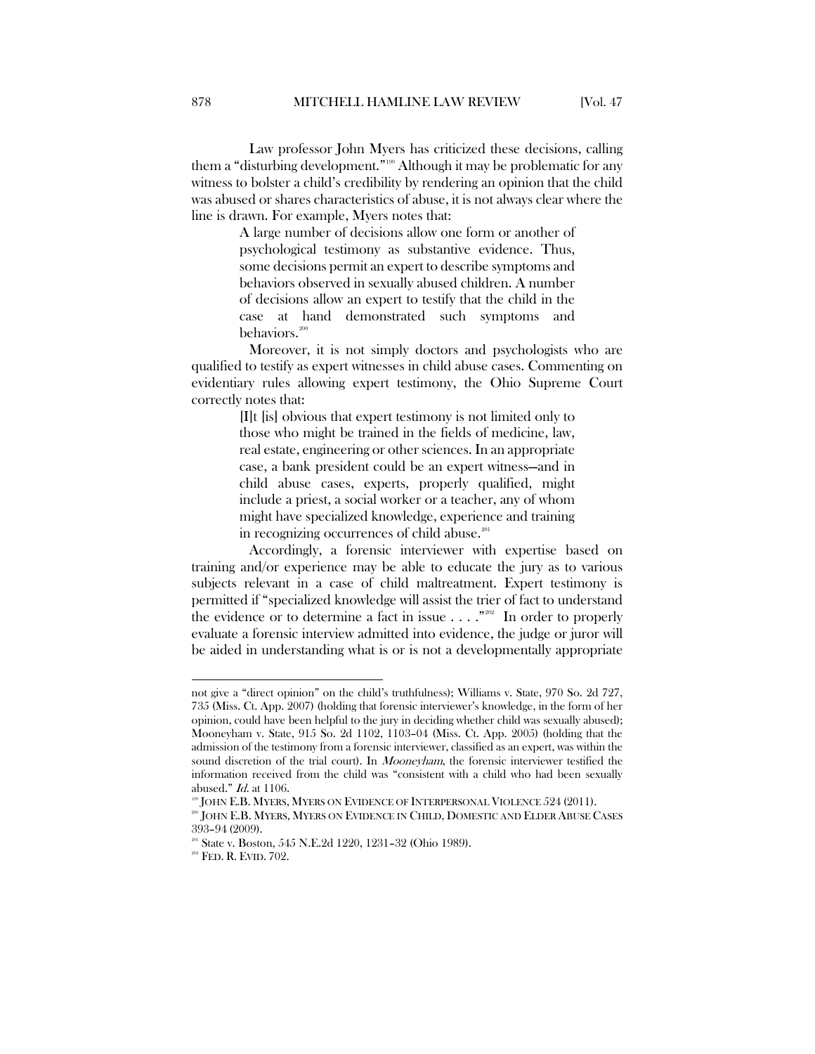Law professor John Myers has criticized these decisions, calling them a "disturbing development."[199] Although it may be problematic for any witness to bolster a child's credibility by rendering an opinion that the child was abused or shares characteristics of abuse, it is not always clear where the line is drawn. For example, Myers notes that:

> A large number of decisions allow one form or another of psychological testimony as substantive evidence. Thus, some decisions permit an expert to describe symptoms and behaviors observed in sexually abused children. A number of decisions allow an expert to testify that the child in the case at hand demonstrated such symptoms and behaviors.[200]

Moreover, it is not simply doctors and psychologists who are qualified to testify as expert witnesses in child abuse cases. Commenting on evidentiary rules allowing expert testimony, the Ohio Supreme Court correctly notes that:

> [I]t [is] obvious that expert testimony is not limited only to those who might be trained in the fields of medicine, law, real estate, engineering or other sciences. In an appropriate case, a bank president could be an expert witness—and in child abuse cases, experts, properly qualified, might include a priest, a social worker or a teacher, any of whom might have specialized knowledge, experience and training in recognizing occurrences of child abuse.[201]

Accordingly, a forensic interviewer with expertise based on training and/or experience may be able to educate the jury as to various subjects relevant in a case of child maltreatment. Expert testimony is permitted if "specialized knowledge will assist the trier of fact to understand the evidence or to determine a fact in issue . . . ."[202] In order to properly evaluate a forensic interview admitted into evidence, the judge or juror will be aided in understanding what is or is not a developmentally appropriate

---

not give a "direct opinion" on the child's truthfulness); Williams v. State, 970 So. 2d 727, 735 (Miss. Ct. App. 2007) (holding that forensic interviewer's knowledge, in the form of her opinion, could have been helpful to the jury in deciding whether child was sexually abused); Mooneyham v. State, 915 So. 2d 1102, 1103–04 (Miss. Ct. App. 2005) (holding that the admission of the testimony from a forensic interviewer, classified as an expert, was within the sound discretion of the trial court). In *Mooneyham*, the forensic interviewer testified the information received from the child was "consistent with a child who had been sexually abused." *Id.* at 1106.

[199] JOHN E.B. MYERS, MYERS ON EVIDENCE OF INTERPERSONAL VIOLENCE 524 (2011).

[200] JOHN E.B. MYERS, MYERS ON EVIDENCE IN CHILD, DOMESTIC AND ELDER ABUSE CASES 393–94 (2009).

[201] State v. Boston, 545 N.E.2d 1220, 1231–32 (Ohio 1989).

[202] FED. R. EVID. 702.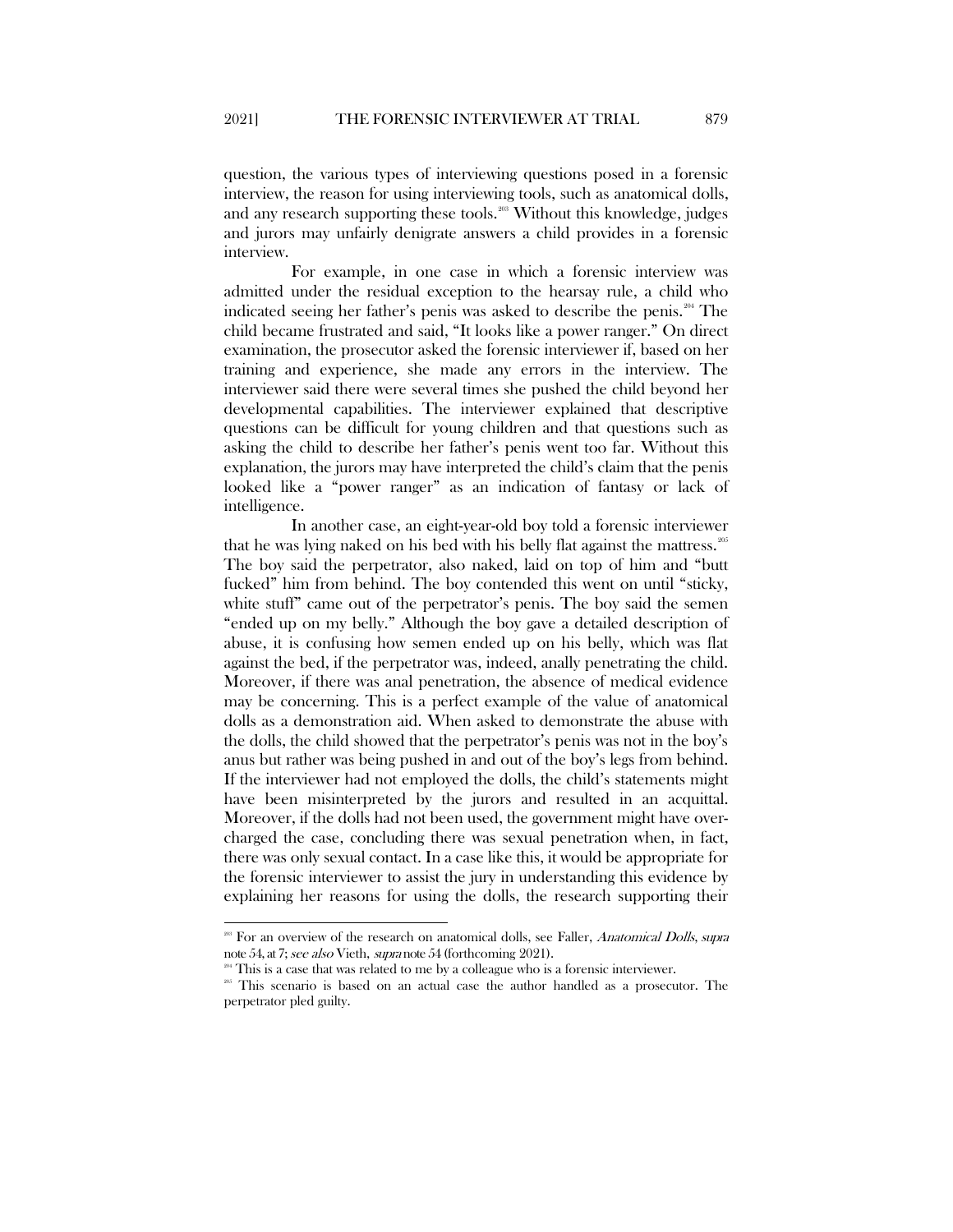question, the various types of interviewing questions posed in a forensic interview, the reason for using interviewing tools, such as anatomical dolls, and any research supporting these tools.[203] Without this knowledge, judges and jurors may unfairly denigrate answers a child provides in a forensic interview.

For example, in one case in which a forensic interview was admitted under the residual exception to the hearsay rule, a child who indicated seeing her father's penis was asked to describe the penis.[204] The child became frustrated and said, "It looks like a power ranger." On direct examination, the prosecutor asked the forensic interviewer if, based on her training and experience, she made any errors in the interview. The interviewer said there were several times she pushed the child beyond her developmental capabilities. The interviewer explained that descriptive questions can be difficult for young children and that questions such as asking the child to describe her father's penis went too far. Without this explanation, the jurors may have interpreted the child's claim that the penis looked like a "power ranger" as an indication of fantasy or lack of intelligence.

In another case, an eight-year-old boy told a forensic interviewer that he was lying naked on his bed with his belly flat against the mattress.[205] The boy said the perpetrator, also naked, laid on top of him and "butt fucked" him from behind. The boy contended this went on until "sticky, white stuff" came out of the perpetrator's penis. The boy said the semen "ended up on my belly." Although the boy gave a detailed description of abuse, it is confusing how semen ended up on his belly, which was flat against the bed, if the perpetrator was, indeed, anally penetrating the child. Moreover, if there was anal penetration, the absence of medical evidence may be concerning. This is a perfect example of the value of anatomical dolls as a demonstration aid. When asked to demonstrate the abuse with the dolls, the child showed that the perpetrator's penis was not in the boy's anus but rather was being pushed in and out of the boy's legs from behind. If the interviewer had not employed the dolls, the child's statements might have been misinterpreted by the jurors and resulted in an acquittal. Moreover, if the dolls had not been used, the government might have over-charged the case, concluding there was sexual penetration when, in fact, there was only sexual contact. In a case like this, it would be appropriate for the forensic interviewer to assist the jury in understanding this evidence by explaining her reasons for using the dolls, the research supporting their

---

[203] For an overview of the research on anatomical dolls, see Faller, *Anatomical Dolls*, *supra* note 54, at 7; *see also* Vieth, *supra* note 54 (forthcoming 2021).

[204] This is a case that was related to me by a colleague who is a forensic interviewer.

[205] This scenario is based on an actual case the author handled as a prosecutor. The perpetrator pled guilty.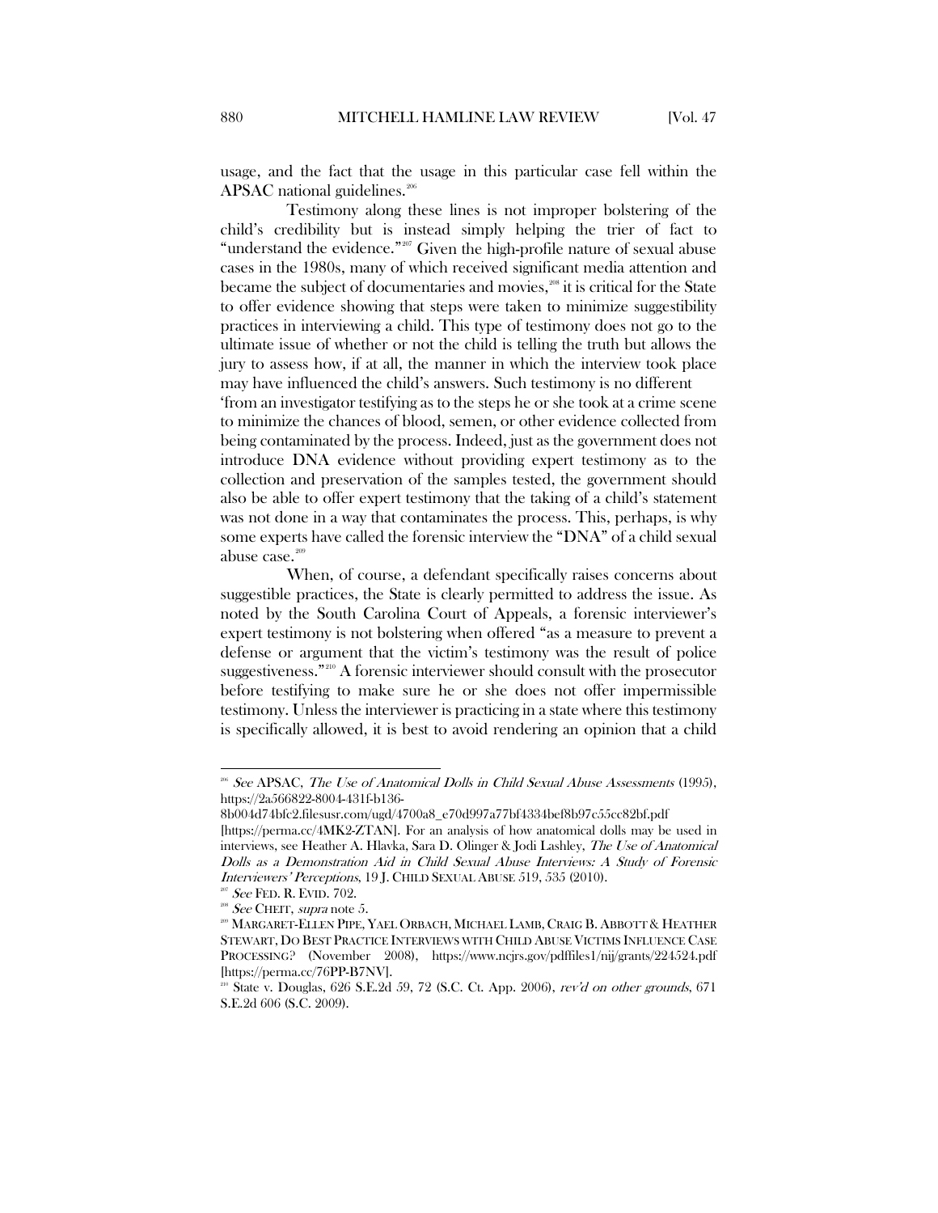usage, and the fact that the usage in this particular case fell within the APSAC national guidelines.[206]

Testimony along these lines is not improper bolstering of the child's credibility but is instead simply helping the trier of fact to "understand the evidence."[207] Given the high-profile nature of sexual abuse cases in the 1980s, many of which received significant media attention and became the subject of documentaries and movies,[208] it is critical for the State to offer evidence showing that steps were taken to minimize suggestibility practices in interviewing a child. This type of testimony does not go to the ultimate issue of whether or not the child is telling the truth but allows the jury to assess how, if at all, the manner in which the interview took place may have influenced the child's answers. Such testimony is no different 'from an investigator testifying as to the steps he or she took at a crime scene to minimize the chances of blood, semen, or other evidence collected from being contaminated by the process. Indeed, just as the government does not introduce DNA evidence without providing expert testimony as to the collection and preservation of the samples tested, the government should also be able to offer expert testimony that the taking of a child's statement was not done in a way that contaminates the process. This, perhaps, is why some experts have called the forensic interview the "DNA" of a child sexual abuse case.[209]

When, of course, a defendant specifically raises concerns about suggestible practices, the State is clearly permitted to address the issue. As noted by the South Carolina Court of Appeals, a forensic interviewer's expert testimony is not bolstering when offered "as a measure to prevent a defense or argument that the victim's testimony was the result of police suggestiveness."[210] A forensic interviewer should consult with the prosecutor before testifying to make sure he or she does not offer impermissible testimony. Unless the interviewer is practicing in a state where this testimony is specifically allowed, it is best to avoid rendering an opinion that a child

---

[206] *See* APSAC, *The Use of Anatomical Dolls in Child Sexual Abuse Assessments* (1995), https://2a566822-8004-431f-b136-8b004d74bfc2.filesusr.com/ugd/4700a8_e70d997a77bf4334bef8b97c55cc82bf.pdf [https://perma.cc/4MK2-ZTAN]. For an analysis of how anatomical dolls may be used in interviews, see Heather A. Hlavka, Sara D. Olinger & Jodi Lashley, *The Use of Anatomical Dolls as a Demonstration Aid in Child Sexual Abuse Interviews: A Study of Forensic Interviewers' Perceptions*, 19 J. CHILD SEXUAL ABUSE 519, 535 (2010).

[207] *See* FED. R. EVID. 702.

[208] *See* CHEIT, *supra* note 5.

[209] MARGARET-ELLEN PIPE, YAEL ORBACH, MICHAEL LAMB, CRAIG B. ABBOTT & HEATHER STEWART, DO BEST PRACTICE INTERVIEWS WITH CHILD ABUSE VICTIMS INFLUENCE CASE PROCESSING? (November 2008), https://www.ncjrs.gov/pdffiles1/nij/grants/224524.pdf [https://perma.cc/76PP-B7NV].

[210] State v. Douglas, 626 S.E.2d 59, 72 (S.C. Ct. App. 2006), *rev'd on other grounds*, 671 S.E.2d 606 (S.C. 2009).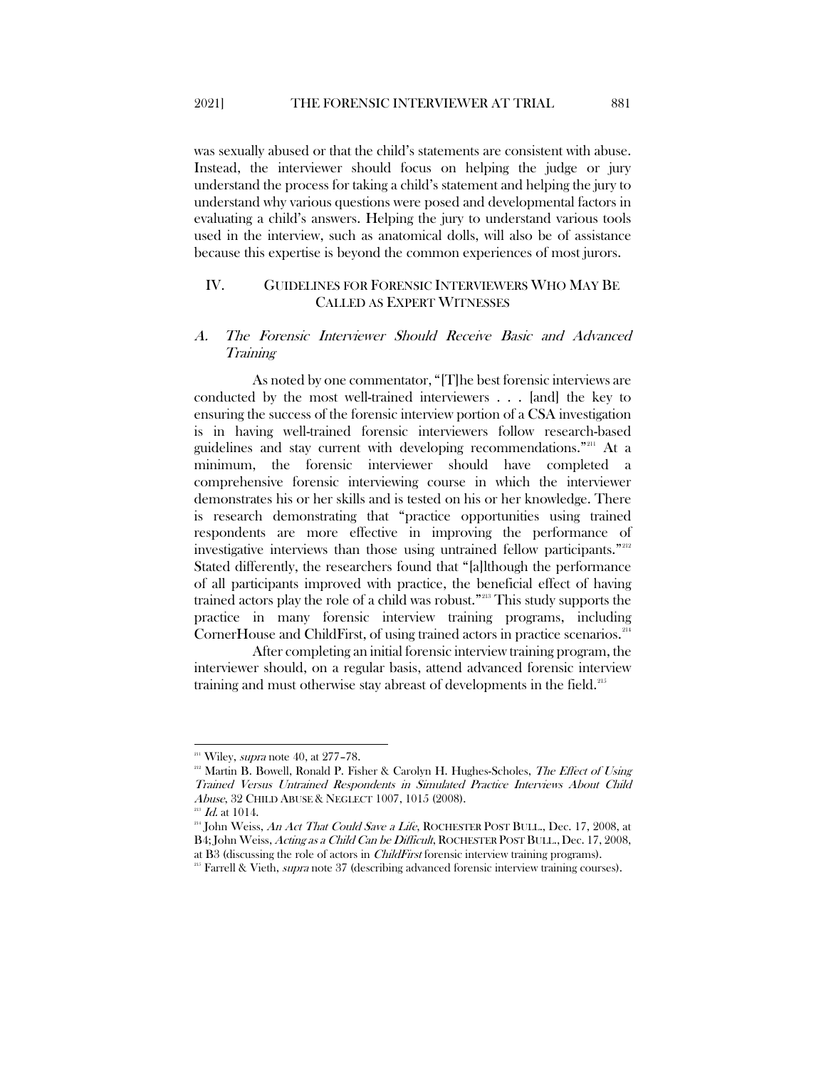was sexually abused or that the child's statements are consistent with abuse. Instead, the interviewer should focus on helping the judge or jury understand the process for taking a child's statement and helping the jury to understand why various questions were posed and developmental factors in evaluating a child's answers. Helping the jury to understand various tools used in the interview, such as anatomical dolls, will also be of assistance because this expertise is beyond the common experiences of most jurors.

## IV. GUIDELINES FOR FORENSIC INTERVIEWERS WHO MAY BE CALLED AS EXPERT WITNESSES

### *A. The Forensic Interviewer Should Receive Basic and Advanced Training*

As noted by one commentator, "[T]he best forensic interviews are conducted by the most well-trained interviewers . . . [and] the key to ensuring the success of the forensic interview portion of a CSA investigation is in having well-trained forensic interviewers follow research-based guidelines and stay current with developing recommendations."[211] At a minimum, the forensic interviewer should have completed a comprehensive forensic interviewing course in which the interviewer demonstrates his or her skills and is tested on his or her knowledge. There is research demonstrating that "practice opportunities using trained respondents are more effective in improving the performance of investigative interviews than those using untrained fellow participants."[212] Stated differently, the researchers found that "[a]lthough the performance of all participants improved with practice, the beneficial effect of having trained actors play the role of a child was robust."[213] This study supports the practice in many forensic interview training programs, including CornerHouse and ChildFirst, of using trained actors in practice scenarios.[214]

After completing an initial forensic interview training program, the interviewer should, on a regular basis, attend advanced forensic interview training and must otherwise stay abreast of developments in the field.[215]

---

[211] Wiley, *supra* note 40, at 277–78.

[212] Martin B. Bowell, Ronald P. Fisher & Carolyn H. Hughes-Scholes, *The Effect of Using Trained Versus Untrained Respondents in Simulated Practice Interviews About Child Abuse*, 32 CHILD ABUSE & NEGLECT 1007, 1015 (2008).

[213] *Id.* at 1014.

[214] John Weiss, *An Act That Could Save a Life*, ROCHESTER POST BULL., Dec. 17, 2008, at B4; John Weiss, *Acting as a Child Can be Difficult*, ROCHESTER POST BULL., Dec. 17, 2008, at B3 (discussing the role of actors in *ChildFirst* forensic interview training programs).

[215] Farrell & Vieth, *supra* note 37 (describing advanced forensic interview training courses).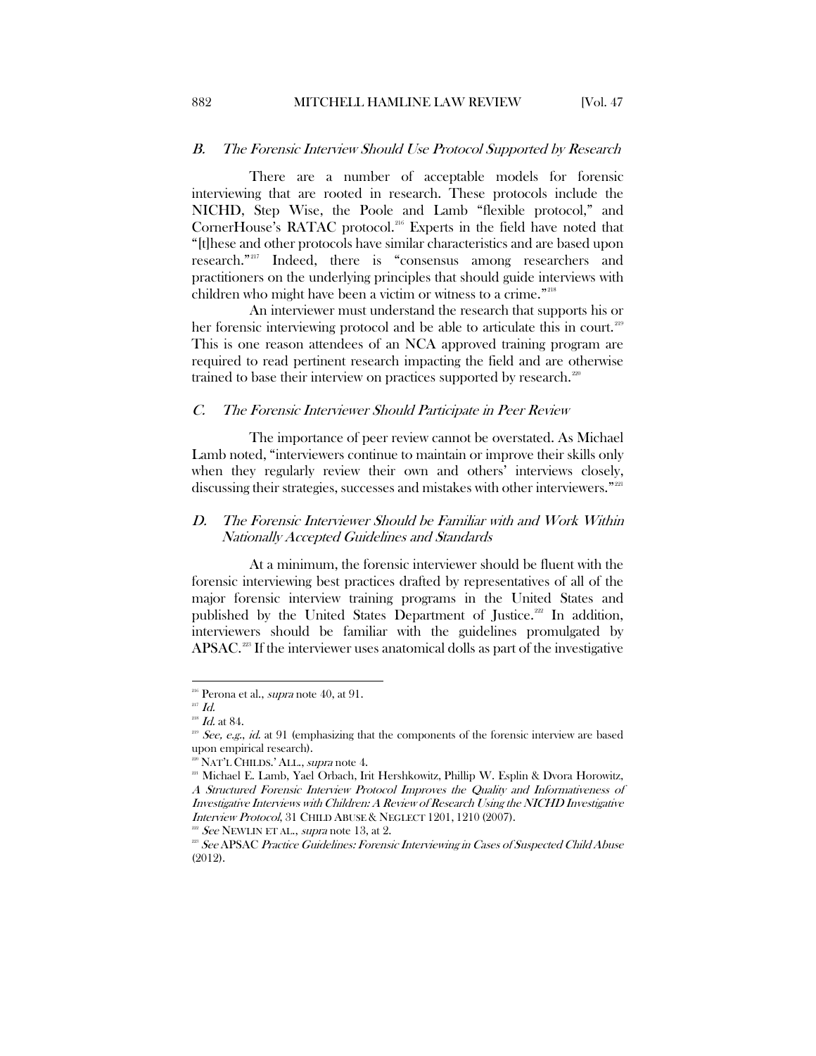### *B. The Forensic Interview Should Use Protocol Supported by Research*

There are a number of acceptable models for forensic interviewing that are rooted in research. These protocols include the NICHD, Step Wise, the Poole and Lamb "flexible protocol," and CornerHouse's RATAC protocol.[216] Experts in the field have noted that "[t]hese and other protocols have similar characteristics and are based upon research."[217] Indeed, there is "consensus among researchers and practitioners on the underlying principles that should guide interviews with children who might have been a victim or witness to a crime."[218]

An interviewer must understand the research that supports his or her forensic interviewing protocol and be able to articulate this in court.[219] This is one reason attendees of an NCA approved training program are required to read pertinent research impacting the field and are otherwise trained to base their interview on practices supported by research.[220]

### *C. The Forensic Interviewer Should Participate in Peer Review*

The importance of peer review cannot be overstated. As Michael Lamb noted, "interviewers continue to maintain or improve their skills only when they regularly review their own and others' interviews closely, discussing their strategies, successes and mistakes with other interviewers."[221]

### *D. The Forensic Interviewer Should be Familiar with and Work Within Nationally Accepted Guidelines and Standards*

At a minimum, the forensic interviewer should be fluent with the forensic interviewing best practices drafted by representatives of all of the major forensic interview training programs in the United States and published by the United States Department of Justice.[222] In addition, interviewers should be familiar with the guidelines promulgated by APSAC.[223] If the interviewer uses anatomical dolls as part of the investigative

---

[216] Perona et al., *supra* note 40, at 91.

[217] *Id.*

[218] *Id.* at 84.

[219] *See, e.g.*, *id.* at 91 (emphasizing that the components of the forensic interview are based upon empirical research).

[220] NAT'L CHILDS.' ALL., *supra* note 4.

[221] Michael E. Lamb, Yael Orbach, Irit Hershkowitz, Phillip W. Esplin & Dvora Horowitz, *A Structured Forensic Interview Protocol Improves the Quality and Informativeness of Investigative Interviews with Children: A Review of Research Using the NICHD Investigative Interview Protocol*, 31 CHILD ABUSE & NEGLECT 1201, 1210 (2007).

[222] *See* NEWLIN ET AL., *supra* note 13, at 2.

[223] *See* APSAC *Practice Guidelines: Forensic Interviewing in Cases of Suspected Child Abuse* (2012).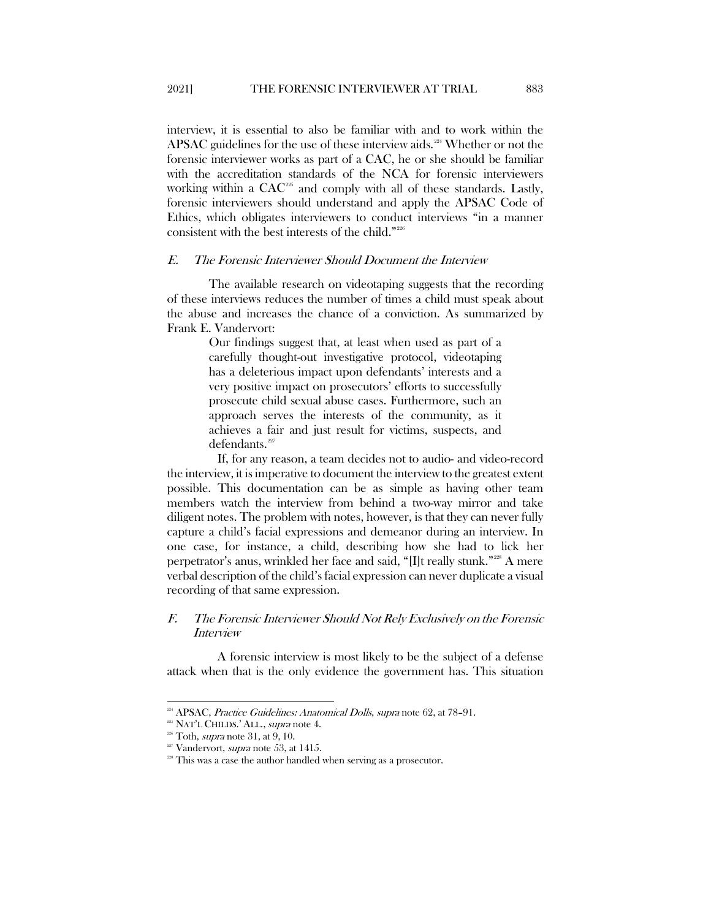interview, it is essential to also be familiar with and to work within the APSAC guidelines for the use of these interview aids.[224] Whether or not the forensic interviewer works as part of a CAC, he or she should be familiar with the accreditation standards of the NCA for forensic interviewers working within a CAC[225] and comply with all of these standards. Lastly, forensic interviewers should understand and apply the APSAC Code of Ethics, which obligates interviewers to conduct interviews "in a manner consistent with the best interests of the child."[226]

### *E. The Forensic Interviewer Should Document the Interview*

The available research on videotaping suggests that the recording of these interviews reduces the number of times a child must speak about the abuse and increases the chance of a conviction. As summarized by Frank E. Vandervort:

> Our findings suggest that, at least when used as part of a carefully thought-out investigative protocol, videotaping has a deleterious impact upon defendants' interests and a very positive impact on prosecutors' efforts to successfully prosecute child sexual abuse cases. Furthermore, such an approach serves the interests of the community, as it achieves a fair and just result for victims, suspects, and defendants.[227]

If, for any reason, a team decides not to audio- and video-record the interview, it is imperative to document the interview to the greatest extent possible. This documentation can be as simple as having other team members watch the interview from behind a two-way mirror and take diligent notes. The problem with notes, however, is that they can never fully capture a child's facial expressions and demeanor during an interview. In one case, for instance, a child, describing how she had to lick her perpetrator's anus, wrinkled her face and said, "[I]t really stunk."[228] A mere verbal description of the child's facial expression can never duplicate a visual recording of that same expression.

### *F. The Forensic Interviewer Should Not Rely Exclusively on the Forensic Interview*

A forensic interview is most likely to be the subject of a defense attack when that is the only evidence the government has. This situation

---

[224] APSAC, *Practice Guidelines: Anatomical Dolls*, *supra* note 62, at 78–91.
[225] NAT'L CHILDS.' ALL., *supra* note 4.
[226] Toth, *supra* note 31, at 9, 10.
[227] Vandervort, *supra* note 53, at 1415.
[228] This was a case the author handled when serving as a prosecutor.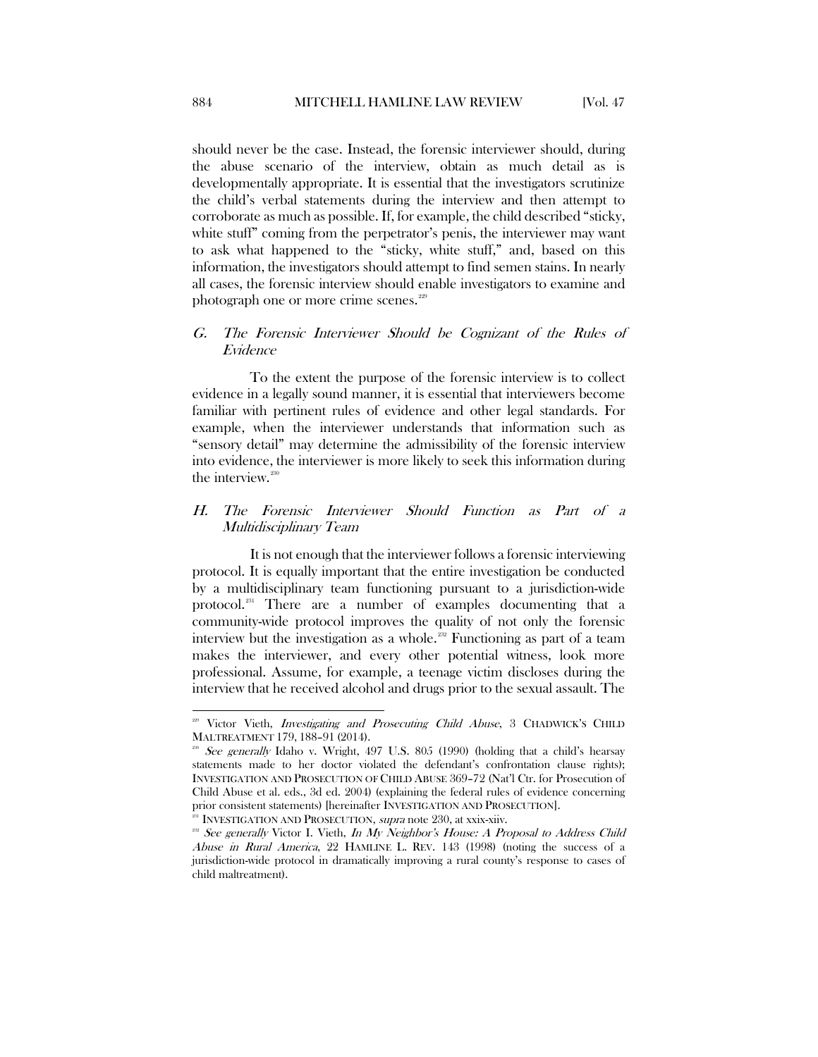should never be the case. Instead, the forensic interviewer should, during the abuse scenario of the interview, obtain as much detail as is developmentally appropriate. It is essential that the investigators scrutinize the child's verbal statements during the interview and then attempt to corroborate as much as possible. If, for example, the child described "sticky, white stuff" coming from the perpetrator's penis, the interviewer may want to ask what happened to the "sticky, white stuff," and, based on this information, the investigators should attempt to find semen stains. In nearly all cases, the forensic interview should enable investigators to examine and photograph one or more crime scenes.[229]

## *G. The Forensic Interviewer Should be Cognizant of the Rules of Evidence*

To the extent the purpose of the forensic interview is to collect evidence in a legally sound manner, it is essential that interviewers become familiar with pertinent rules of evidence and other legal standards. For example, when the interviewer understands that information such as "sensory detail" may determine the admissibility of the forensic interview into evidence, the interviewer is more likely to seek this information during the interview.[230]

## *H. The Forensic Interviewer Should Function as Part of a Multidisciplinary Team*

It is not enough that the interviewer follows a forensic interviewing protocol. It is equally important that the entire investigation be conducted by a multidisciplinary team functioning pursuant to a jurisdiction-wide protocol.[231] There are a number of examples documenting that a community-wide protocol improves the quality of not only the forensic interview but the investigation as a whole.[232] Functioning as part of a team makes the interviewer, and every other potential witness, look more professional. Assume, for example, a teenage victim discloses during the interview that he received alcohol and drugs prior to the sexual assault. The

---

[229] Victor Vieth, *Investigating and Prosecuting Child Abuse*, 3 CHADWICK'S CHILD MALTREATMENT 179, 188–91 (2014).

[230] *See generally* Idaho v. Wright, 497 U.S. 805 (1990) (holding that a child's hearsay statements made to her doctor violated the defendant's confrontation clause rights); INVESTIGATION AND PROSECUTION OF CHILD ABUSE 369–72 (Nat'l Ctr. for Prosecution of Child Abuse et al. eds., 3d ed. 2004) (explaining the federal rules of evidence concerning prior consistent statements) [hereinafter INVESTIGATION AND PROSECUTION].

[231] INVESTIGATION AND PROSECUTION, *supra* note 230, at xxix-xiiv.

[232] *See generally* Victor I. Vieth, *In My Neighbor's House: A Proposal to Address Child Abuse in Rural America*, 22 HAMLINE L. REV. 143 (1998) (noting the success of a jurisdiction-wide protocol in dramatically improving a rural county's response to cases of child maltreatment).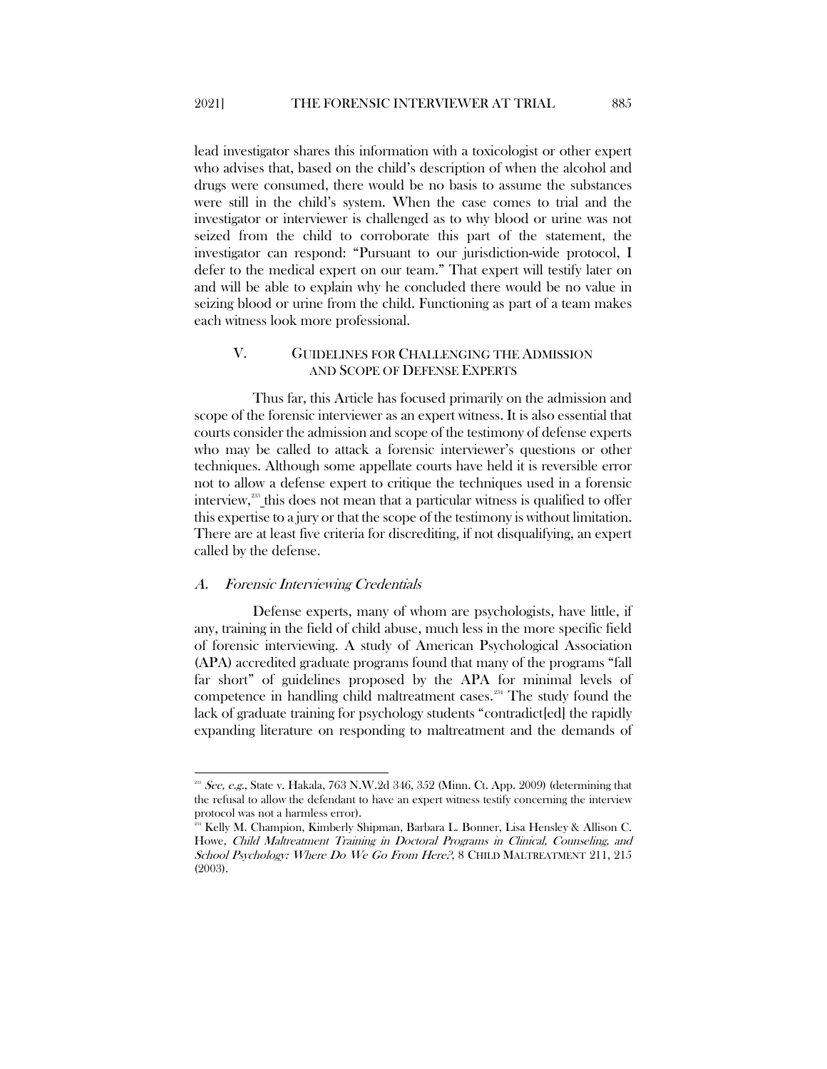lead investigator shares this information with a toxicologist or other expert who advises that, based on the child's description of when the alcohol and drugs were consumed, there would be no basis to assume the substances were still in the child's system. When the case comes to trial and the investigator or interviewer is challenged as to why blood or urine was not seized from the child to corroborate this part of the statement, the investigator can respond: "Pursuant to our jurisdiction-wide protocol, I defer to the medical expert on our team." That expert will testify later on and will be able to explain why he concluded there would be no value in seizing blood or urine from the child. Functioning as part of a team makes each witness look more professional.

## V. GUIDELINES FOR CHALLENGING THE ADMISSION AND SCOPE OF DEFENSE EXPERTS

Thus far, this Article has focused primarily on the admission and scope of the forensic interviewer as an expert witness. It is also essential that courts consider the admission and scope of the testimony of defense experts who may be called to attack a forensic interviewer's questions or other techniques. Although some appellate courts have held it is reversible error not to allow a defense expert to critique the techniques used in a forensic interview,[233] this does not mean that a particular witness is qualified to offer this expertise to a jury or that the scope of the testimony is without limitation. There are at least five criteria for discrediting, if not disqualifying, an expert called by the defense.

### *A. Forensic Interviewing Credentials*

Defense experts, many of whom are psychologists, have little, if any, training in the field of child abuse, much less in the more specific field of forensic interviewing. A study of American Psychological Association (APA) accredited graduate programs found that many of the programs "fall far short" of guidelines proposed by the APA for minimal levels of competence in handling child maltreatment cases.[234] The study found the lack of graduate training for psychology students "contradict[ed] the rapidly expanding literature on responding to maltreatment and the demands of

---

[233] *See, e.g.*, State v. Hakala, 763 N.W.2d 346, 352 (Minn. Ct. App. 2009) (determining that the refusal to allow the defendant to have an expert witness testify concerning the interview protocol was not a harmless error).

[234] Kelly M. Champion, Kimberly Shipman, Barbara L. Bonner, Lisa Hensley & Allison C. Howe, *Child Maltreatment Training in Doctoral Programs in Clinical, Counseling, and School Psychology: Where Do We Go From Here?*, 8 CHILD MALTREATMENT 211, 215 (2003).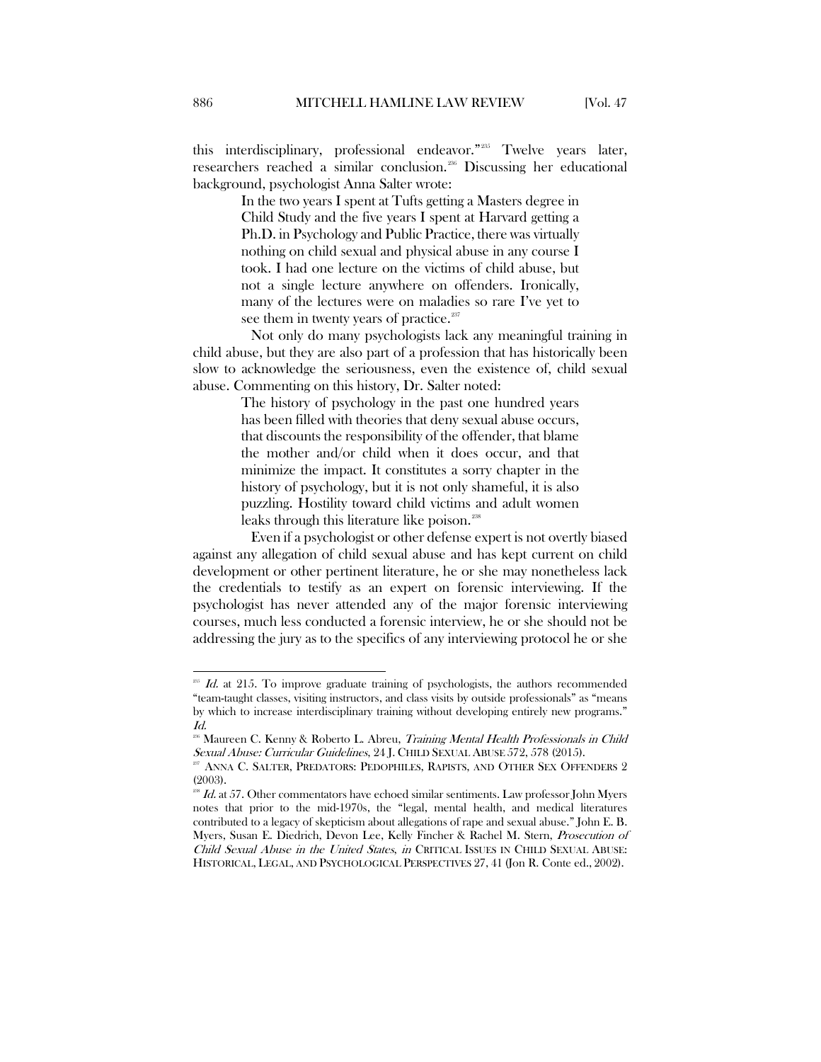this interdisciplinary, professional endeavor."[235] Twelve years later, researchers reached a similar conclusion.[236] Discussing her educational background, psychologist Anna Salter wrote:

> In the two years I spent at Tufts getting a Masters degree in Child Study and the five years I spent at Harvard getting a Ph.D. in Psychology and Public Practice, there was virtually nothing on child sexual and physical abuse in any course I took. I had one lecture on the victims of child abuse, but not a single lecture anywhere on offenders. Ironically, many of the lectures were on maladies so rare I've yet to see them in twenty years of practice.[237]

Not only do many psychologists lack any meaningful training in child abuse, but they are also part of a profession that has historically been slow to acknowledge the seriousness, even the existence of, child sexual abuse. Commenting on this history, Dr. Salter noted:

> The history of psychology in the past one hundred years has been filled with theories that deny sexual abuse occurs, that discounts the responsibility of the offender, that blame the mother and/or child when it does occur, and that minimize the impact. It constitutes a sorry chapter in the history of psychology, but it is not only shameful, it is also puzzling. Hostility toward child victims and adult women leaks through this literature like poison.[238]

Even if a psychologist or other defense expert is not overtly biased against any allegation of child sexual abuse and has kept current on child development or other pertinent literature, he or she may nonetheless lack the credentials to testify as an expert on forensic interviewing. If the psychologist has never attended any of the major forensic interviewing courses, much less conducted a forensic interview, he or she should not be addressing the jury as to the specifics of any interviewing protocol he or she

---

[235] *Id.* at 215. To improve graduate training of psychologists, the authors recommended "team-taught classes, visiting instructors, and class visits by outside professionals" as "means by which to increase interdisciplinary training without developing entirely new programs." *Id.*

[236] Maureen C. Kenny & Roberto L. Abreu, *Training Mental Health Professionals in Child Sexual Abuse: Curricular Guidelines*, 24 J. CHILD SEXUAL ABUSE 572, 578 (2015).

[237] ANNA C. SALTER, PREDATORS: PEDOPHILES, RAPISTS, AND OTHER SEX OFFENDERS 2 (2003).

[238] *Id.* at 57. Other commentators have echoed similar sentiments. Law professor John Myers notes that prior to the mid-1970s, the "legal, mental health, and medical literatures contributed to a legacy of skepticism about allegations of rape and sexual abuse." John E. B. Myers, Susan E. Diedrich, Devon Lee, Kelly Fincher & Rachel M. Stern, *Prosecution of Child Sexual Abuse in the United States*, *in* CRITICAL ISSUES IN CHILD SEXUAL ABUSE: HISTORICAL, LEGAL, AND PSYCHOLOGICAL PERSPECTIVES 27, 41 (Jon R. Conte ed., 2002).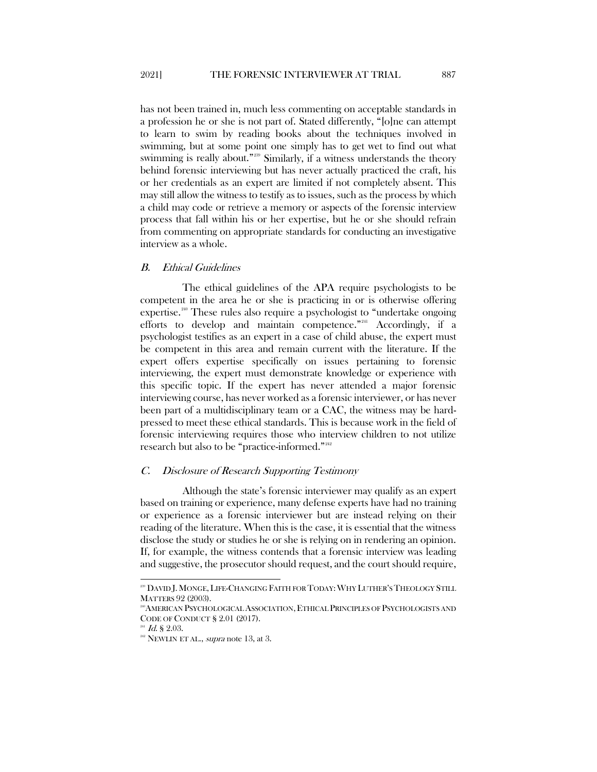has not been trained in, much less commenting on acceptable standards in a profession he or she is not part of. Stated differently, "[o]ne can attempt to learn to swim by reading books about the techniques involved in swimming, but at some point one simply has to get wet to find out what swimming is really about."[239] Similarly, if a witness understands the theory behind forensic interviewing but has never actually practiced the craft, his or her credentials as an expert are limited if not completely absent. This may still allow the witness to testify as to issues, such as the process by which a child may code or retrieve a memory or aspects of the forensic interview process that fall within his or her expertise, but he or she should refrain from commenting on appropriate standards for conducting an investigative interview as a whole.

### *B. Ethical Guidelines*

The ethical guidelines of the APA require psychologists to be competent in the area he or she is practicing in or is otherwise offering expertise.[240] These rules also require a psychologist to "undertake ongoing efforts to develop and maintain competence."[241] Accordingly, if a psychologist testifies as an expert in a case of child abuse, the expert must be competent in this area and remain current with the literature. If the expert offers expertise specifically on issues pertaining to forensic interviewing, the expert must demonstrate knowledge or experience with this specific topic. If the expert has never attended a major forensic interviewing course, has never worked as a forensic interviewer, or has never been part of a multidisciplinary team or a CAC, the witness may be hard-pressed to meet these ethical standards. This is because work in the field of forensic interviewing requires those who interview children to not utilize research but also to be "practice-informed."[242]

### *C. Disclosure of Research Supporting Testimony*

Although the state's forensic interviewer may qualify as an expert based on training or experience, many defense experts have had no training or experience as a forensic interviewer but are instead relying on their reading of the literature. When this is the case, it is essential that the witness disclose the study or studies he or she is relying on in rendering an opinion. If, for example, the witness contends that a forensic interview was leading and suggestive, the prosecutor should request, and the court should require,

---

[239] DAVID J. MONGE, LIFE-CHANGING FAITH FOR TODAY: WHY LUTHER'S THEOLOGY STILL MATTERS 92 (2003).

[240] AMERICAN PSYCHOLOGICAL ASSOCIATION, ETHICAL PRINCIPLES OF PSYCHOLOGISTS AND CODE OF CONDUCT § 2.01 (2017).

[241] *Id.* § 2.03.

[242] NEWLIN ET AL., *supra* note 13, at 3.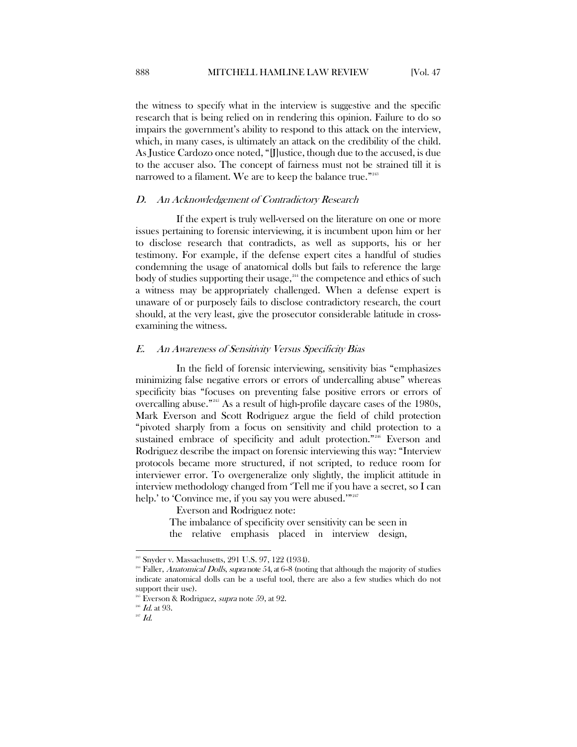the witness to specify what in the interview is suggestive and the specific research that is being relied on in rendering this opinion. Failure to do so impairs the government's ability to respond to this attack on the interview, which, in many cases, is ultimately an attack on the credibility of the child. As Justice Cardozo once noted, "[J]ustice, though due to the accused, is due to the accuser also. The concept of fairness must not be strained till it is narrowed to a filament. We are to keep the balance true."[243]

### *D. An Acknowledgement of Contradictory Research*

If the expert is truly well-versed on the literature on one or more issues pertaining to forensic interviewing, it is incumbent upon him or her to disclose research that contradicts, as well as supports, his or her testimony. For example, if the defense expert cites a handful of studies condemning the usage of anatomical dolls but fails to reference the large body of studies supporting their usage,[244] the competence and ethics of such a witness may be appropriately challenged. When a defense expert is unaware of or purposely fails to disclose contradictory research, the court should, at the very least, give the prosecutor considerable latitude in cross-examining the witness.

### *E. An Awareness of Sensitivity Versus Specificity Bias*

In the field of forensic interviewing, sensitivity bias "emphasizes minimizing false negative errors or errors of undercalling abuse" whereas specificity bias "focuses on preventing false positive errors or errors of overcalling abuse."[245] As a result of high-profile daycare cases of the 1980s, Mark Everson and Scott Rodriguez argue the field of child protection "pivoted sharply from a focus on sensitivity and child protection to a sustained embrace of specificity and adult protection."[246] Everson and Rodriguez describe the impact on forensic interviewing this way: "Interview protocols became more structured, if not scripted, to reduce room for interviewer error. To overgeneralize only slightly, the implicit attitude in interview methodology changed from 'Tell me if you have a secret, so I can help.' to 'Convince me, if you say you were abused.'"[247]

Everson and Rodriguez note:

> The imbalance of specificity over sensitivity can be seen in the relative emphasis placed in interview design,

---

[243] Snyder v. Massachusetts, 291 U.S. 97, 122 (1934).

[244] Faller, *Anatomical Dolls*, *supra* note 54, at 6–8 (noting that although the majority of studies indicate anatomical dolls can be a useful tool, there are also a few studies which do not support their use).

[245] Everson & Rodriguez, *supra* note 59, at 92.

[246] *Id.* at 93.

[247] *Id.*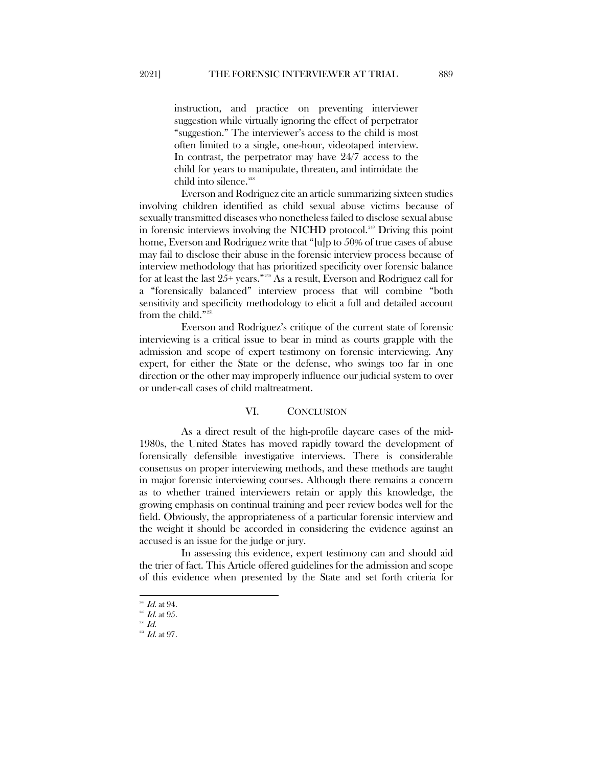> instruction, and practice on preventing interviewer suggestion while virtually ignoring the effect of perpetrator "suggestion." The interviewer's access to the child is most often limited to a single, one-hour, videotaped interview. In contrast, the perpetrator may have 24/7 access to the child for years to manipulate, threaten, and intimidate the child into silence.[248]

Everson and Rodriguez cite an article summarizing sixteen studies involving children identified as child sexual abuse victims because of sexually transmitted diseases who nonetheless failed to disclose sexual abuse in forensic interviews involving the NICHD protocol.[249] Driving this point home, Everson and Rodriguez write that "[u]p to 50% of true cases of abuse may fail to disclose their abuse in the forensic interview process because of interview methodology that has prioritized specificity over forensic balance for at least the last 25+ years."[250] As a result, Everson and Rodriguez call for a "forensically balanced" interview process that will combine "both sensitivity and specificity methodology to elicit a full and detailed account from the child."[251]

Everson and Rodriguez's critique of the current state of forensic interviewing is a critical issue to bear in mind as courts grapple with the admission and scope of expert testimony on forensic interviewing. Any expert, for either the State or the defense, who swings too far in one direction or the other may improperly influence our judicial system to over or under-call cases of child maltreatment.

## VI. CONCLUSION

As a direct result of the high-profile daycare cases of the mid-1980s, the United States has moved rapidly toward the development of forensically defensible investigative interviews. There is considerable consensus on proper interviewing methods, and these methods are taught in major forensic interviewing courses. Although there remains a concern as to whether trained interviewers retain or apply this knowledge, the growing emphasis on continual training and peer review bodes well for the field. Obviously, the appropriateness of a particular forensic interview and the weight it should be accorded in considering the evidence against an accused is an issue for the judge or jury.

In assessing this evidence, expert testimony can and should aid the trier of fact. This Article offered guidelines for the admission and scope of this evidence when presented by the State and set forth criteria for

---

[248] *Id.* at 94.

[249] *Id.* at 95.

[250] *Id.*

[251] *Id.* at 97.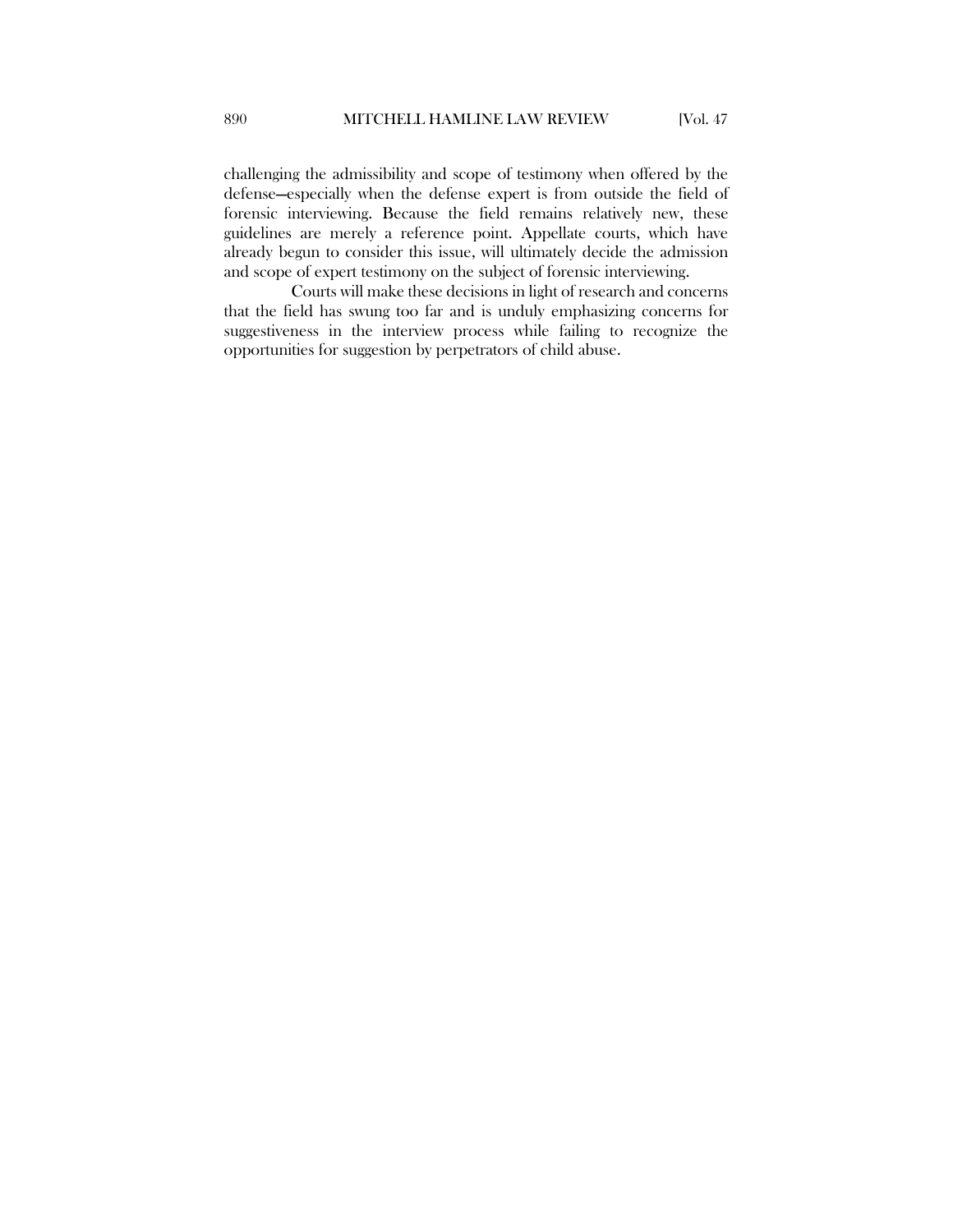challenging the admissibility and scope of testimony when offered by the defense—especially when the defense expert is from outside the field of forensic interviewing. Because the field remains relatively new, these guidelines are merely a reference point. Appellate courts, which have already begun to consider this issue, will ultimately decide the admission and scope of expert testimony on the subject of forensic interviewing.

Courts will make these decisions in light of research and concerns that the field has swung too far and is unduly emphasizing concerns for suggestiveness in the interview process while failing to recognize the opportunities for suggestion by perpetrators of child abuse.